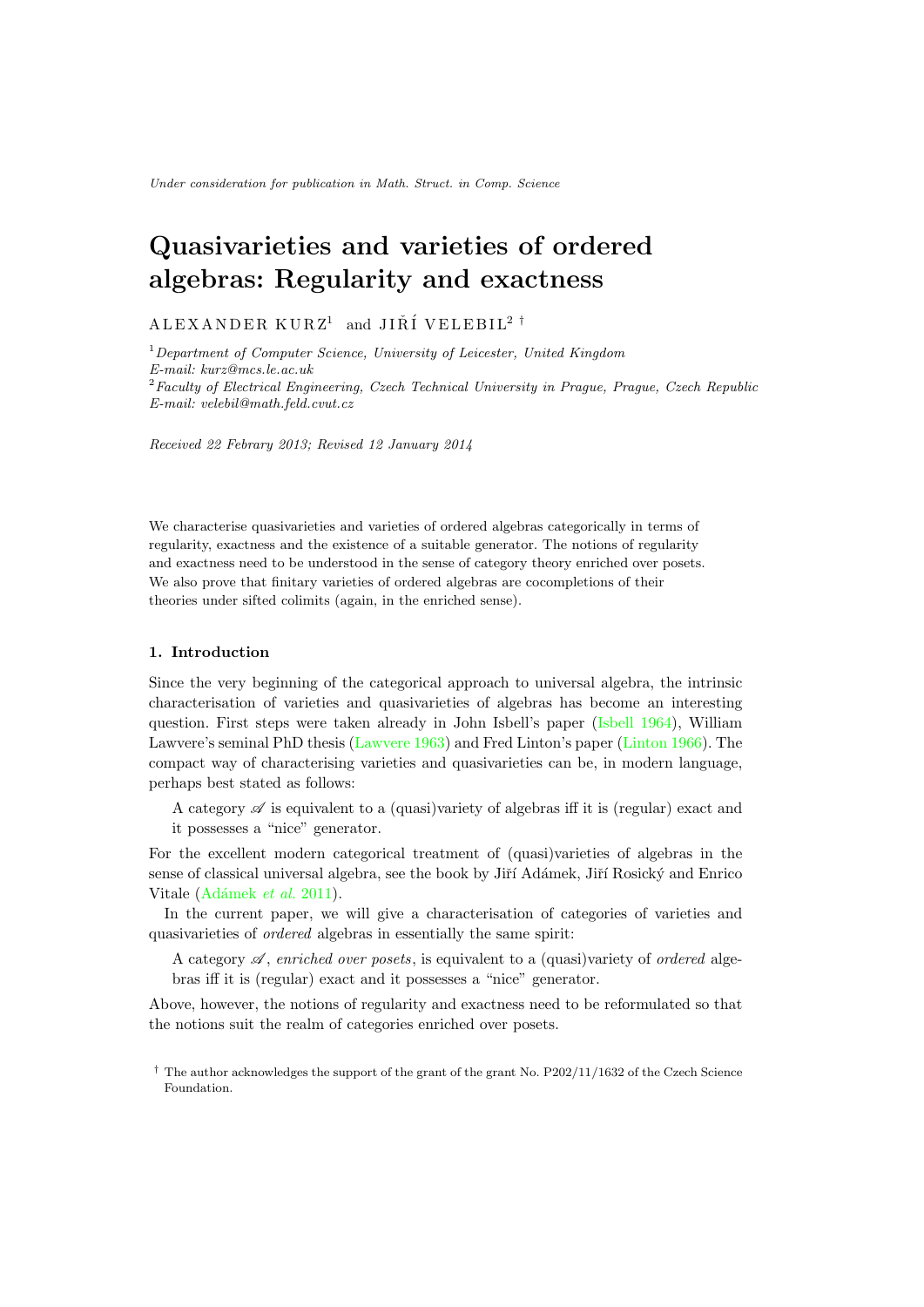Under consideration for publication in Math. Struct. in Comp. Science

# Quasivarieties and varieties of ordered algebras: Regularity and exactness

ALEXANDER KURZ[1] and JIŘÍ VELEBIL[2] †

[1] *Department of Computer Science, University of Leicester, United Kingdom*
*E-mail: kurz@mcs.le.ac.uk*

[2] *Faculty of Electrical Engineering, Czech Technical University in Prague, Prague, Czech Republic*
*E-mail: velebil@math.feld.cvut.cz*

*Received 22 Febrary 2013; Revised 12 January 2014*

We characterise quasivarieties and varieties of ordered algebras categorically in terms of regularity, exactness and the existence of a suitable generator. The notions of regularity and exactness need to be understood in the sense of category theory enriched over posets. We also prove that finitary varieties of ordered algebras are cocompletions of their theories under sifted colimits (again, in the enriched sense).

## 1. Introduction

Since the very beginning of the categorical approach to universal algebra, the intrinsic characterisation of varieties and quasivarieties of algebras has become an interesting question. First steps were taken already in John Isbell's paper (Isbell 1964), William Lawvere's seminal PhD thesis (Lawvere 1963) and Fred Linton's paper (Linton 1966). The compact way of characterising varieties and quasivarieties can be, in modern language, perhaps best stated as follows:

> A category $\mathscr{A}$ is equivalent to a (quasi)variety of algebras iff it is (regular) exact and it possesses a "nice" generator.

For the excellent modern categorical treatment of (quasi)varieties of algebras in the sense of classical universal algebra, see the book by Jiří Adámek, Jiří Rosický and Enrico Vitale (Adámek *et al.* 2011).

In the current paper, we will give a characterisation of categories of varieties and quasivarieties of *ordered* algebras in essentially the same spirit:

> A category $\mathscr{A}$, *enriched over posets*, is equivalent to a (quasi)variety of *ordered* algebras iff it is (regular) exact and it possesses a "nice" generator.

Above, however, the notions of regularity and exactness need to be reformulated so that the notions suit the realm of categories enriched over posets.

† The author acknowledges the support of the grant of the grant No. P202/11/1632 of the Czech Science Foundation.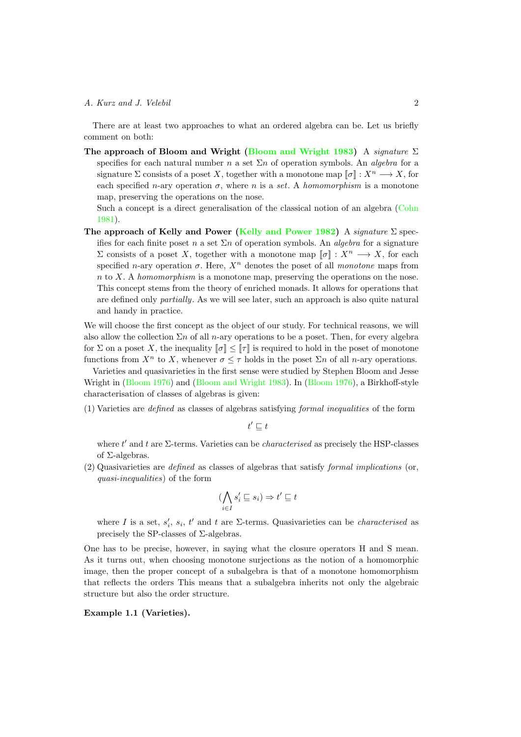There are at least two approaches to what an ordered algebra can be. Let us briefly comment on both:

**The approach of Bloom and Wright (Bloom and Wright 1983)** A *signature* $\Sigma$ specifies for each natural number $n$ a set $\Sigma n$ of operation symbols. An *algebra* for a signature $\Sigma$ consists of a poset $X$, together with a monotone map $[\![\sigma]\!] : X^n \longrightarrow X$, for each specified $n$-ary operation $\sigma$, where $n$ is a *set*. A *homomorphism* is a monotone map, preserving the operations on the nose.

Such a concept is a direct generalisation of the classical notion of an algebra (Cohn 1981).

**The approach of Kelly and Power (Kelly and Power 1982)** A *signature* $\Sigma$ specifies for each finite poset $n$ a set $\Sigma n$ of operation symbols. An *algebra* for a signature $\Sigma$ consists of a poset $X$, together with a monotone map $[\![\sigma]\!] : X^n \longrightarrow X$, for each specified $n$-ary operation $\sigma$. Here, $X^n$ denotes the poset of all *monotone* maps from $n$ to $X$. A *homomorphism* is a monotone map, preserving the operations on the nose. This concept stems from the theory of enriched monads. It allows for operations that are defined only *partially*. As we will see later, such an approach is also quite natural and handy in practice.

We will choose the first concept as the object of our study. For technical reasons, we will also allow the collection $\Sigma n$ of all $n$-ary operations to be a poset. Then, for every algebra for $\Sigma$ on a poset $X$, the inequality $[\![\sigma]\!] \leq [\![\tau]\!]$ is required to hold in the poset of monotone functions from $X^n$ to $X$, whenever $\sigma \leq \tau$ holds in the poset $\Sigma n$ of all $n$-ary operations.

Varieties and quasivarieties in the first sense were studied by Stephen Bloom and Jesse Wright in (Bloom 1976) and (Bloom and Wright 1983). In (Bloom 1976), a Birkhoff-style characterisation of classes of algebras is given:

(1) Varieties are *defined* as classes of algebras satisfying *formal inequalities* of the form

$$t' \sqsubseteq t$$

where $t'$ and $t$ are $\Sigma$-terms. Varieties can be *characterised* as precisely the HSP-classes of $\Sigma$-algebras.

(2) Quasivarieties are *defined* as classes of algebras that satisfy *formal implications* (or, *quasi-inequalities*) of the form

$$(\bigwedge_{i \in I} s'_i \sqsubseteq s_i) \Rightarrow t' \sqsubseteq t$$

where $I$ is a set, $s'_i$, $s_i$, $t'$ and $t$ are $\Sigma$-terms. Quasivarieties can be *characterised* as precisely the SP-classes of $\Sigma$-algebras.

One has to be precise, however, in saying what the closure operators H and S mean. As it turns out, when choosing monotone surjections as the notion of a homomorphic image, then the proper concept of a subalgebra is that of a monotone homomorphism that reflects the orders This means that a subalgebra inherits not only the algebraic structure but also the order structure.

**Example 1.1 (Varieties).**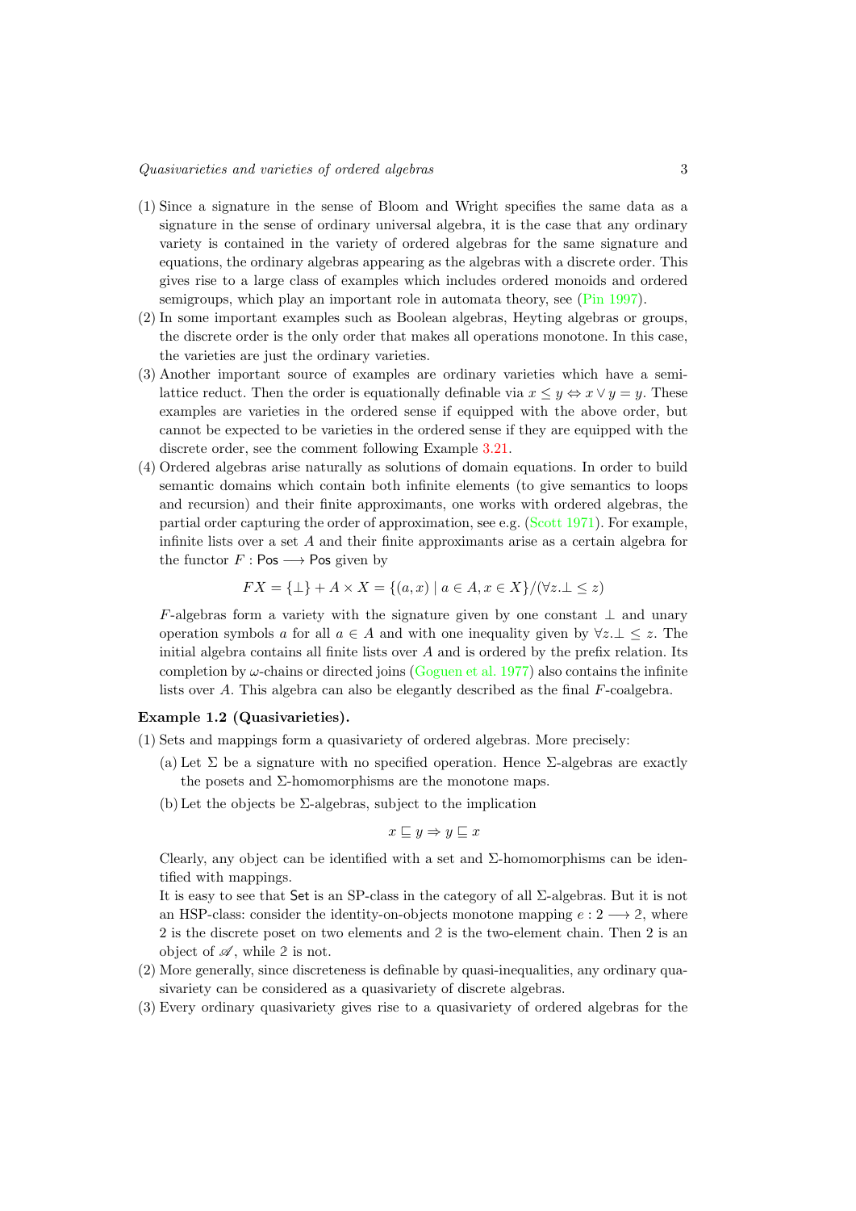(1) Since a signature in the sense of Bloom and Wright specifies the same data as a signature in the sense of ordinary universal algebra, it is the case that any ordinary variety is contained in the variety of ordered algebras for the same signature and equations, the ordinary algebras appearing as the algebras with a discrete order. This gives rise to a large class of examples which includes ordered monoids and ordered semigroups, which play an important role in automata theory, see (Pin 1997).

(2) In some important examples such as Boolean algebras, Heyting algebras or groups, the discrete order is the only order that makes all operations monotone. In this case, the varieties are just the ordinary varieties.

(3) Another important source of examples are ordinary varieties which have a semi-lattice reduct. Then the order is equationally definable via $x \leq y \Leftrightarrow x \vee y = y$. These examples are varieties in the ordered sense if equipped with the above order, but cannot be expected to be varieties in the ordered sense if they are equipped with the discrete order, see the comment following Example 3.21.

(4) Ordered algebras arise naturally as solutions of domain equations. In order to build semantic domains which contain both infinite elements (to give semantics to loops and recursion) and their finite approximants, one works with ordered algebras, the partial order capturing the order of approximation, see e.g. (Scott 1971). For example, infinite lists over a set $A$ and their finite approximants arise as a certain algebra for the functor $F : \mathsf{Pos} \longrightarrow \mathsf{Pos}$ given by

$$FX = \{\bot\} + A \times X = \{(a, x) \mid a \in A, x \in X\}/(\forall z. \bot \leq z)$$

$F$-algebras form a variety with the signature given by one constant $\bot$ and unary operation symbols $a$ for all $a \in A$ and with one inequality given by $\forall z. \bot \leq z$. The initial algebra contains all finite lists over $A$ and is ordered by the prefix relation. Its completion by $\omega$-chains or directed joins (Goguen et al. 1977) also contains the infinite lists over $A$. This algebra can also be elegantly described as the final $F$-coalgebra.

**Example 1.2 (Quasivarieties).**

(1) Sets and mappings form a quasivariety of ordered algebras. More precisely:

(a) Let $\Sigma$ be a signature with no specified operation. Hence $\Sigma$-algebras are exactly the posets and $\Sigma$-homomorphisms are the monotone maps.

(b) Let the objects be $\Sigma$-algebras, subject to the implication

$$x \sqsubseteq y \Rightarrow y \sqsubseteq x$$

Clearly, any object can be identified with a set and $\Sigma$-homomorphisms can be identified with mappings.

It is easy to see that $\mathsf{Set}$ is an SP-class in the category of all $\Sigma$-algebras. But it is not an HSP-class: consider the identity-on-objects monotone mapping $e : 2 \longrightarrow \mathbb{2}$, where $2$ is the discrete poset on two elements and $\mathbb{2}$ is the two-element chain. Then $2$ is an object of $\mathscr{A}$, while $\mathbb{2}$ is not.

(2) More generally, since discreteness is definable by quasi-inequalities, any ordinary quasivariety can be considered as a quasivariety of discrete algebras.

(3) Every ordinary quasivariety gives rise to a quasivariety of ordered algebras for the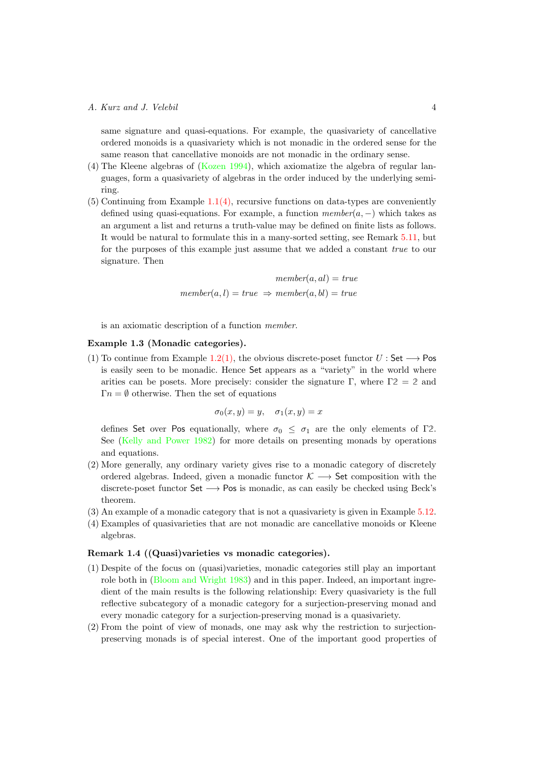same signature and quasi-equations. For example, the quasivariety of cancellative ordered monoids is a quasivariety which is not monadic in the ordered sense for the same reason that cancellative monoids are not monadic in the ordinary sense.

(4) The Kleene algebras of (Kozen 1994), which axiomatize the algebra of regular languages, form a quasivariety of algebras in the order induced by the underlying semiring.

(5) Continuing from Example 1.1(4), recursive functions on data-types are conveniently defined using quasi-equations. For example, a function $member(a, -)$ which takes as an argument a list and returns a truth-value may be defined on finite lists as follows. It would be natural to formulate this in a many-sorted setting, see Remark 5.11, but for the purposes of this example just assume that we added a constant *true* to our signature. Then

$$member(a, al) = true$$
$$member(a, l) = true \;\Rightarrow\; member(a, bl) = true$$

is an axiomatic description of a function *member*.

**Example 1.3 (Monadic categories).**

(1) To continue from Example 1.2(1), the obvious discrete-poset functor $U : \mathsf{Set} \longrightarrow \mathsf{Pos}$ is easily seen to be monadic. Hence $\mathsf{Set}$ appears as a "variety" in the world where arities can be posets. More precisely: consider the signature $\Gamma$, where $\Gamma\mathbb{2} = \mathbb{2}$ and $\Gamma n = \emptyset$ otherwise. Then the set of equations

$$\sigma_0(x, y) = y, \quad \sigma_1(x, y) = x$$

defines $\mathsf{Set}$ over $\mathsf{Pos}$ equationally, where $\sigma_0 \leq \sigma_1$ are the only elements of $\Gamma\mathbb{2}$. See (Kelly and Power 1982) for more details on presenting monads by operations and equations.

(2) More generally, any ordinary variety gives rise to a monadic category of discretely ordered algebras. Indeed, given a monadic functor $\mathcal{K} \longrightarrow \mathsf{Set}$ composition with the discrete-poset functor $\mathsf{Set} \longrightarrow \mathsf{Pos}$ is monadic, as can easily be checked using Beck's theorem.

(3) An example of a monadic category that is not a quasivariety is given in Example 5.12.

(4) Examples of quasivarieties that are not monadic are cancellative monoids or Kleene algebras.

**Remark 1.4 ((Quasi)varieties vs monadic categories).**

(1) Despite of the focus on (quasi)varieties, monadic categories still play an important role both in (Bloom and Wright 1983) and in this paper. Indeed, an important ingredient of the main results is the following relationship: Every quasivariety is the full reflective subcategory of a monadic category for a surjection-preserving monad and every monadic category for a surjection-preserving monad is a quasivariety.

(2) From the point of view of monads, one may ask why the restriction to surjection-preserving monads is of special interest. One of the important good properties of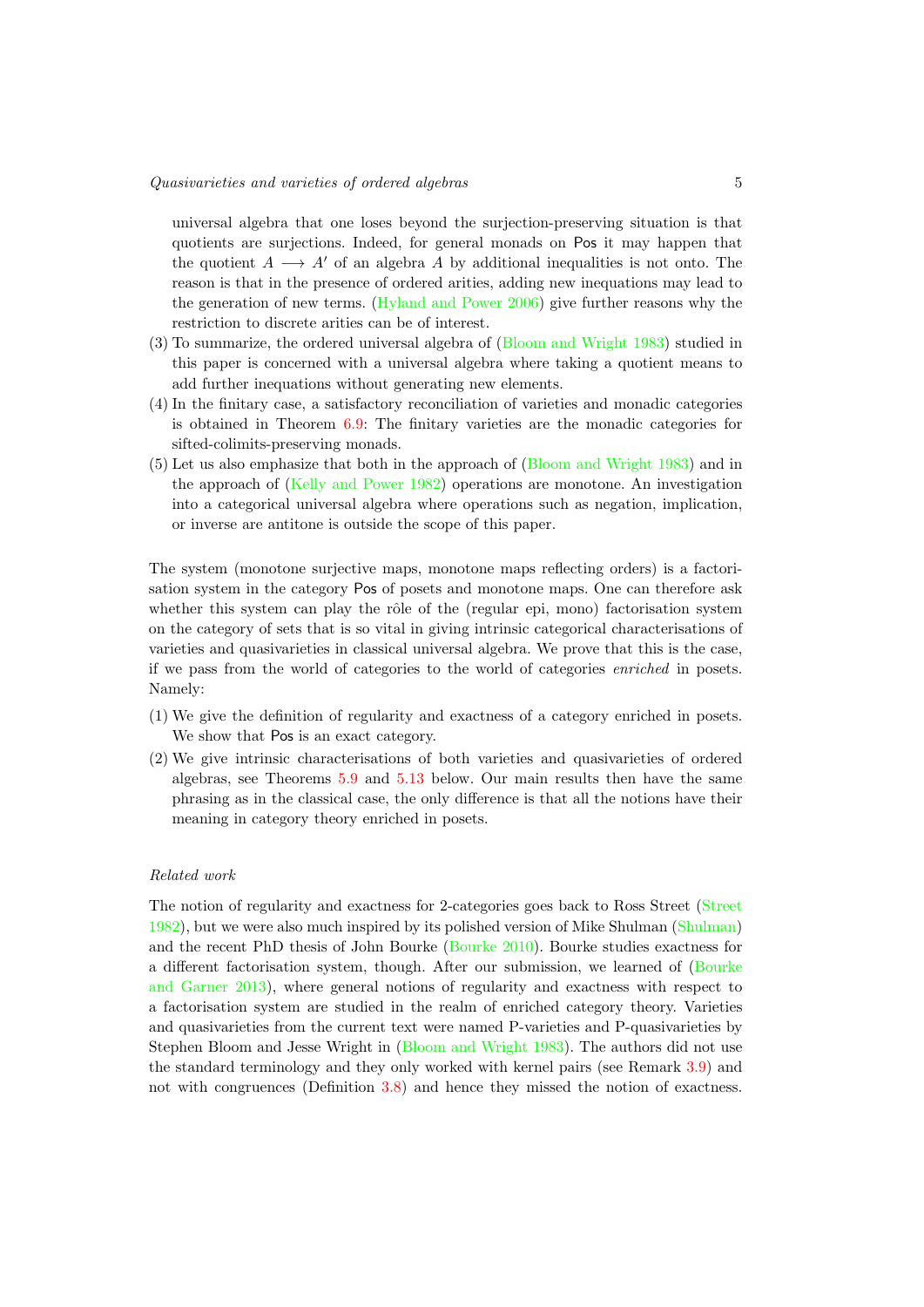universal algebra that one loses beyond the surjection-preserving situation is that quotients are surjections. Indeed, for general monads on $\mathsf{Pos}$ it may happen that the quotient $A \longrightarrow A'$ of an algebra $A$ by additional inequalities is not onto. The reason is that in the presence of ordered arities, adding new inequations may lead to the generation of new terms. (Hyland and Power 2006) give further reasons why the restriction to discrete arities can be of interest.

(3) To summarize, the ordered universal algebra of (Bloom and Wright 1983) studied in this paper is concerned with a universal algebra where taking a quotient means to add further inequations without generating new elements.

(4) In the finitary case, a satisfactory reconciliation of varieties and monadic categories is obtained in Theorem 6.9: The finitary varieties are the monadic categories for sifted-colimits-preserving monads.

(5) Let us also emphasize that both in the approach of (Bloom and Wright 1983) and in the approach of (Kelly and Power 1982) operations are monotone. An investigation into a categorical universal algebra where operations such as negation, implication, or inverse are antitone is outside the scope of this paper.

The system (monotone surjective maps, monotone maps reflecting orders) is a factorisation system in the category $\mathsf{Pos}$ of posets and monotone maps. One can therefore ask whether this system can play the rôle of the (regular epi, mono) factorisation system on the category of sets that is so vital in giving intrinsic categorical characterisations of varieties and quasivarieties in classical universal algebra. We prove that this is the case, if we pass from the world of categories to the world of categories *enriched* in posets. Namely:

(1) We give the definition of regularity and exactness of a category enriched in posets. We show that $\mathsf{Pos}$ is an exact category.

(2) We give intrinsic characterisations of both varieties and quasivarieties of ordered algebras, see Theorems 5.9 and 5.13 below. Our main results then have the same phrasing as in the classical case, the only difference is that all the notions have their meaning in category theory enriched in posets.

*Related work*

The notion of regularity and exactness for 2-categories goes back to Ross Street (Street 1982), but we were also much inspired by its polished version of Mike Shulman (Shulman) and the recent PhD thesis of John Bourke (Bourke 2010). Bourke studies exactness for a different factorisation system, though. After our submission, we learned of (Bourke and Garner 2013), where general notions of regularity and exactness with respect to a factorisation system are studied in the realm of enriched category theory. Varieties and quasivarieties from the current text were named P-varieties and P-quasivarieties by Stephen Bloom and Jesse Wright in (Bloom and Wright 1983). The authors did not use the standard terminology and they only worked with kernel pairs (see Remark 3.9) and not with congruences (Definition 3.8) and hence they missed the notion of exactness.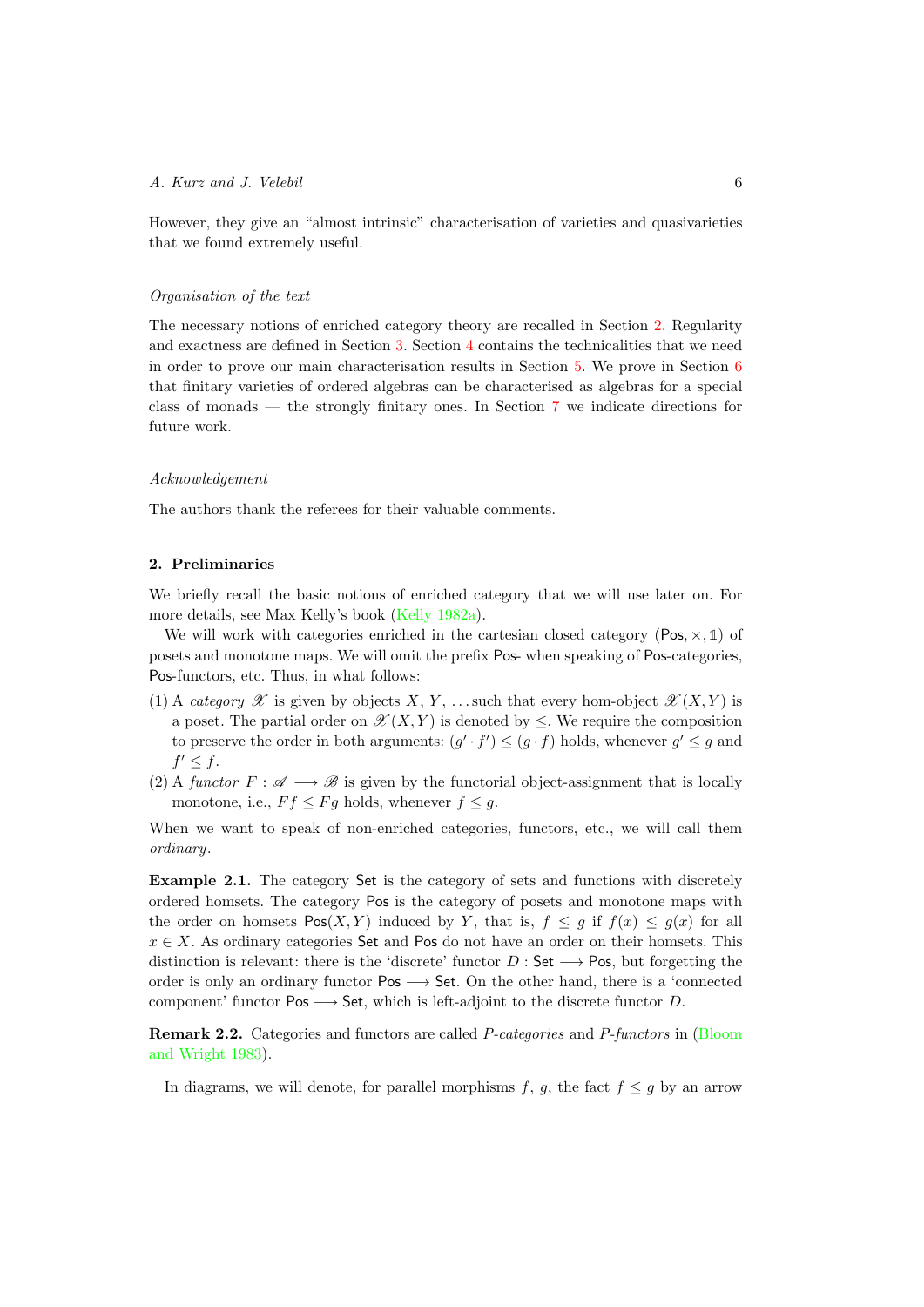However, they give an "almost intrinsic" characterisation of varieties and quasivarieties that we found extremely useful.

*Organisation of the text*

The necessary notions of enriched category theory are recalled in Section 2. Regularity and exactness are defined in Section 3. Section 4 contains the technicalities that we need in order to prove our main characterisation results in Section 5. We prove in Section 6 that finitary varieties of ordered algebras can be characterised as algebras for a special class of monads — the strongly finitary ones. In Section 7 we indicate directions for future work.

*Acknowledgement*

The authors thank the referees for their valuable comments.

## 2. Preliminaries

We briefly recall the basic notions of enriched category that we will use later on. For more details, see Max Kelly's book (Kelly 1982a).

We will work with categories enriched in the cartesian closed category $(\mathsf{Pos}, \times, \mathbb{1})$ of posets and monotone maps. We will omit the prefix $\mathsf{Pos}$- when speaking of $\mathsf{Pos}$-categories, $\mathsf{Pos}$-functors, etc. Thus, in what follows:

(1) A *category* $\mathscr{X}$ is given by objects $X$, $Y$, ... such that every hom-object $\mathscr{X}(X, Y)$ is a poset. The partial order on $\mathscr{X}(X, Y)$ is denoted by $\leq$. We require the composition to preserve the order in both arguments: $(g' \cdot f') \leq (g \cdot f)$ holds, whenever $g' \leq g$ and $f' \leq f$.

(2) A *functor* $F : \mathscr{A} \longrightarrow \mathscr{B}$ is given by the functorial object-assignment that is locally monotone, i.e., $Ff \leq Fg$ holds, whenever $f \leq g$.

When we want to speak of non-enriched categories, functors, etc., we will call them *ordinary*.

**Example 2.1.** The category $\mathsf{Set}$ is the category of sets and functions with discretely ordered homsets. The category $\mathsf{Pos}$ is the category of posets and monotone maps with the order on homsets $\mathsf{Pos}(X, Y)$ induced by $Y$, that is, $f \leq g$ if $f(x) \leq g(x)$ for all $x \in X$. As ordinary categories $\mathsf{Set}$ and $\mathsf{Pos}$ do not have an order on their homsets. This distinction is relevant: there is the 'discrete' functor $D : \mathsf{Set} \longrightarrow \mathsf{Pos}$, but forgetting the order is only an ordinary functor $\mathsf{Pos} \longrightarrow \mathsf{Set}$. On the other hand, there is a 'connected component' functor $\mathsf{Pos} \longrightarrow \mathsf{Set}$, which is left-adjoint to the discrete functor $D$.

**Remark 2.2.** Categories and functors are called *P-categories* and *P-functors* in (Bloom and Wright 1983).

In diagrams, we will denote, for parallel morphisms $f$, $g$, the fact $f \leq g$ by an arrow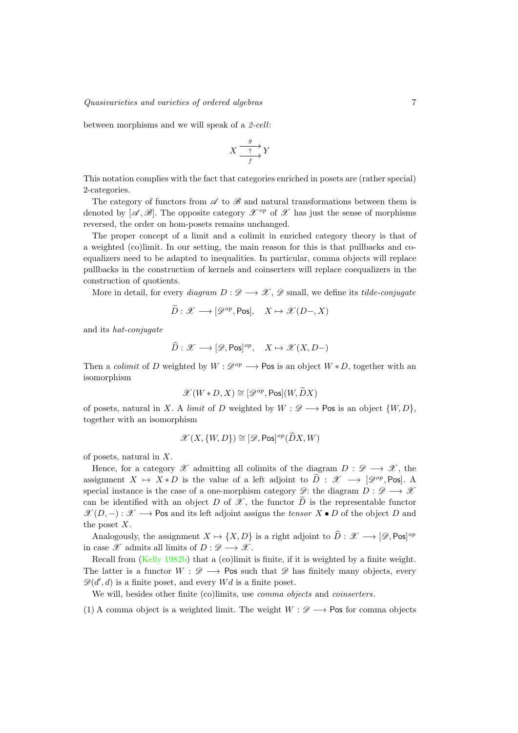between morphisms and we will speak of a *2-cell*:

$$X \underset{f}{\overset{g}{\underset{\uparrow}{\rightrightarrows}}} Y$$

This notation complies with the fact that categories enriched in posets are (rather special) 2-categories.

The category of functors from $\mathscr{A}$ to $\mathscr{B}$ and natural transformations between them is denoted by $[\mathscr{A}, \mathscr{B}]$. The opposite category $\mathscr{X}^{op}$ of $\mathscr{X}$ has just the sense of morphisms reversed, the order on hom-posets remains unchanged.

The proper concept of a limit and a colimit in enriched category theory is that of a weighted (co)limit. In our setting, the main reason for this is that pullbacks and coequalizers need to be adapted to inequalities. In particular, comma objects will replace pullbacks in the construction of kernels and coinserters will replace coequalizers in the construction of quotients.

More in detail, for every *diagram* $D : \mathscr{D} \longrightarrow \mathscr{X}$, $\mathscr{D}$ small, we define its *tilde-conjugate*

$$\widetilde{D} : \mathscr{X} \longrightarrow [\mathscr{D}^{op}, \mathsf{Pos}], \quad X \mapsto \mathscr{X}(D-, X)$$

and its *hat-conjugate*

$$\widehat{D} : \mathscr{X} \longrightarrow [\mathscr{D}, \mathsf{Pos}]^{op}, \quad X \mapsto \mathscr{X}(X, D-)$$

Then a *colimit* of $D$ weighted by $W : \mathscr{D}^{op} \longrightarrow \mathsf{Pos}$ is an object $W * D$, together with an isomorphism

$$\mathscr{X}(W * D, X) \cong [\mathscr{D}^{op}, \mathsf{Pos}](W, \widetilde{D}X)$$

of posets, natural in $X$. A *limit* of $D$ weighted by $W : \mathscr{D} \longrightarrow \mathsf{Pos}$ is an object $\{W, D\}$, together with an isomorphism

$$\mathscr{X}(X, \{W, D\}) \cong [\mathscr{D}, \mathsf{Pos}]^{op}(\widehat{D}X, W)$$

of posets, natural in $X$.

Hence, for a category $\mathscr{X}$ admitting all colimits of the diagram $D : \mathscr{D} \longrightarrow \mathscr{X}$, the assignment $X \mapsto X * D$ is the value of a left adjoint to $\widetilde{D} : \mathscr{X} \longrightarrow [\mathscr{D}^{op}, \mathsf{Pos}]$. A special instance is the case of a one-morphism category $\mathscr{D}$: the diagram $D : \mathscr{D} \longrightarrow \mathscr{X}$ can be identified with an object $D$ of $\mathscr{X}$, the functor $\widetilde{D}$ is the representable functor $\mathscr{X}(D, -) : \mathscr{X} \longrightarrow \mathsf{Pos}$ and its left adjoint assigns the *tensor* $X \bullet D$ of the object $D$ and the poset $X$.

Analogously, the assignment $X \mapsto \{X, D\}$ is a right adjoint to $\widehat{D} : \mathscr{X} \longrightarrow [\mathscr{D}, \mathsf{Pos}]^{op}$ in case $\mathscr{X}$ admits all limits of $D : \mathscr{D} \longrightarrow \mathscr{X}$.

Recall from (Kelly 1982b) that a (co)limit is finite, if it is weighted by a finite weight. The latter is a functor $W : \mathscr{D} \longrightarrow \mathsf{Pos}$ such that $\mathscr{D}$ has finitely many objects, every $\mathscr{D}(d', d)$ is a finite poset, and every $Wd$ is a finite poset.

We will, besides other finite (co)limits, use *comma objects* and *coinserters*.

(1) A comma object is a weighted limit. The weight $W : \mathscr{D} \longrightarrow \mathsf{Pos}$ for comma objects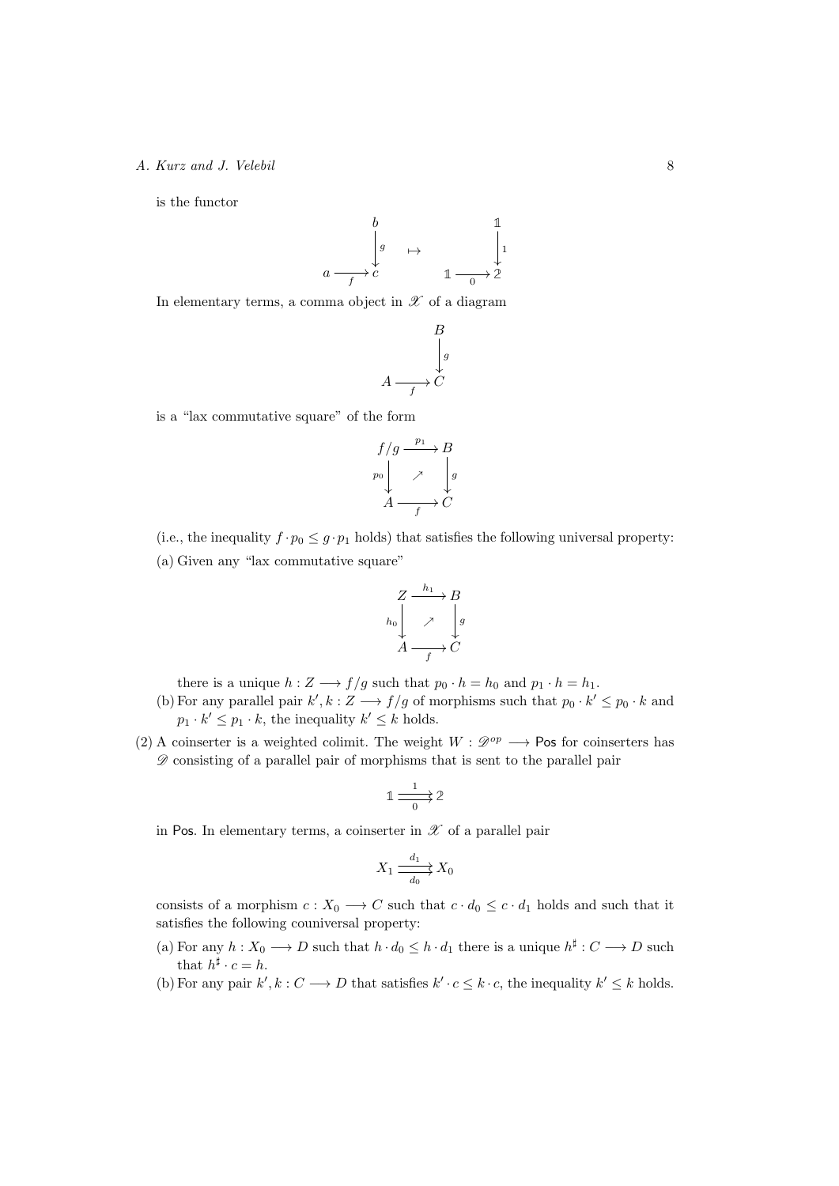is the functor

$$
\begin{array}{ccc}
 & b & \\
 & \downarrow g & \\
a \xrightarrow{f} & c &
\end{array}
\quad \mapsto \quad
\begin{array}{ccc}
 & \mathbb{1} & \\
 & \downarrow 1 & \\
\mathbb{1} \xrightarrow{0} & \mathbb{2} &
\end{array}
$$

In elementary terms, a comma object in $\mathscr{X}$ of a diagram

$$
\begin{array}{ccc}
 & B & \\
 & \downarrow g & \\
A \xrightarrow{f} & C &
\end{array}
$$

is a "lax commutative square" of the form

$$
\begin{array}{ccc}
f/g & \xrightarrow{p_1} & B \\
{\scriptstyle p_0}\downarrow & \nearrow & \downarrow{\scriptstyle g} \\
A & \xrightarrow[f]{} & C
\end{array}
$$

(i.e., the inequality $f \cdot p_0 \leq g \cdot p_1$ holds) that satisfies the following universal property:

(a) Given any "lax commutative square"

$$
\begin{array}{ccc}
Z & \xrightarrow{h_1} & B \\
{\scriptstyle h_0}\downarrow & \nearrow & \downarrow{\scriptstyle g} \\
A & \xrightarrow[f]{} & C
\end{array}
$$

there is a unique $h : Z \longrightarrow f/g$ such that $p_0 \cdot h = h_0$ and $p_1 \cdot h = h_1$.

(b) For any parallel pair $k', k : Z \longrightarrow f/g$ of morphisms such that $p_0 \cdot k' \leq p_0 \cdot k$ and $p_1 \cdot k' \leq p_1 \cdot k$, the inequality $k' \leq k$ holds.

(2) A coinserter is a weighted colimit. The weight $W : \mathscr{D}^{op} \longrightarrow \mathsf{Pos}$ for coinserters has $\mathscr{D}$ consisting of a parallel pair of morphisms that is sent to the parallel pair

$$\mathbb{1} \overset{1}{\underset{0}{\rightrightarrows}} \mathbb{2}$$

in $\mathsf{Pos}$. In elementary terms, a coinserter in $\mathscr{X}$ of a parallel pair

$$X_1 \overset{d_1}{\underset{d_0}{\rightrightarrows}} X_0$$

consists of a morphism $c : X_0 \longrightarrow C$ such that $c \cdot d_0 \leq c \cdot d_1$ holds and such that it satisfies the following couniversal property:

(a) For any $h : X_0 \longrightarrow D$ such that $h \cdot d_0 \leq h \cdot d_1$ there is a unique $h^\sharp : C \longrightarrow D$ such that $h^\sharp \cdot c = h$.

(b) For any pair $k', k : C \longrightarrow D$ that satisfies $k' \cdot c \leq k \cdot c$, the inequality $k' \leq k$ holds.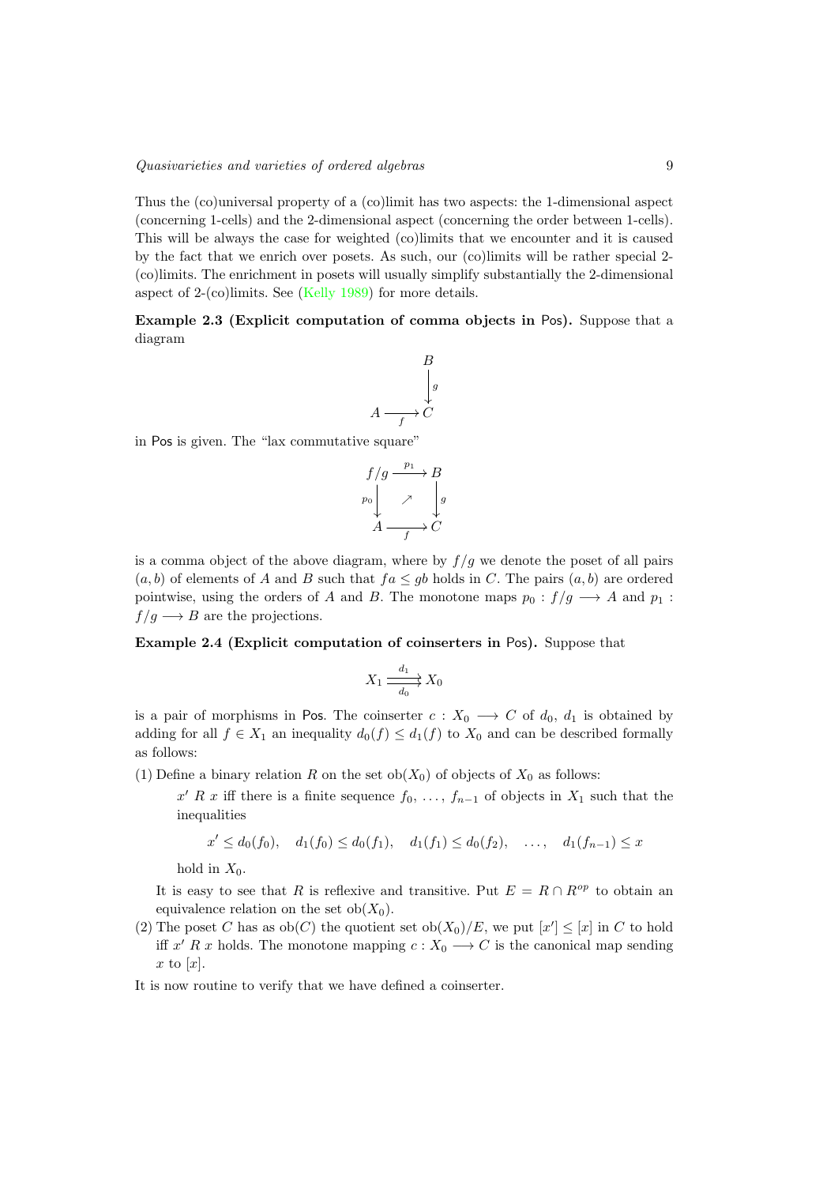Thus the (co)universal property of a (co)limit has two aspects: the 1-dimensional aspect (concerning 1-cells) and the 2-dimensional aspect (concerning the order between 1-cells). This will be always the case for weighted (co)limits that we encounter and it is caused by the fact that we enrich over posets. As such, our (co)limits will be rather special 2-(co)limits. The enrichment in posets will usually simplify substantially the 2-dimensional aspect of 2-(co)limits. See (Kelly 1989) for more details.

**Example 2.3 (Explicit computation of comma objects in $\mathsf{Pos}$).** Suppose that a diagram

$$\begin{array}{ccc} & & B \\ & & \downarrow{\scriptstyle g} \\ A & \xrightarrow[f]{} & C \end{array}$$

in $\mathsf{Pos}$ is given. The "lax commutative square"

$$\begin{array}{ccc} f/g & \xrightarrow{p_1} & B \\ {\scriptstyle p_0}\downarrow & \nearrow & \downarrow{\scriptstyle g} \\ A & \xrightarrow[f]{} & C \end{array}$$

is a comma object of the above diagram, where by $f/g$ we denote the poset of all pairs $(a, b)$ of elements of $A$ and $B$ such that $fa \leq gb$ holds in $C$. The pairs $(a, b)$ are ordered pointwise, using the orders of $A$ and $B$. The monotone maps $p_0 : f/g \longrightarrow A$ and $p_1 : f/g \longrightarrow B$ are the projections.

**Example 2.4 (Explicit computation of coinserters in $\mathsf{Pos}$).** Suppose that

$$X_1 \overset{d_1}{\underset{d_0}{\rightrightarrows}} X_0$$

is a pair of morphisms in $\mathsf{Pos}$. The coinserter $c : X_0 \longrightarrow C$ of $d_0$, $d_1$ is obtained by adding for all $f \in X_1$ an inequality $d_0(f) \leq d_1(f)$ to $X_0$ and can be described formally as follows:

(1) Define a binary relation $R$ on the set $\mathrm{ob}(X_0)$ of objects of $X_0$ as follows:

$x' \; R \; x$ iff there is a finite sequence $f_0, \ldots, f_{n-1}$ of objects in $X_1$ such that the inequalities

$$x' \leq d_0(f_0), \quad d_1(f_0) \leq d_0(f_1), \quad d_1(f_1) \leq d_0(f_2), \quad \ldots, \quad d_1(f_{n-1}) \leq x$$

hold in $X_0$.

It is easy to see that $R$ is reflexive and transitive. Put $E = R \cap R^{op}$ to obtain an equivalence relation on the set $\mathrm{ob}(X_0)$.

(2) The poset $C$ has as $\mathrm{ob}(C)$ the quotient set $\mathrm{ob}(X_0)/E$, we put $[x'] \leq [x]$ in $C$ to hold iff $x' \; R \; x$ holds. The monotone mapping $c : X_0 \longrightarrow C$ is the canonical map sending $x$ to $[x]$.

It is now routine to verify that we have defined a coinserter.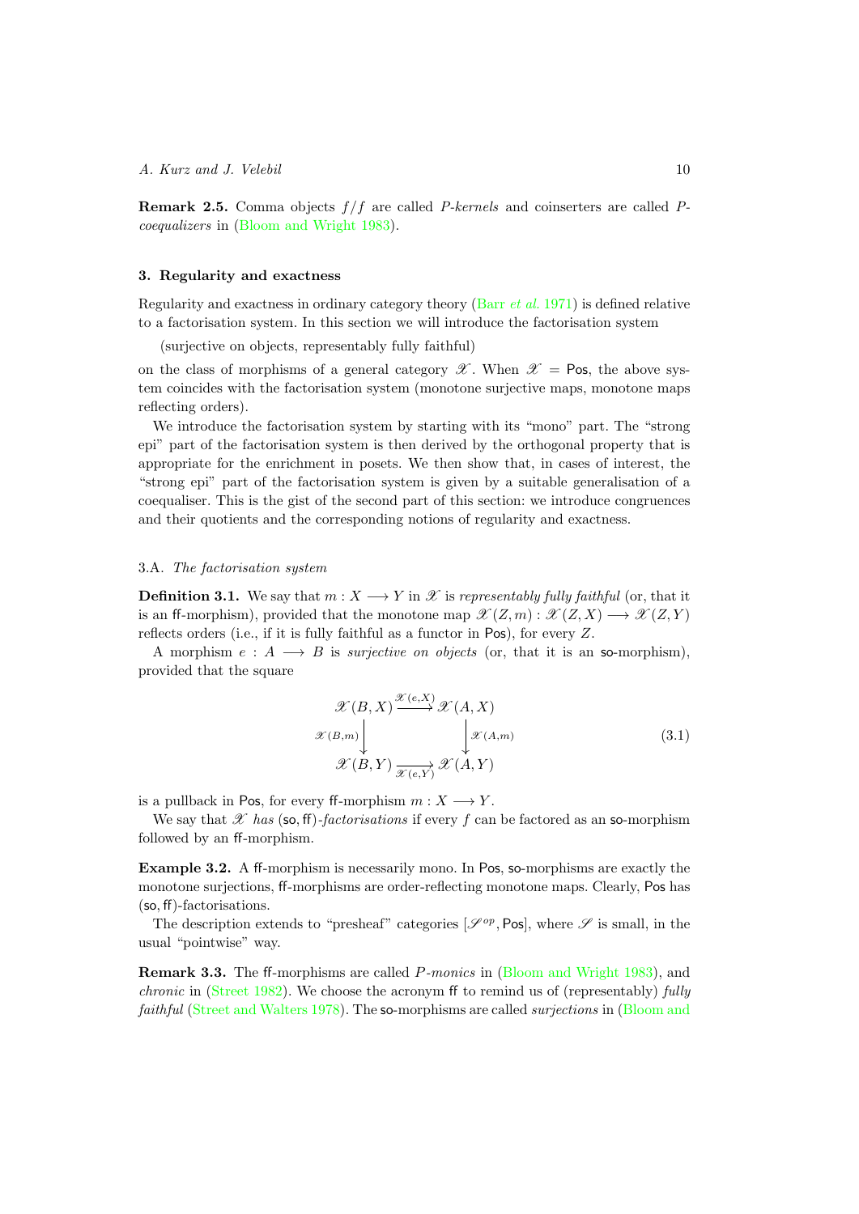**Remark 2.5.** Comma objects $f/f$ are called *P-kernels* and coinserters are called *P-coequalizers* in (Bloom and Wright 1983).

## 3. Regularity and exactness

Regularity and exactness in ordinary category theory (Barr *et al.* 1971) is defined relative to a factorisation system. In this section we will introduce the factorisation system

(surjective on objects, representably fully faithful)

on the class of morphisms of a general category $\mathscr{X}$. When $\mathscr{X} = \mathsf{Pos}$, the above system coincides with the factorisation system (monotone surjective maps, monotone maps reflecting orders).

We introduce the factorisation system by starting with its "mono" part. The "strong epi" part of the factorisation system is then derived by the orthogonal property that is appropriate for the enrichment in posets. We then show that, in cases of interest, the "strong epi" part of the factorisation system is given by a suitable generalisation of a coequaliser. This is the gist of the second part of this section: we introduce congruences and their quotients and the corresponding notions of regularity and exactness.

### 3.A. *The factorisation system*

**Definition 3.1.** We say that $m : X \longrightarrow Y$ in $\mathscr{X}$ is *representably fully faithful* (or, that it is an $\mathsf{ff}$-morphism), provided that the monotone map $\mathscr{X}(Z, m) : \mathscr{X}(Z, X) \longrightarrow \mathscr{X}(Z, Y)$ reflects orders (i.e., if it is fully faithful as a functor in $\mathsf{Pos}$), for every $Z$.

A morphism $e : A \longrightarrow B$ is *surjective on objects* (or, that it is an $\mathsf{so}$-morphism), provided that the square

$$
\begin{array}{ccc}
\mathscr{X}(B,X) & \xrightarrow{\mathscr{X}(e,X)} & \mathscr{X}(A,X) \\
{\scriptstyle \mathscr{X}(B,m)}\downarrow & & \downarrow{\scriptstyle \mathscr{X}(A,m)} \\
\mathscr{X}(B,Y) & \xrightarrow[\mathscr{X}(e,Y)]{} & \mathscr{X}(A,Y)
\end{array}
\tag{3.1}
$$

is a pullback in $\mathsf{Pos}$, for every $\mathsf{ff}$-morphism $m : X \longrightarrow Y$.

We say that $\mathscr{X}$ *has* $(\mathsf{so}, \mathsf{ff})$*-factorisations* if every $f$ can be factored as an $\mathsf{so}$-morphism followed by an $\mathsf{ff}$-morphism.

**Example 3.2.** A $\mathsf{ff}$-morphism is necessarily mono. In $\mathsf{Pos}$, $\mathsf{so}$-morphisms are exactly the monotone surjections, $\mathsf{ff}$-morphisms are order-reflecting monotone maps. Clearly, $\mathsf{Pos}$ has $(\mathsf{so}, \mathsf{ff})$-factorisations.

The description extends to "presheaf" categories $[\mathscr{S}^{op}, \mathsf{Pos}]$, where $\mathscr{S}$ is small, in the usual "pointwise" way.

**Remark 3.3.** The $\mathsf{ff}$-morphisms are called *P-monics* in (Bloom and Wright 1983), and *chronic* in (Street 1982). We choose the acronym $\mathsf{ff}$ to remind us of (representably) *fully faithful* (Street and Walters 1978). The $\mathsf{so}$-morphisms are called *surjections* in (Bloom and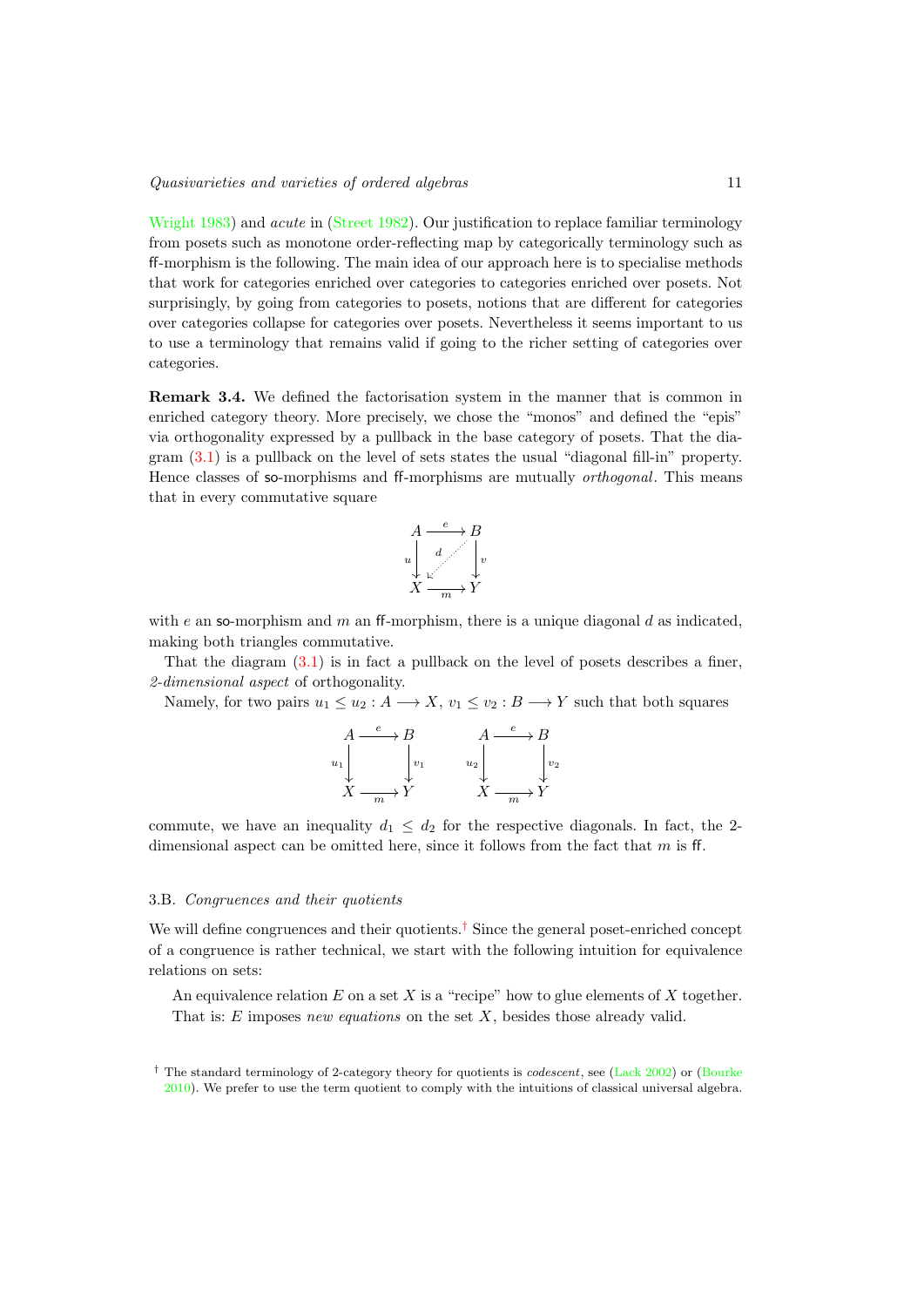Wright 1983) and *acute* in (Street 1982). Our justification to replace familiar terminology from posets such as monotone order-reflecting map by categorically terminology such as ff-morphism is the following. The main idea of our approach here is to specialise methods that work for categories enriched over categories to categories enriched over posets. Not surprisingly, by going from categories to posets, notions that are different for categories over categories collapse for categories over posets. Nevertheless it seems important to us to use a terminology that remains valid if going to the richer setting of categories over categories.

**Remark 3.4.** We defined the factorisation system in the manner that is common in enriched category theory. More precisely, we chose the "monos" and defined the "epis" via orthogonality expressed by a pullback in the base category of posets. That the diagram (3.1) is a pullback on the level of sets states the usual "diagonal fill-in" property. Hence classes of so-morphisms and ff-morphisms are mutually *orthogonal*. This means that in every commutative square

$$\begin{array}{ccc} A & \xrightarrow{e} & B \\ {\scriptstyle u}\downarrow & \swarrow{\scriptstyle d} & \downarrow{\scriptstyle v} \\ X & \xrightarrow[m]{} & Y \end{array}$$

with $e$ an so-morphism and $m$ an ff-morphism, there is a unique diagonal $d$ as indicated, making both triangles commutative.

That the diagram (3.1) is in fact a pullback on the level of posets describes a finer, *2-dimensional aspect* of orthogonality.

Namely, for two pairs $u_1 \leq u_2 : A \longrightarrow X$, $v_1 \leq v_2 : B \longrightarrow Y$ such that both squares

$$\begin{array}{ccc} A & \xrightarrow{e} & B \\ {\scriptstyle u_1}\downarrow & & \downarrow{\scriptstyle v_1} \\ X & \xrightarrow[m]{} & Y \end{array} \qquad \begin{array}{ccc} A & \xrightarrow{e} & B \\ {\scriptstyle u_2}\downarrow & & \downarrow{\scriptstyle v_2} \\ X & \xrightarrow[m]{} & Y \end{array}$$

commute, we have an inequality $d_1 \leq d_2$ for the respective diagonals. In fact, the 2-dimensional aspect can be omitted here, since it follows from the fact that $m$ is ff.

### 3.B. *Congruences and their quotients*

We will define congruences and their quotients.† Since the general poset-enriched concept of a congruence is rather technical, we start with the following intuition for equivalence relations on sets:

> An equivalence relation $E$ on a set $X$ is a "recipe" how to glue elements of $X$ together. That is: $E$ imposes *new equations* on the set $X$, besides those already valid.

† The standard terminology of 2-category theory for quotients is *codescent*, see (Lack 2002) or (Bourke 2010). We prefer to use the term quotient to comply with the intuitions of classical universal algebra.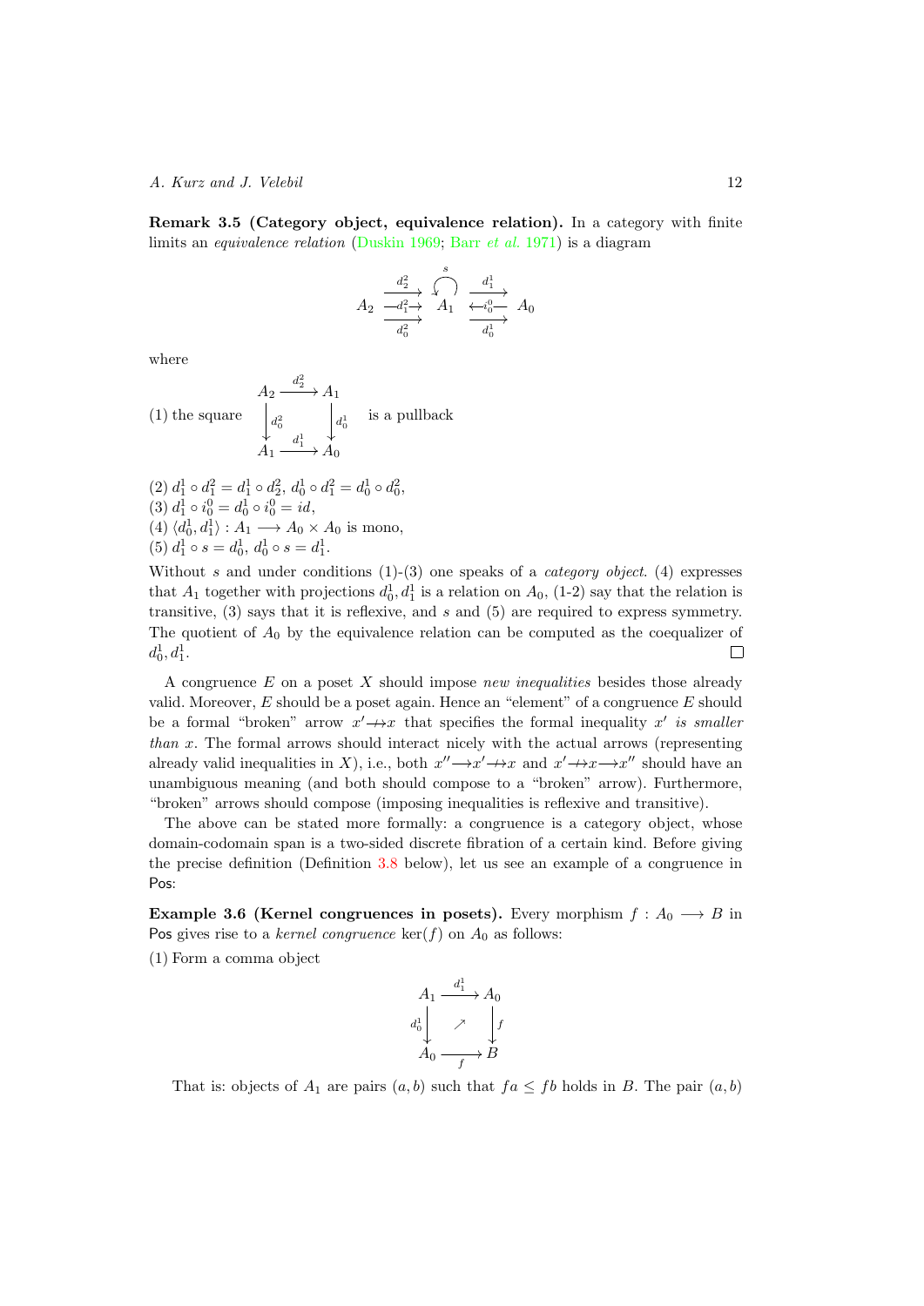**Remark 3.5 (Category object, equivalence relation).** In a category with finite limits an *equivalence relation* (Duskin 1969; Barr *et al.* 1971) is a diagram

$$
\xymatrix{
A_2 \ar@<1.5ex>[r]^{d_2^2} \ar[r]|{d_1^2} \ar@<-1.5ex>[r]_{d_0^2} & A_1 \ar@(ul,ur)^{s} \ar@<1.5ex>[r]^{d_1^1} \ar@<-1.5ex>[r]_{d_0^1} & A_0 \ar[l]|{i_0^0}
}
$$

where

(1) the square
$$
\begin{array}{ccc}
A_2 & \xrightarrow{d_2^2} & A_1 \\
{\scriptstyle d_0^2}\downarrow & & \downarrow{\scriptstyle d_0^1} \\
A_1 & \xrightarrow{d_1^1} & A_0
\end{array}
$$
is a pullback

(2) $d_1^1 \circ d_1^2 = d_1^1 \circ d_2^2$, $d_0^1 \circ d_1^2 = d_0^1 \circ d_0^2$,
(3) $d_1^1 \circ i_0^0 = d_0^1 \circ i_0^0 = id$,
(4) $\langle d_0^1, d_1^1 \rangle : A_1 \longrightarrow A_0 \times A_0$ is mono,
(5) $d_1^1 \circ s = d_0^1$, $d_0^1 \circ s = d_1^1$.

Without $s$ and under conditions (1)-(3) one speaks of a *category object*. (4) expresses that $A_1$ together with projections $d_0^1, d_1^1$ is a relation on $A_0$, (1-2) say that the relation is transitive, (3) says that it is reflexive, and $s$ and (5) are required to express symmetry. The quotient of $A_0$ by the equivalence relation can be computed as the coequalizer of $d_0^1, d_1^1$. □

A congruence $E$ on a poset $X$ should impose *new inequalities* besides those already valid. Moreover, $E$ should be a poset again. Hence an "element" of a congruence $E$ should be a formal "broken" arrow $x' \nrightarrow x$ that specifies the formal inequality $x'$ *is smaller than* $x$. The formal arrows should interact nicely with the actual arrows (representing already valid inequalities in $X$), i.e., both $x'' \longrightarrow x' \nrightarrow x$ and $x' \nrightarrow x \longrightarrow x''$ should have an unambiguous meaning (and both should compose to a "broken" arrow). Furthermore, "broken" arrows should compose (imposing inequalities is reflexive and transitive).

The above can be stated more formally: a congruence is a category object, whose domain-codomain span is a two-sided discrete fibration of a certain kind. Before giving the precise definition (Definition 3.8 below), let us see an example of a congruence in Pos:

**Example 3.6 (Kernel congruences in posets).** Every morphism $f : A_0 \longrightarrow B$ in Pos gives rise to a *kernel congruence* $\ker(f)$ on $A_0$ as follows:

(1) Form a comma object

$$
\begin{array}{ccc}
A_1 & \xrightarrow{d_1^1} & A_0 \\
{\scriptstyle d_0^1}\downarrow & \nearrow & \downarrow{\scriptstyle f} \\
A_0 & \xrightarrow[f]{} & B
\end{array}
$$

That is: objects of $A_1$ are pairs $(a, b)$ such that $fa \leq fb$ holds in $B$. The pair $(a, b)$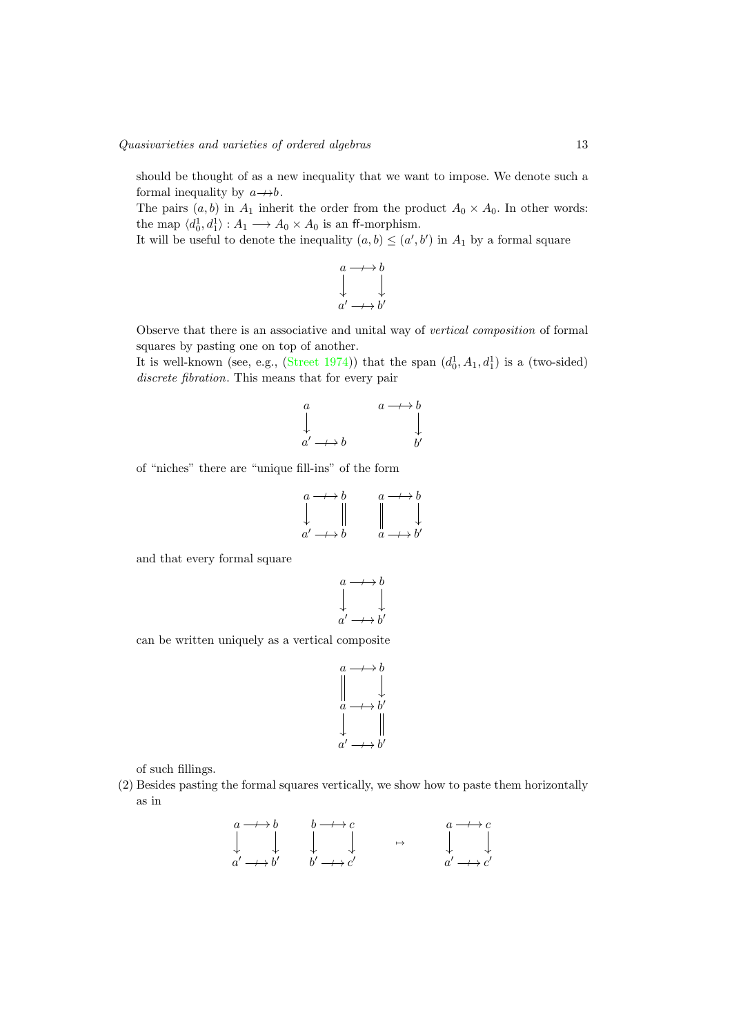should be thought of as a new inequality that we want to impose. We denote such a formal inequality by $a \,{-\!\!\!+\!\!\!\rightarrow}\, b$.

The pairs $(a, b)$ in $A_1$ inherit the order from the product $A_0 \times A_0$. In other words: the map $\langle d_0^1, d_1^1 \rangle : A_1 \longrightarrow A_0 \times A_0$ is an ff-morphism.

It will be useful to denote the inequality $(a, b) \leq (a', b')$ in $A_1$ by a formal square

$$\begin{array}{ccc} a & \longrightarrow\!\!\!\!\!\!\!+\;\; & b \\ \downarrow & & \downarrow \\ a' & \longrightarrow\!\!\!\!\!\!\!+\;\; & b' \end{array}$$

Observe that there is an associative and unital way of *vertical composition* of formal squares by pasting one on top of another.

It is well-known (see, e.g., (Street 1974)) that the span $(d_0^1, A_1, d_1^1)$ is a (two-sided) *discrete fibration*. This means that for every pair

$$\begin{array}{ccc} a & & \\ \downarrow & & \\ a' & \longrightarrow\!\!\!\!\!\!\!+\;\; & b \end{array} \qquad\qquad \begin{array}{ccc} a & \longrightarrow\!\!\!\!\!\!\!+\;\; & b \\ & & \downarrow \\ & & b' \end{array}$$

of "niches" there are "unique fill-ins" of the form

$$\begin{array}{ccc} a & \longrightarrow\!\!\!\!\!\!\!+\;\; & b \\ \downarrow & & \| \\ a' & \longrightarrow\!\!\!\!\!\!\!+\;\; & b \end{array} \qquad\qquad \begin{array}{ccc} a & \longrightarrow\!\!\!\!\!\!\!+\;\; & b \\ \| & & \downarrow \\ a & \longrightarrow\!\!\!\!\!\!\!+\;\; & b' \end{array}$$

and that every formal square

$$\begin{array}{ccc} a & \longrightarrow\!\!\!\!\!\!\!+\;\; & b \\ \downarrow & & \downarrow \\ a' & \longrightarrow\!\!\!\!\!\!\!+\;\; & b' \end{array}$$

can be written uniquely as a vertical composite

$$\begin{array}{ccc} a & \longrightarrow\!\!\!\!\!\!\!+\;\; & b \\ \| & & \downarrow \\ a & \longrightarrow\!\!\!\!\!\!\!+\;\; & b' \\ \downarrow & & \| \\ a' & \longrightarrow\!\!\!\!\!\!\!+\;\; & b' \end{array}$$

of such fillings.

(2) Besides pasting the formal squares vertically, we show how to paste them horizontally as in

$$\begin{array}{ccc} a & \longrightarrow\!\!\!\!\!\!\!+\;\; & b \\ \downarrow & & \downarrow \\ a' & \longrightarrow\!\!\!\!\!\!\!+\;\; & b' \end{array} \qquad \begin{array}{ccc} b & \longrightarrow\!\!\!\!\!\!\!+\;\; & c \\ \downarrow & & \downarrow \\ b' & \longrightarrow\!\!\!\!\!\!\!+\;\; & c' \end{array} \qquad \mapsto \qquad \begin{array}{ccc} a & \longrightarrow\!\!\!\!\!\!\!+\;\; & c \\ \downarrow & & \downarrow \\ a' & \longrightarrow\!\!\!\!\!\!\!+\;\; & c' \end{array}$$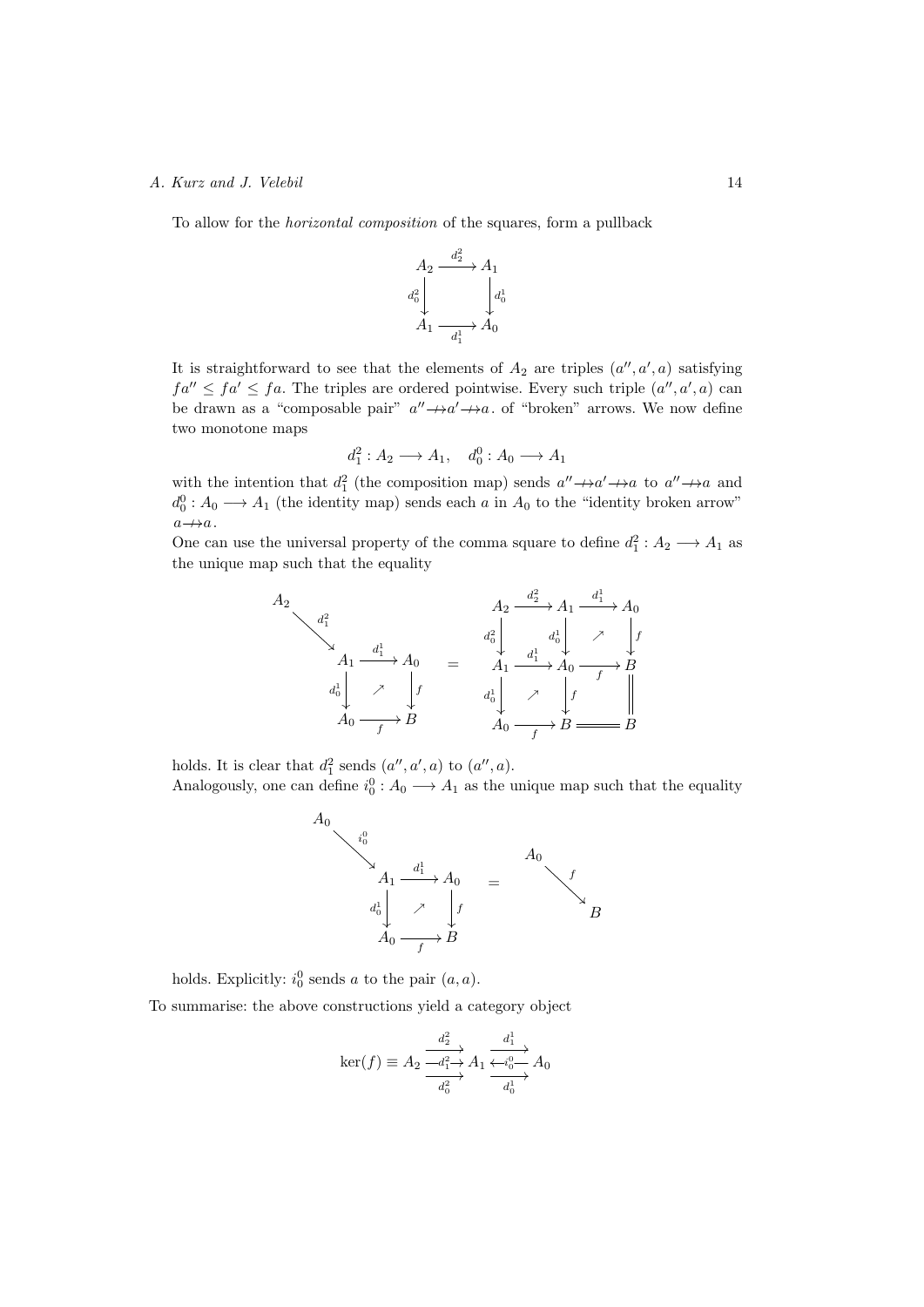To allow for the *horizontal composition* of the squares, form a pullback

$$
\begin{array}{ccc}
A_2 & \xrightarrow{d^2_2} & A_1 \\
{\scriptstyle d^2_0}\big\downarrow & & \big\downarrow{\scriptstyle d^1_0} \\
A_1 & \xrightarrow[d^1_1]{} & A_0
\end{array}
$$

It is straightforward to see that the elements of $A_2$ are triples $(a'', a', a)$ satisfying $fa'' \leq fa' \leq fa$. The triples are ordered pointwise. Every such triple $(a'', a', a)$ can be drawn as a "composable pair" $a'' \twoheadrightarrow a' \twoheadrightarrow a$. of "broken" arrows. We now define two monotone maps

$$d^2_1 : A_2 \longrightarrow A_1, \quad d^0_0 : A_0 \longrightarrow A_1$$

with the intention that $d^2_1$ (the composition map) sends $a'' \twoheadrightarrow a' \twoheadrightarrow a$ to $a'' \twoheadrightarrow a$ and $d^0_0 : A_0 \longrightarrow A_1$ (the identity map) sends each $a$ in $A_0$ to the "identity broken arrow" $a \twoheadrightarrow a$.

One can use the universal property of the comma square to define $d^2_1 : A_2 \longrightarrow A_1$ as the unique map such that the equality

$$
\begin{array}{cccc}
A_2 & & & \\
& \searrow^{d^2_1} & & \\
& A_1 & \xrightarrow{d^1_1} & A_0 \\
& {\scriptstyle d^1_0}\big\downarrow & \nearrow & \big\downarrow{\scriptstyle f} \\
& A_0 & \xrightarrow[f]{} & B
\end{array}
\quad = \quad
\begin{array}{ccccc}
A_2 & \xrightarrow{d^2_2} & A_1 & \xrightarrow{d^1_1} & A_0 \\
{\scriptstyle d^2_0}\big\downarrow & & {\scriptstyle d^1_0}\big\downarrow & \nearrow & \big\downarrow{\scriptstyle f} \\
A_1 & \xrightarrow{d^1_1} & A_0 & \xrightarrow[f]{} & B \\
{\scriptstyle d^1_0}\big\downarrow & \nearrow & \big\downarrow{\scriptstyle f} & & \big\| \\
A_0 & \xrightarrow[f]{} & B & = & B
\end{array}
$$

holds. It is clear that $d^2_1$ sends $(a'', a', a)$ to $(a'', a)$.

Analogously, one can define $i^0_0 : A_0 \longrightarrow A_1$ as the unique map such that the equality

$$
\begin{array}{cccc}
A_0 & & & \\
& \searrow^{i^0_0} & & \\
& A_1 & \xrightarrow{d^1_1} & A_0 \\
& {\scriptstyle d^1_0}\big\downarrow & \nearrow & \big\downarrow{\scriptstyle f} \\
& A_0 & \xrightarrow[f]{} & B
\end{array}
\quad = \quad
\begin{array}{cc}
A_0 & \\
& \searrow^{f} \\
& B
\end{array}
$$

holds. Explicitly: $i^0_0$ sends $a$ to the pair $(a, a)$.

To summarise: the above constructions yield a category object

$$\ker(f) \equiv A_2 \;\underset{d^2_0}{\overset{d^2_2}{\substack{\longrightarrow \\ \xrightarrow{d^2_1} \\ \longrightarrow}}}\; A_1 \;\underset{d^1_0}{\overset{d^1_1}{\substack{\longrightarrow \\ \xleftarrow{i^0_0} \\ \longrightarrow}}}\; A_0$$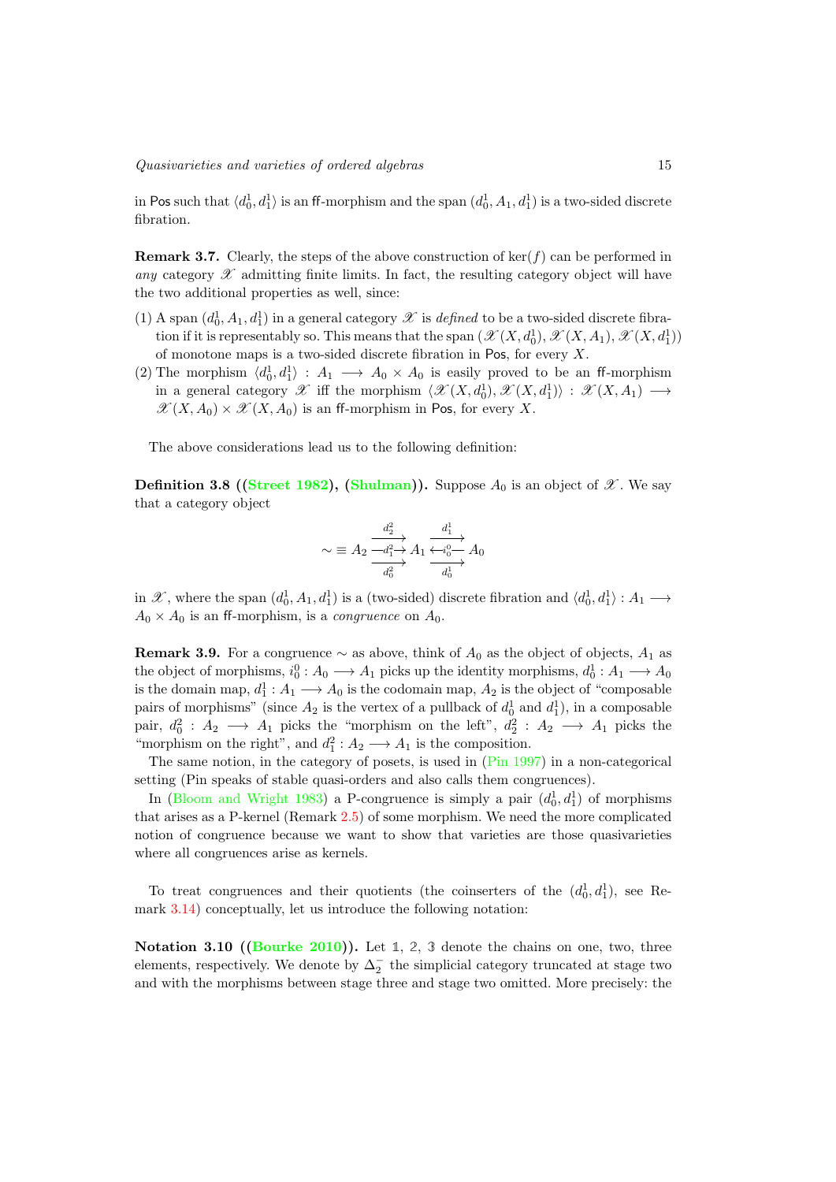in Pos such that $\langle d_0^1, d_1^1\rangle$ is an ff-morphism and the span $(d_0^1, A_1, d_1^1)$ is a two-sided discrete fibration.

**Remark 3.7.** Clearly, the steps of the above construction of $\ker(f)$ can be performed in *any* category $\mathscr{X}$ admitting finite limits. In fact, the resulting category object will have the two additional properties as well, since:

(1) A span $(d_0^1, A_1, d_1^1)$ in a general category $\mathscr{X}$ is *defined* to be a two-sided discrete fibration if it is representably so. This means that the span $(\mathscr{X}(X, d_0^1), \mathscr{X}(X, A_1), \mathscr{X}(X, d_1^1))$ of monotone maps is a two-sided discrete fibration in Pos, for every $X$.

(2) The morphism $\langle d_0^1, d_1^1\rangle : A_1 \longrightarrow A_0 \times A_0$ is easily proved to be an ff-morphism in a general category $\mathscr{X}$ iff the morphism $\langle \mathscr{X}(X, d_0^1), \mathscr{X}(X, d_1^1)\rangle : \mathscr{X}(X, A_1) \longrightarrow \mathscr{X}(X, A_0) \times \mathscr{X}(X, A_0)$ is an ff-morphism in Pos, for every $X$.

The above considerations lead us to the following definition:

**Definition 3.8 ((Street 1982), (Shulman)).** Suppose $A_0$ is an object of $\mathscr{X}$. We say that a category object

$$\sim \equiv A_2 \overset{d_2^2}{\underset{d_0^2}{\overset{\xrightarrow{\quad}}{\underset{\xrightarrow{\quad}}{\xrightarrow{d_1^2}}}}} A_1 \overset{d_1^1}{\underset{d_0^1}{\overset{\xrightarrow{\quad}}{\underset{\xrightarrow{\quad}}{\xleftarrow{i_0^0}}}}} A_0$$

in $\mathscr{X}$, where the span $(d_0^1, A_1, d_1^1)$ is a (two-sided) discrete fibration and $\langle d_0^1, d_1^1\rangle : A_1 \longrightarrow A_0 \times A_0$ is an ff-morphism, is a *congruence* on $A_0$.

**Remark 3.9.** For a congruence $\sim$ as above, think of $A_0$ as the object of objects, $A_1$ as the object of morphisms, $i_0^0 : A_0 \longrightarrow A_1$ picks up the identity morphisms, $d_0^1 : A_1 \longrightarrow A_0$ is the domain map, $d_1^1 : A_1 \longrightarrow A_0$ is the codomain map, $A_2$ is the object of "composable pairs of morphisms" (since $A_2$ is the vertex of a pullback of $d_0^1$ and $d_1^1$), in a composable pair, $d_0^2 : A_2 \longrightarrow A_1$ picks the "morphism on the left", $d_2^2 : A_2 \longrightarrow A_1$ picks the "morphism on the right", and $d_1^2 : A_2 \longrightarrow A_1$ is the composition.

The same notion, in the category of posets, is used in (Pin 1997) in a non-categorical setting (Pin speaks of stable quasi-orders and also calls them congruences).

In (Bloom and Wright 1983) a P-congruence is simply a pair $(d_0^1, d_1^1)$ of morphisms that arises as a P-kernel (Remark 2.5) of some morphism. We need the more complicated notion of congruence because we want to show that varieties are those quasivarieties where all congruences arise as kernels.

To treat congruences and their quotients (the coinserters of the $(d_0^1, d_1^1)$, see Remark 3.14) conceptually, let us introduce the following notation:

**Notation 3.10 ((Bourke 2010)).** Let $\mathbb{1}$, $\mathbb{2}$, $\mathbb{3}$ denote the chains on one, two, three elements, respectively. We denote by $\Delta_2^-$ the simplicial category truncated at stage two and with the morphisms between stage three and stage two omitted. More precisely: the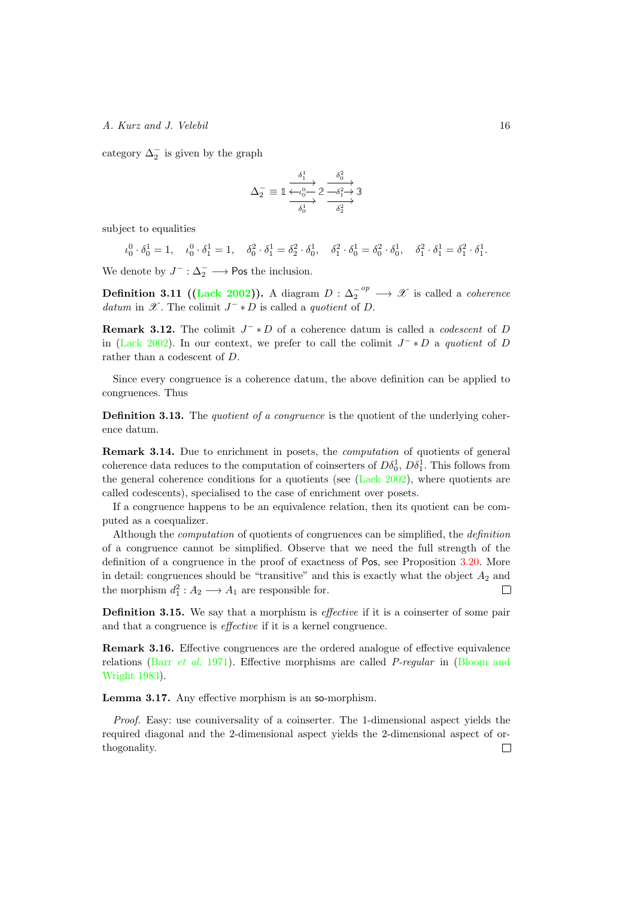category $\Delta_2^-$ is given by the graph

$$\Delta_2^- \equiv \mathbb{1} \underset{\delta_0^1}{\overset{\delta_1^1}{\underset{\longleftarrow \iota_0^0 \longrightarrow}{\longrightarrow}}} \mathbb{2} \underset{\delta_2^2}{\overset{\delta_0^2}{\underset{\longrightarrow \delta_1^2 \longrightarrow}{\longrightarrow}}} \mathbb{3}$$

subject to equalities

$$\iota_0^0 \cdot \delta_0^1 = 1, \quad \iota_0^0 \cdot \delta_1^1 = 1, \quad \delta_0^2 \cdot \delta_1^1 = \delta_2^2 \cdot \delta_0^1, \quad \delta_1^2 \cdot \delta_0^1 = \delta_0^2 \cdot \delta_0^1, \quad \delta_1^2 \cdot \delta_1^1 = \delta_1^2 \cdot \delta_1^1.$$

We denote by $J^- : \Delta_2^- \longrightarrow \mathsf{Pos}$ the inclusion.

**Definition 3.11 ((Lack 2002)).** A diagram $D : {\Delta_2^-}^{op} \longrightarrow \mathscr{X}$ is called a *coherence datum* in $\mathscr{X}$. The colimit $J^- * D$ is called a *quotient* of $D$.

**Remark 3.12.** The colimit $J^- * D$ of a coherence datum is called a *codescent* of $D$ in (Lack 2002). In our context, we prefer to call the colimit $J^- * D$ a *quotient* of $D$ rather than a codescent of $D$.

Since every congruence is a coherence datum, the above definition can be applied to congruences. Thus

**Definition 3.13.** The *quotient of a congruence* is the quotient of the underlying coherence datum.

**Remark 3.14.** Due to enrichment in posets, the *computation* of quotients of general coherence data reduces to the computation of coinserters of $D\delta_0^1$, $D\delta_1^1$. This follows from the general coherence conditions for a quotients (see (Lack 2002), where quotients are called codescents), specialised to the case of enrichment over posets.

If a congruence happens to be an equivalence relation, then its quotient can be computed as a coequalizer.

Although the *computation* of quotients of congruences can be simplified, the *definition* of a congruence cannot be simplified. Observe that we need the full strength of the definition of a congruence in the proof of exactness of $\mathsf{Pos}$, see Proposition 3.20. More in detail: congruences should be "transitive" and this is exactly what the object $A_2$ and the morphism $d_1^2 : A_2 \longrightarrow A_1$ are responsible for. ◻

**Definition 3.15.** We say that a morphism is *effective* if it is a coinserter of some pair and that a congruence is *effective* if it is a kernel congruence.

**Remark 3.16.** Effective congruences are the ordered analogue of effective equivalence relations (Barr *et al.* 1971). Effective morphisms are called *P-regular* in (Bloom and Wright 1983).

**Lemma 3.17.** Any effective morphism is an $\mathsf{so}$-morphism.

*Proof.* Easy: use couniversality of a coinserter. The 1-dimensional aspect yields the required diagonal and the 2-dimensional aspect yields the 2-dimensional aspect of orthogonality. ◻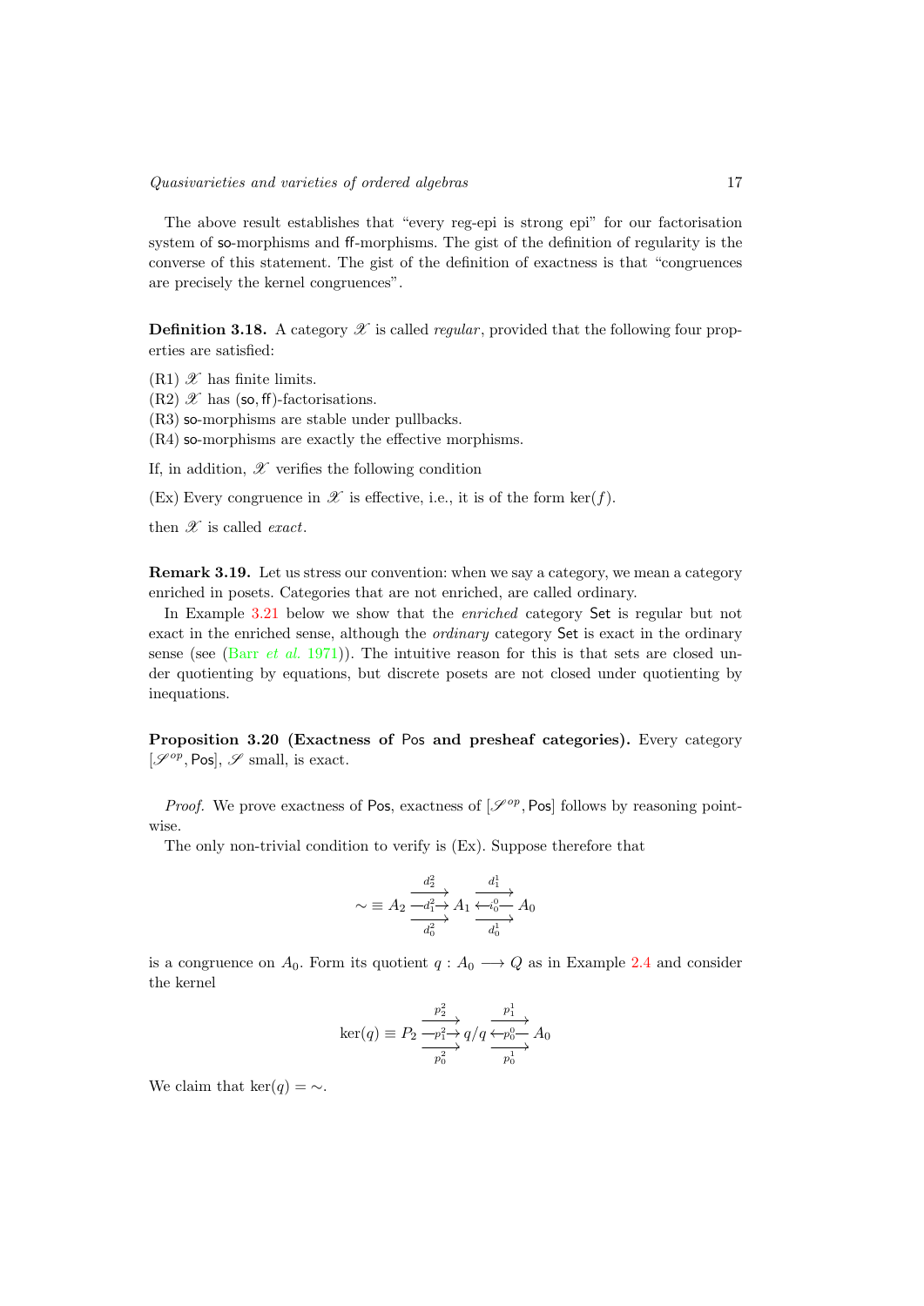The above result establishes that "every reg-epi is strong epi" for our factorisation system of so-morphisms and ff-morphisms. The gist of the definition of regularity is the converse of this statement. The gist of the definition of exactness is that "congruences are precisely the kernel congruences".

**Definition 3.18.** A category $\mathscr{X}$ is called *regular*, provided that the following four properties are satisfied:

(R1) $\mathscr{X}$ has finite limits.
(R2) $\mathscr{X}$ has (so, ff)-factorisations.
(R3) so-morphisms are stable under pullbacks.
(R4) so-morphisms are exactly the effective morphisms.

If, in addition, $\mathscr{X}$ verifies the following condition

(Ex) Every congruence in $\mathscr{X}$ is effective, i.e., it is of the form $\ker(f)$.

then $\mathscr{X}$ is called *exact*.

**Remark 3.19.** Let us stress our convention: when we say a category, we mean a category enriched in posets. Categories that are not enriched, are called ordinary.

In Example 3.21 below we show that the *enriched* category Set is regular but not exact in the enriched sense, although the *ordinary* category Set is exact in the ordinary sense (see (Barr *et al.* 1971)). The intuitive reason for this is that sets are closed under quotienting by equations, but discrete posets are not closed under quotienting by inequations.

**Proposition 3.20 (Exactness of Pos and presheaf categories).** Every category $[\mathscr{S}^{op}, \mathsf{Pos}]$, $\mathscr{S}$ small, is exact.

*Proof.* We prove exactness of Pos, exactness of $[\mathscr{S}^{op}, \mathsf{Pos}]$ follows by reasoning pointwise.

The only non-trivial condition to verify is (Ex). Suppose therefore that

$$\sim \equiv A_2 \overset{d_2^2}{\underset{d_0^2}{\xrightarrow[\quad d_1^2 \quad]{}}} A_1 \overset{d_1^1}{\underset{d_0^1}{\xleftarrow[\quad i_0^0 \quad]{}}} A_0$$

is a congruence on $A_0$. Form its quotient $q : A_0 \longrightarrow Q$ as in Example 2.4 and consider the kernel

$$\ker(q) \equiv P_2 \overset{p_2^2}{\underset{p_0^2}{\xrightarrow[\quad p_1^2 \quad]{}}} q/q \overset{p_1^1}{\underset{p_0^1}{\xleftarrow[\quad p_0^0 \quad]{}}} A_0$$

We claim that $\ker(q) = \sim$.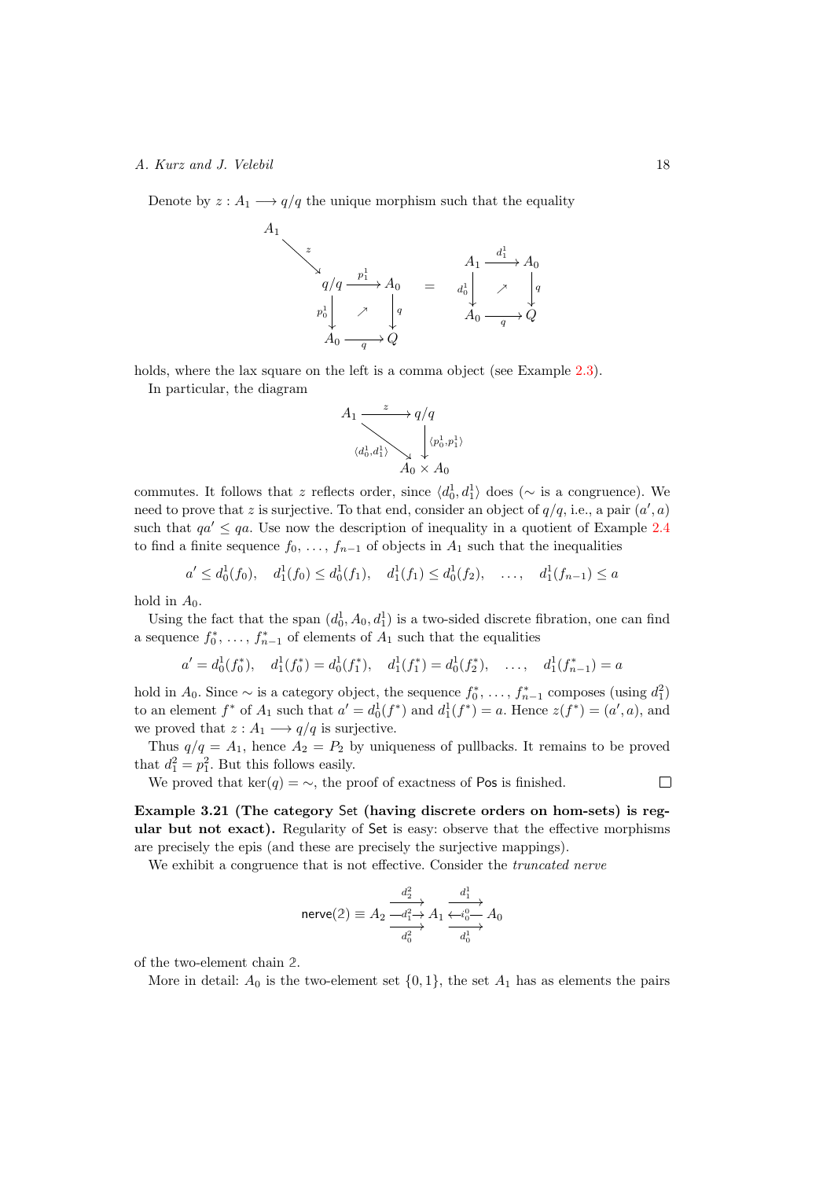Denote by $z : A_1 \longrightarrow q/q$ the unique morphism such that the equality

$$
\begin{array}{ccc}
A_1 & & \\
& \searrow^{z} & \\
& & q/q \xrightarrow{p_1^1} A_0 \\
& & {\scriptstyle p_0^1}\downarrow \quad \nearrow \quad \downarrow{\scriptstyle q} \\
& & A_0 \xrightarrow{\quad q \quad} Q
\end{array}
\quad = \quad
\begin{array}{ccc}
A_1 & \xrightarrow{d_1^1} & A_0 \\
{\scriptstyle d_0^1}\downarrow & \nearrow & \downarrow{\scriptstyle q} \\
A_0 & \xrightarrow{\quad q \quad} & Q
\end{array}
$$

holds, where the lax square on the left is a comma object (see Example 2.3).

In particular, the diagram

$$
\begin{array}{ccc}
A_1 & \xrightarrow{\quad z \quad} & q/q \\
& \searrow_{\langle d_0^1, d_1^1 \rangle} & \downarrow{\scriptstyle \langle p_0^1, p_1^1 \rangle} \\
& & A_0 \times A_0
\end{array}
$$

commutes. It follows that $z$ reflects order, since $\langle d_0^1, d_1^1 \rangle$ does ($\sim$ is a congruence). We need to prove that $z$ is surjective. To that end, consider an object of $q/q$, i.e., a pair $(a', a)$ such that $qa' \leq qa$. Use now the description of inequality in a quotient of Example 2.4 to find a finite sequence $f_0, \ldots, f_{n-1}$ of objects in $A_1$ such that the inequalities

$$
a' \leq d_0^1(f_0), \quad d_1^1(f_0) \leq d_0^1(f_1), \quad d_1^1(f_1) \leq d_0^1(f_2), \quad \ldots, \quad d_1^1(f_{n-1}) \leq a
$$

hold in $A_0$.

Using the fact that the span $(d_0^1, A_0, d_1^1)$ is a two-sided discrete fibration, one can find a sequence $f_0^*, \ldots, f_{n-1}^*$ of elements of $A_1$ such that the equalities

$$
a' = d_0^1(f_0^*), \quad d_1^1(f_0^*) = d_0^1(f_1^*), \quad d_1^1(f_1^*) = d_0^1(f_2^*), \quad \ldots, \quad d_1^1(f_{n-1}^*) = a
$$

hold in $A_0$. Since $\sim$ is a category object, the sequence $f_0^*, \ldots, f_{n-1}^*$ composes (using $d_1^2$) to an element $f^*$ of $A_1$ such that $a' = d_0^1(f^*)$ and $d_1^1(f^*) = a$. Hence $z(f^*) = (a', a)$, and we proved that $z : A_1 \longrightarrow q/q$ is surjective.

Thus $q/q = A_1$, hence $A_2 = P_2$ by uniqueness of pullbacks. It remains to be proved that $d_1^2 = p_1^2$. But this follows easily.

We proved that $\ker(q) = \sim$, the proof of exactness of Pos is finished. □

**Example 3.21 (The category Set (having discrete orders on hom-sets) is regular but not exact).** Regularity of Set is easy: observe that the effective morphisms are precisely the epis (and these are precisely the surjective mappings).

We exhibit a congruence that is not effective. Consider the *truncated nerve*

$$
\mathsf{nerve}(\mathbb{2}) \equiv A_2 \; \substack{\xrightarrow{d_2^2} \\ \xrightarrow{d_1^2} \\ \xrightarrow{d_0^2}} \; A_1 \; \substack{\xrightarrow{d_1^1} \\ \xleftarrow{i_0^0} \\ \xrightarrow{d_0^1}} \; A_0
$$

of the two-element chain $\mathbb{2}$.

More in detail: $A_0$ is the two-element set $\{0, 1\}$, the set $A_1$ has as elements the pairs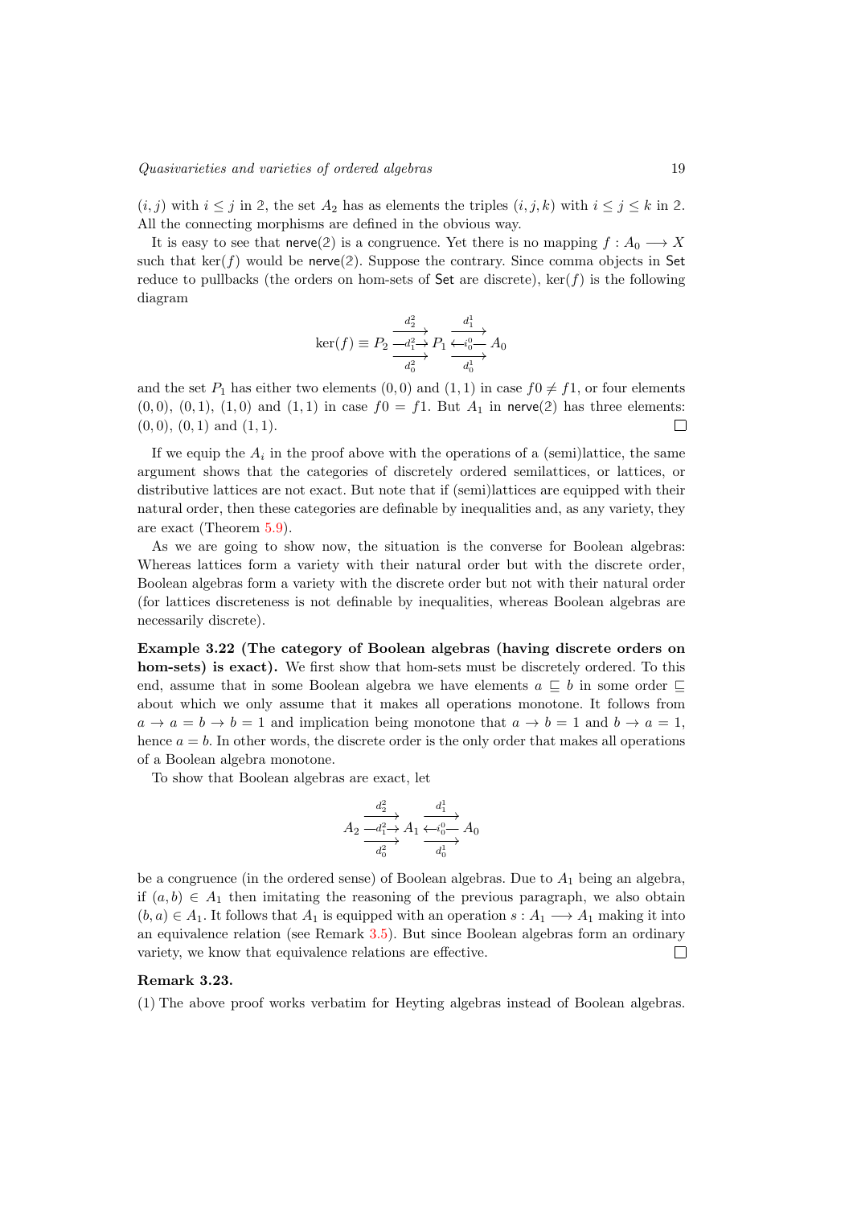$(i,j)$ with $i \leq j$ in $\mathbb{2}$, the set $A_2$ has as elements the triples $(i,j,k)$ with $i \leq j \leq k$ in $\mathbb{2}$. All the connecting morphisms are defined in the obvious way.

It is easy to see that $\mathsf{nerve}(\mathbb{2})$ is a congruence. Yet there is no mapping $f : A_0 \longrightarrow X$ such that $\ker(f)$ would be $\mathsf{nerve}(\mathbb{2})$. Suppose the contrary. Since comma objects in $\mathsf{Set}$ reduce to pullbacks (the orders on hom-sets of $\mathsf{Set}$ are discrete), $\ker(f)$ is the following diagram

$$\ker(f) \equiv P_2 \; \overset{d_2^2}{\underset{d_0^2}{\overset{\xrightarrow{\quad d_1^2 \quad}}{\rightrightarrows}}} \; P_1 \; \overset{d_1^1}{\underset{d_0^1}{\overset{\xleftarrow{\quad i_0^0 \quad}}{\rightrightarrows}}} \; A_0$$

and the set $P_1$ has either two elements $(0,0)$ and $(1,1)$ in case $f0 \neq f1$, or four elements $(0,0)$, $(0,1)$, $(1,0)$ and $(1,1)$ in case $f0 = f1$. But $A_1$ in $\mathsf{nerve}(\mathbb{2})$ has three elements: $(0,0)$, $(0,1)$ and $(1,1)$. ◻

If we equip the $A_i$ in the proof above with the operations of a (semi)lattice, the same argument shows that the categories of discretely ordered semilattices, or lattices, or distributive lattices are not exact. But note that if (semi)lattices are equipped with their natural order, then these categories are definable by inequalities and, as any variety, they are exact (Theorem 5.9).

As we are going to show now, the situation is the converse for Boolean algebras: Whereas lattices form a variety with their natural order but with the discrete order, Boolean algebras form a variety with the discrete order but not with their natural order (for lattices discreteness is not definable by inequalities, whereas Boolean algebras are necessarily discrete).

**Example 3.22 (The category of Boolean algebras (having discrete orders on hom-sets) is exact).** We first show that hom-sets must be discretely ordered. To this end, assume that in some Boolean algebra we have elements $a \sqsubseteq b$ in some order $\sqsubseteq$ about which we only assume that it makes all operations monotone. It follows from $a \to a = b \to b = 1$ and implication being monotone that $a \to b = 1$ and $b \to a = 1$, hence $a = b$. In other words, the discrete order is the only order that makes all operations of a Boolean algebra monotone.

To show that Boolean algebras are exact, let

$$A_2 \; \overset{d_2^2}{\underset{d_0^2}{\overset{\xrightarrow{\quad d_1^2 \quad}}{\rightrightarrows}}} \; A_1 \; \overset{d_1^1}{\underset{d_0^1}{\overset{\xleftarrow{\quad i_0^0 \quad}}{\rightrightarrows}}} \; A_0$$

be a congruence (in the ordered sense) of Boolean algebras. Due to $A_1$ being an algebra, if $(a,b) \in A_1$ then imitating the reasoning of the previous paragraph, we also obtain $(b,a) \in A_1$. It follows that $A_1$ is equipped with an operation $s : A_1 \longrightarrow A_1$ making it into an equivalence relation (see Remark 3.5). But since Boolean algebras form an ordinary variety, we know that equivalence relations are effective. ◻

**Remark 3.23.**

(1) The above proof works verbatim for Heyting algebras instead of Boolean algebras.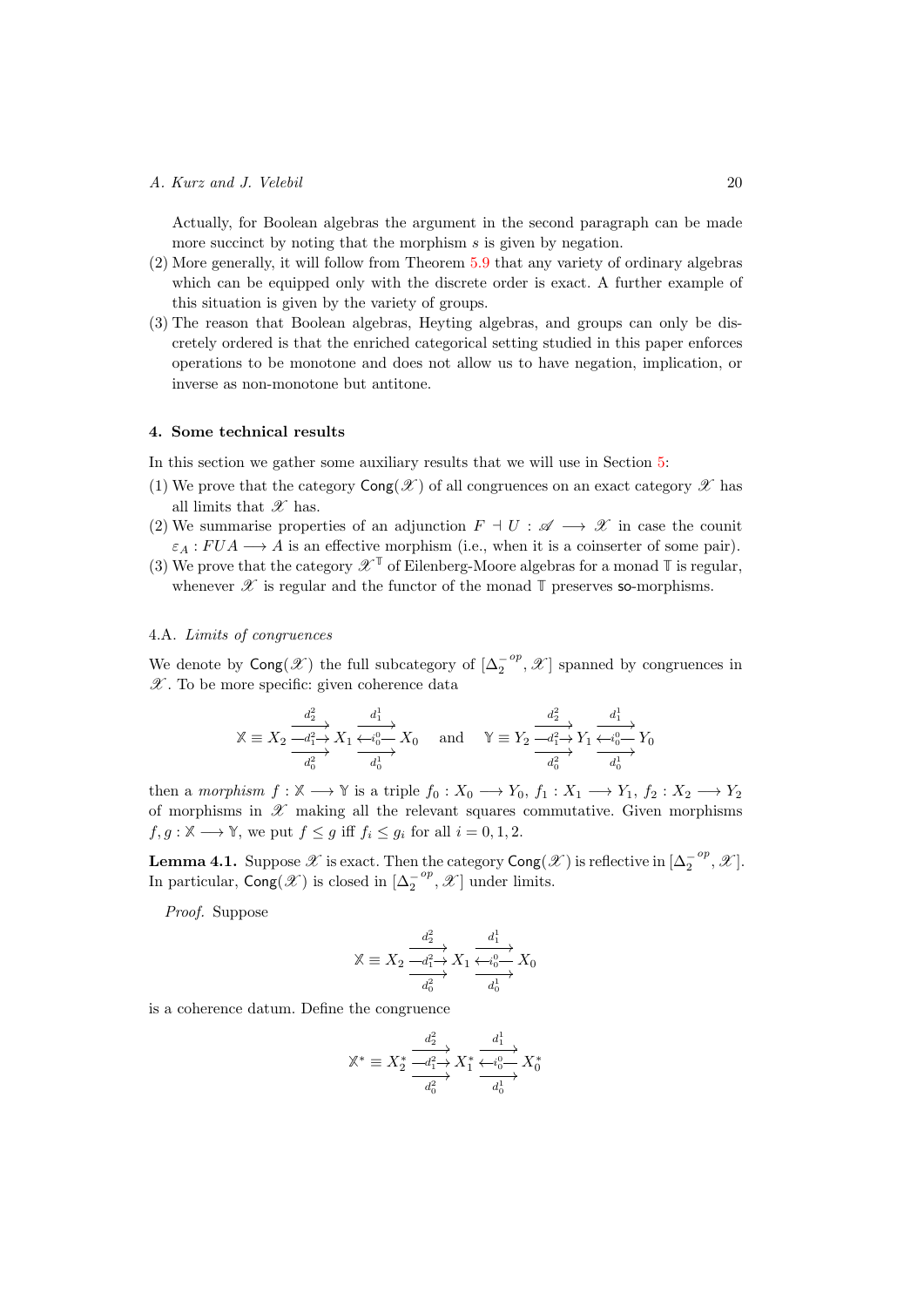Actually, for Boolean algebras the argument in the second paragraph can be made more succinct by noting that the morphism $s$ is given by negation.

(2) More generally, it will follow from Theorem 5.9 that any variety of ordinary algebras which can be equipped only with the discrete order is exact. A further example of this situation is given by the variety of groups.

(3) The reason that Boolean algebras, Heyting algebras, and groups can only be discretely ordered is that the enriched categorical setting studied in this paper enforces operations to be monotone and does not allow us to have negation, implication, or inverse as non-monotone but antitone.

#### 4. Some technical results

In this section we gather some auxiliary results that we will use in Section 5:

(1) We prove that the category $\mathsf{Cong}(\mathscr{X})$ of all congruences on an exact category $\mathscr{X}$ has all limits that $\mathscr{X}$ has.

(2) We summarise properties of an adjunction $F \dashv U : \mathscr{A} \longrightarrow \mathscr{X}$ in case the counit $\varepsilon_A : FUA \longrightarrow A$ is an effective morphism (i.e., when it is a coinserter of some pair).

(3) We prove that the category $\mathscr{X}^{\mathbb{T}}$ of Eilenberg-Moore algebras for a monad $\mathbb{T}$ is regular, whenever $\mathscr{X}$ is regular and the functor of the monad $\mathbb{T}$ preserves $\mathsf{so}$-morphisms.

4.A. *Limits of congruences*

We denote by $\mathsf{Cong}(\mathscr{X})$ the full subcategory of $[\Delta_2^{-\,op}, \mathscr{X}]$ spanned by congruences in $\mathscr{X}$. To be more specific: given coherence data

$$\mathbb{X} \equiv X_2 \overset{\xrightarrow{d_2^2}}{\underset{\xrightarrow[d_0^2]{}}{\xrightarrow{d_1^2}}} X_1 \overset{\xrightarrow{d_1^1}}{\underset{\xrightarrow[d_0^1]{}}{\xleftarrow{i_0^0}}} X_0 \quad \text{and} \quad \mathbb{Y} \equiv Y_2 \overset{\xrightarrow{d_2^2}}{\underset{\xrightarrow[d_0^2]{}}{\xrightarrow{d_1^2}}} Y_1 \overset{\xrightarrow{d_1^1}}{\underset{\xrightarrow[d_0^1]{}}{\xleftarrow{i_0^0}}} Y_0$$

then a *morphism* $f : \mathbb{X} \longrightarrow \mathbb{Y}$ is a triple $f_0 : X_0 \longrightarrow Y_0$, $f_1 : X_1 \longrightarrow Y_1$, $f_2 : X_2 \longrightarrow Y_2$ of morphisms in $\mathscr{X}$ making all the relevant squares commutative. Given morphisms $f, g : \mathbb{X} \longrightarrow \mathbb{Y}$, we put $f \leq g$ iff $f_i \leq g_i$ for all $i = 0, 1, 2$.

**Lemma 4.1.** Suppose $\mathscr{X}$ is exact. Then the category $\mathsf{Cong}(\mathscr{X})$ is reflective in $[\Delta_2^{-\,op}, \mathscr{X}]$. In particular, $\mathsf{Cong}(\mathscr{X})$ is closed in $[\Delta_2^{-\,op}, \mathscr{X}]$ under limits.

*Proof.* Suppose

$$\mathbb{X} \equiv X_2 \overset{\xrightarrow{d_2^2}}{\underset{\xrightarrow[d_0^2]{}}{\xrightarrow{d_1^2}}} X_1 \overset{\xrightarrow{d_1^1}}{\underset{\xrightarrow[d_0^1]{}}{\xleftarrow{i_0^0}}} X_0$$

is a coherence datum. Define the congruence

$$\mathbb{X}^* \equiv X_2^* \overset{\xrightarrow{d_2^2}}{\underset{\xrightarrow[d_0^2]{}}{\xrightarrow{d_1^2}}} X_1^* \overset{\xrightarrow{d_1^1}}{\underset{\xrightarrow[d_0^1]{}}{\xleftarrow{i_0^0}}} X_0^*$$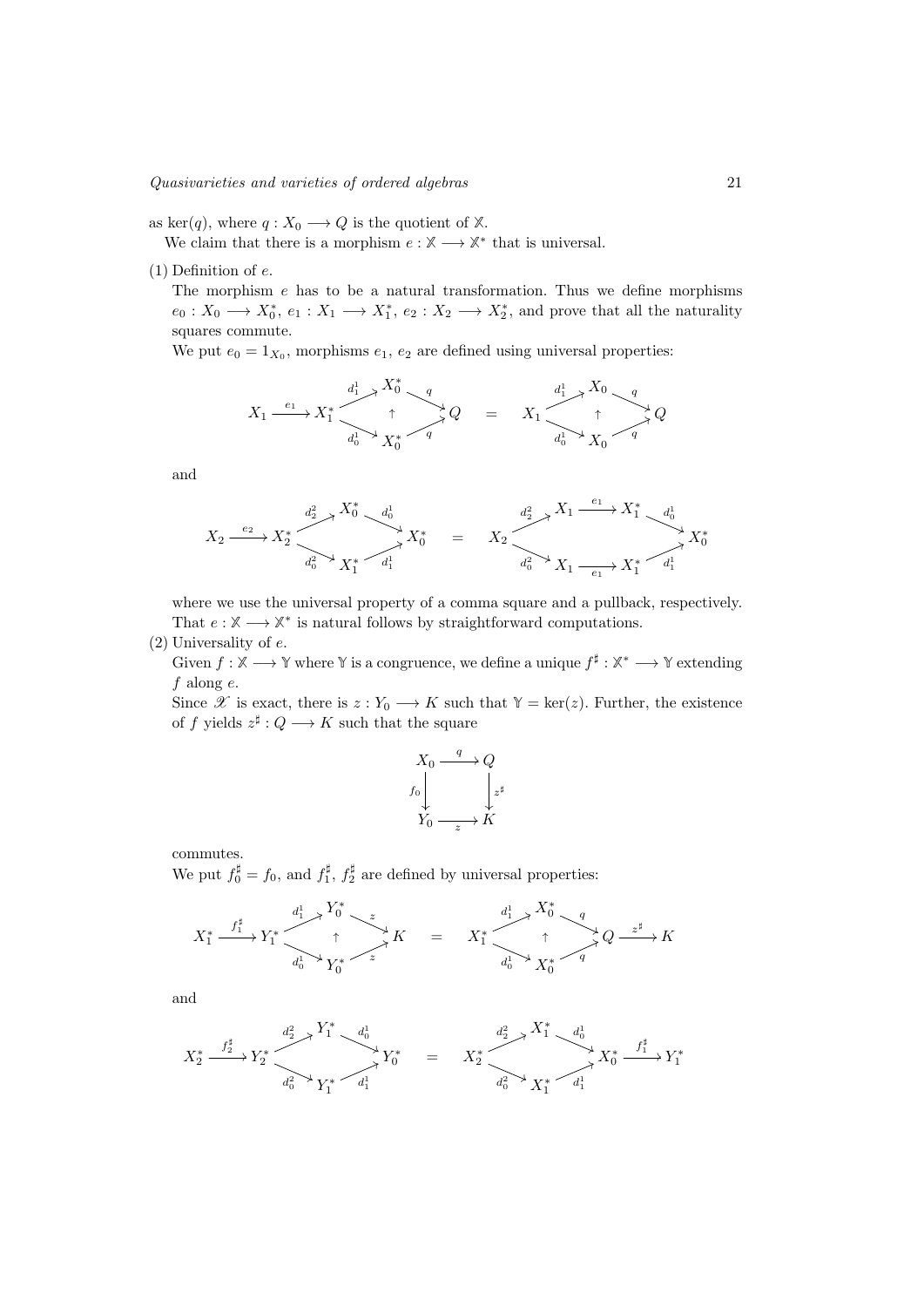as $\ker(q)$, where $q : X_0 \longrightarrow Q$ is the quotient of $\mathbb{X}$.

We claim that there is a morphism $e : \mathbb{X} \longrightarrow \mathbb{X}^*$ that is universal.

(1) Definition of $e$.

The morphism $e$ has to be a natural transformation. Thus we define morphisms $e_0 : X_0 \longrightarrow X_0^*$, $e_1 : X_1 \longrightarrow X_1^*$, $e_2 : X_2 \longrightarrow X_2^*$, and prove that all the naturality squares commute.

We put $e_0 = 1_{X_0}$, morphisms $e_1$, $e_2$ are defined using universal properties:

$$X_1 \xrightarrow{e_1} X_1^* \quad \begin{matrix} \xrightarrow{d_1^1} X_0^* \xrightarrow{q} \\ \uparrow \\ \xrightarrow{d_0^1} X_0^* \xrightarrow{q} \end{matrix} Q \quad = \quad X_1 \quad \begin{matrix} \xrightarrow{d_1^1} X_0 \xrightarrow{q} \\ \uparrow \\ \xrightarrow{d_0^1} X_0 \xrightarrow{q} \end{matrix} Q$$

and

$$X_2 \xrightarrow{e_2} X_2^* \quad \begin{matrix} \xrightarrow{d_2^2} X_0^* \xrightarrow{d_0^1} \\ \\ \xrightarrow{d_0^2} X_1^* \xrightarrow{d_1^1} \end{matrix} X_0^* \quad = \quad X_2 \quad \begin{matrix} \xrightarrow{d_2^2} X_1 \xrightarrow{e_1} X_1^* \xrightarrow{d_0^1} \\ \\ \xrightarrow{d_0^2} X_1 \xrightarrow{e_1} X_1^* \xrightarrow{d_1^1} \end{matrix} X_0^*$$

where we use the universal property of a comma square and a pullback, respectively.

That $e : \mathbb{X} \longrightarrow \mathbb{X}^*$ is natural follows by straightforward computations.

(2) Universality of $e$.

Given $f : \mathbb{X} \longrightarrow \mathbb{Y}$ where $\mathbb{Y}$ is a congruence, we define a unique $f^\sharp : \mathbb{X}^* \longrightarrow \mathbb{Y}$ extending $f$ along $e$.

Since $\mathscr{X}$ is exact, there is $z : Y_0 \longrightarrow K$ such that $\mathbb{Y} = \ker(z)$. Further, the existence of $f$ yields $z^\sharp : Q \longrightarrow K$ such that the square

$$\begin{array}{ccc} X_0 & \xrightarrow{q} & Q \\ {\scriptstyle f_0}\downarrow & & \downarrow{\scriptstyle z^\sharp} \\ Y_0 & \xrightarrow[z]{} & K \end{array}$$

commutes.

We put $f_0^\sharp = f_0$, and $f_1^\sharp$, $f_2^\sharp$ are defined by universal properties:

$$X_1^* \xrightarrow{f_1^\sharp} Y_1^* \quad \begin{matrix} \xrightarrow{d_1^1} Y_0^* \xrightarrow{z} \\ \uparrow \\ \xrightarrow{d_0^1} Y_0^* \xrightarrow{z} \end{matrix} K \quad = \quad X_1^* \quad \begin{matrix} \xrightarrow{d_1^1} X_0^* \xrightarrow{q} \\ \uparrow \\ \xrightarrow{d_0^1} X_0^* \xrightarrow{q} \end{matrix} Q \xrightarrow{z^\sharp} K$$

and

$$X_2^* \xrightarrow{f_2^\sharp} Y_2^* \quad \begin{matrix} \xrightarrow{d_2^2} Y_1^* \xrightarrow{d_0^1} \\ \\ \xrightarrow{d_0^2} Y_1^* \xrightarrow{d_1^1} \end{matrix} Y_0^* \quad = \quad X_2^* \quad \begin{matrix} \xrightarrow{d_2^2} X_1^* \xrightarrow{d_0^1} \\ \\ \xrightarrow{d_0^2} X_1^* \xrightarrow{d_1^1} \end{matrix} X_0^* \xrightarrow{f_1^\sharp} Y_1^*$$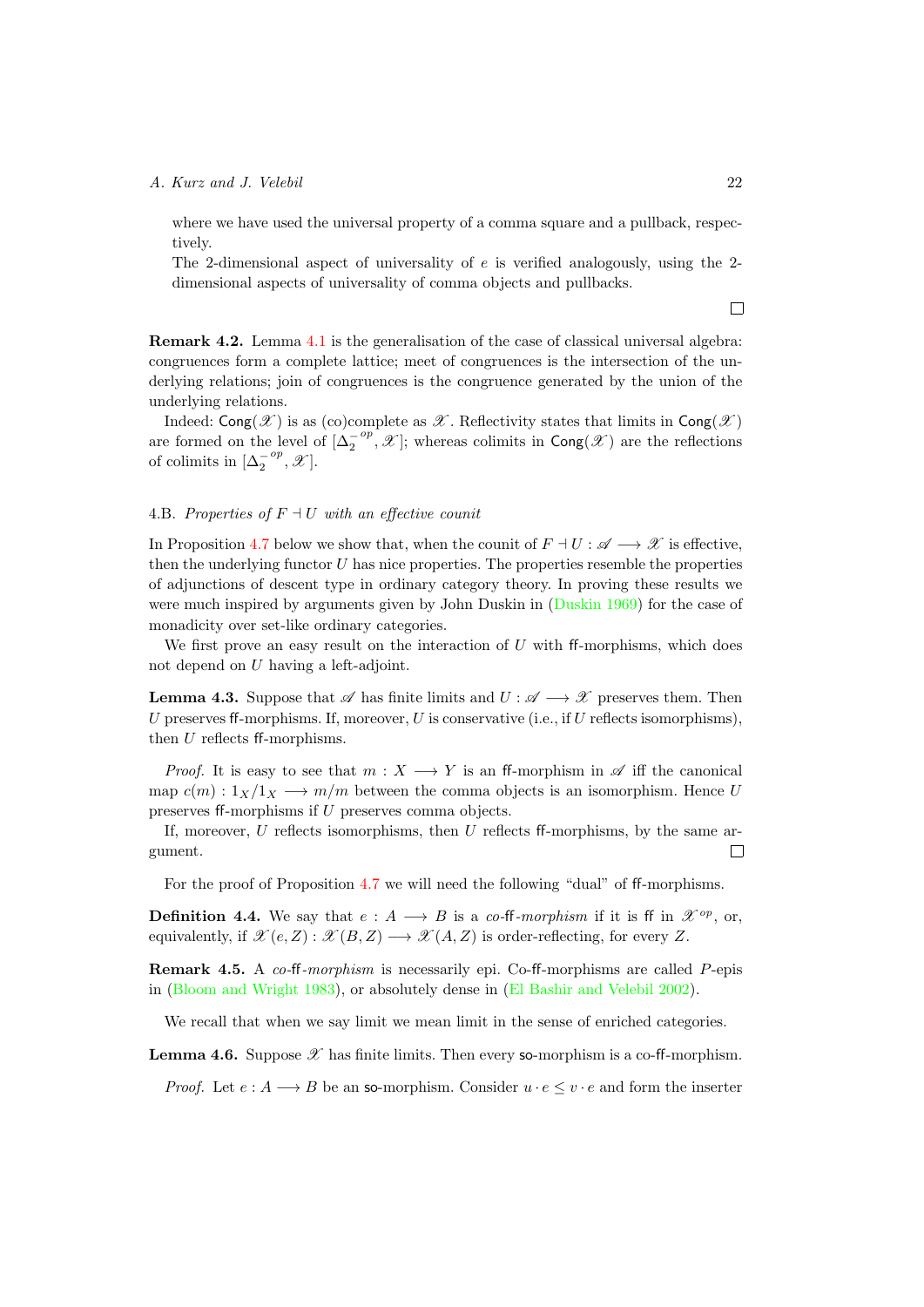where we have used the universal property of a comma square and a pullback, respectively.

The 2-dimensional aspect of universality of $e$ is verified analogously, using the 2-dimensional aspects of universality of comma objects and pullbacks.

□

**Remark 4.2.** Lemma 4.1 is the generalisation of the case of classical universal algebra: congruences form a complete lattice; meet of congruences is the intersection of the underlying relations; join of congruences is the congruence generated by the union of the underlying relations.

Indeed: $\mathsf{Cong}(\mathscr{X})$ is as (co)complete as $\mathscr{X}$. Reflectivity states that limits in $\mathsf{Cong}(\mathscr{X})$ are formed on the level of $[\Delta_2^{-op}, \mathscr{X}]$; whereas colimits in $\mathsf{Cong}(\mathscr{X})$ are the reflections of colimits in $[\Delta_2^{-op}, \mathscr{X}]$.

### 4.B. *Properties of $F \dashv U$ with an effective counit*

In Proposition 4.7 below we show that, when the counit of $F \dashv U : \mathscr{A} \longrightarrow \mathscr{X}$ is effective, then the underlying functor $U$ has nice properties. The properties resemble the properties of adjunctions of descent type in ordinary category theory. In proving these results we were much inspired by arguments given by John Duskin in (Duskin 1969) for the case of monadicity over set-like ordinary categories.

We first prove an easy result on the interaction of $U$ with ff-morphisms, which does not depend on $U$ having a left-adjoint.

**Lemma 4.3.** Suppose that $\mathscr{A}$ has finite limits and $U : \mathscr{A} \longrightarrow \mathscr{X}$ preserves them. Then $U$ preserves ff-morphisms. If, moreover, $U$ is conservative (i.e., if $U$ reflects isomorphisms), then $U$ reflects ff-morphisms.

*Proof.* It is easy to see that $m : X \longrightarrow Y$ is an ff-morphism in $\mathscr{A}$ iff the canonical map $c(m) : 1_X/1_X \longrightarrow m/m$ between the comma objects is an isomorphism. Hence $U$ preserves ff-morphisms if $U$ preserves comma objects.

If, moreover, $U$ reflects isomorphisms, then $U$ reflects ff-morphisms, by the same argument. □

For the proof of Proposition 4.7 we will need the following "dual" of ff-morphisms.

**Definition 4.4.** We say that $e : A \longrightarrow B$ is a *co-ff-morphism* if it is ff in $\mathscr{X}^{op}$, or, equivalently, if $\mathscr{X}(e, Z) : \mathscr{X}(B, Z) \longrightarrow \mathscr{X}(A, Z)$ is order-reflecting, for every $Z$.

**Remark 4.5.** A *co-ff-morphism* is necessarily epi. Co-ff-morphisms are called $P$-epis in (Bloom and Wright 1983), or absolutely dense in (El Bashir and Velebil 2002).

We recall that when we say limit we mean limit in the sense of enriched categories.

**Lemma 4.6.** Suppose $\mathscr{X}$ has finite limits. Then every so-morphism is a co-ff-morphism.

*Proof.* Let $e : A \longrightarrow B$ be an so-morphism. Consider $u \cdot e \leq v \cdot e$ and form the inserter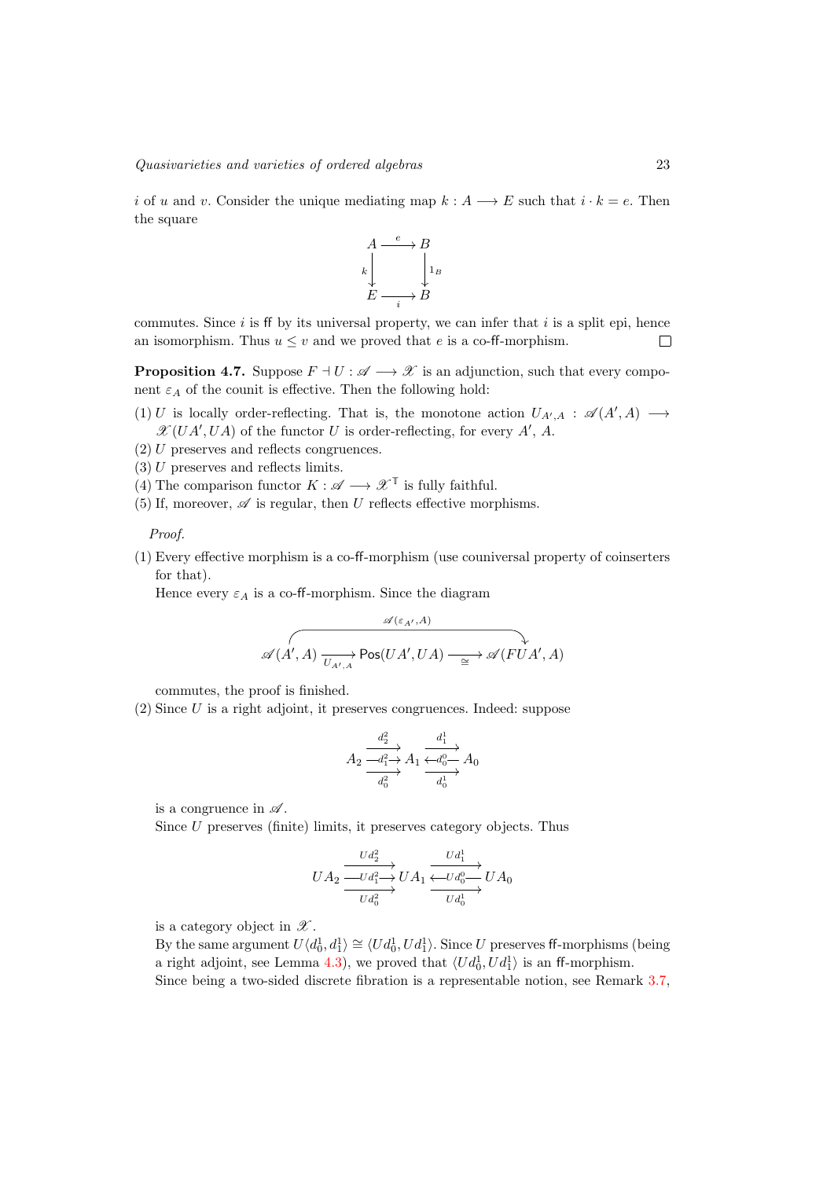$i$ of $u$ and $v$. Consider the unique mediating map $k : A \longrightarrow E$ such that $i \cdot k = e$. Then the square

$$\begin{array}{ccc} A & \xrightarrow{e} & B \\ {\scriptstyle k}\downarrow & & \downarrow{\scriptstyle 1_B} \\ E & \xrightarrow[i]{} & B \end{array}$$

commutes. Since $i$ is ff by its universal property, we can infer that $i$ is a split epi, hence an isomorphism. Thus $u \leq v$ and we proved that $e$ is a co-ff-morphism. ☐

**Proposition 4.7.** Suppose $F \dashv U : \mathscr{A} \longrightarrow \mathscr{X}$ is an adjunction, such that every component $\varepsilon_A$ of the counit is effective. Then the following hold:

(1) $U$ is locally order-reflecting. That is, the monotone action $U_{A',A} : \mathscr{A}(A', A) \longrightarrow \mathscr{X}(UA', UA)$ of the functor $U$ is order-reflecting, for every $A'$, $A$.
(2) $U$ preserves and reflects congruences.
(3) $U$ preserves and reflects limits.
(4) The comparison functor $K : \mathscr{A} \longrightarrow \mathscr{X}^{\mathbb{T}}$ is fully faithful.
(5) If, moreover, $\mathscr{A}$ is regular, then $U$ reflects effective morphisms.

*Proof.*

(1) Every effective morphism is a co-ff-morphism (use couniversal property of coinserters for that).
Hence every $\varepsilon_A$ is a co-ff-morphism. Since the diagram

$$\mathscr{A}(A', A) \xrightarrow[U_{A',A}]{} \mathsf{Pos}(UA', UA) \xrightarrow[\cong]{} \mathscr{A}(FUA', A)$$

(with the composite equal to $\mathscr{A}(\varepsilon_{A'}, A)$) commutes, the proof is finished.

(2) Since $U$ is a right adjoint, it preserves congruences. Indeed: suppose

$$A_2 \overset{d_2^2,\ d_1^2,\ d_0^2}{\rightrightarrows} A_1 \overset{d_1^1,\ d_0^1}{\rightrightarrows},\ \overset{d_0^0}{\leftarrow} A_0$$

is a congruence in $\mathscr{A}$.
Since $U$ preserves (finite) limits, it preserves category objects. Thus

$$UA_2 \overset{Ud_2^2,\ Ud_1^2,\ Ud_0^2}{\rightrightarrows} UA_1 \overset{Ud_1^1,\ Ud_0^1}{\rightrightarrows},\ \overset{Ud_0^0}{\leftarrow} UA_0$$

is a category object in $\mathscr{X}$.
By the same argument $U\langle d_0^1, d_1^1\rangle \cong \langle Ud_0^1, Ud_1^1\rangle$. Since $U$ preserves ff-morphisms (being a right adjoint, see Lemma 4.3), we proved that $\langle Ud_0^1, Ud_1^1\rangle$ is an ff-morphism.
Since being a two-sided discrete fibration is a representable notion, see Remark 3.7,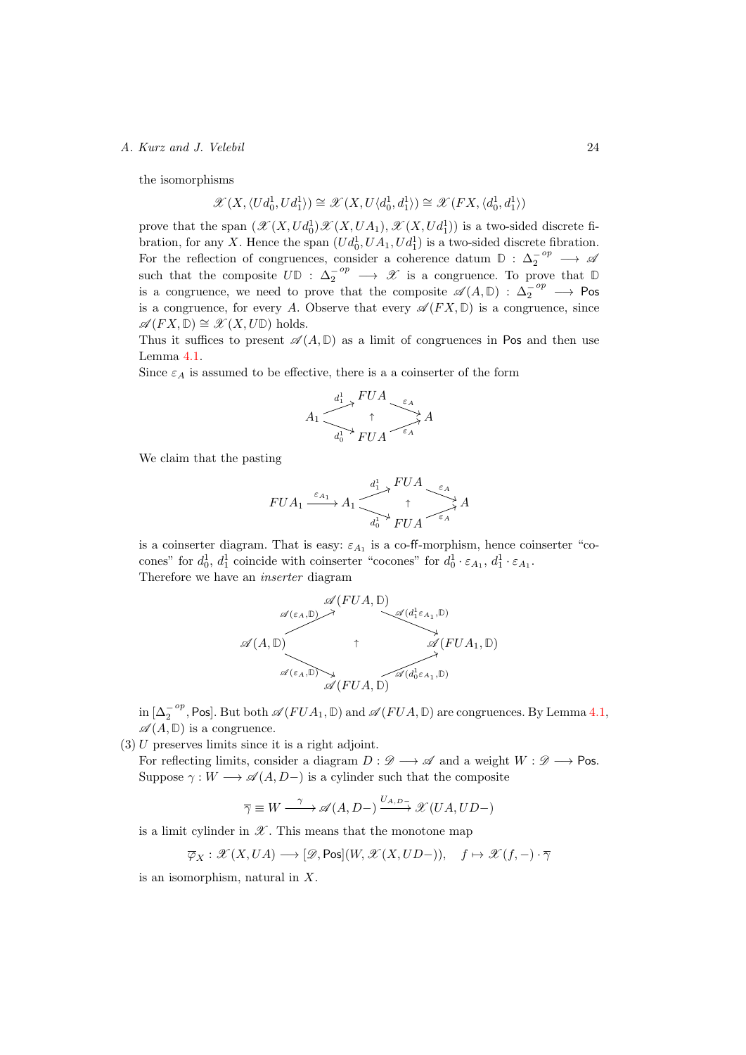the isomorphisms

$$\mathscr{X}(X, \langle Ud_0^1, Ud_1^1\rangle) \cong \mathscr{X}(X, U\langle d_0^1, d_1^1\rangle) \cong \mathscr{X}(FX, \langle d_0^1, d_1^1\rangle)$$

prove that the span $(\mathscr{X}(X, Ud_0^1)\mathscr{X}(X, UA_1), \mathscr{X}(X, Ud_1^1))$ is a two-sided discrete fibration, for any $X$. Hence the span $(Ud_0^1, UA_1, Ud_1^1)$ is a two-sided discrete fibration.

For the reflection of congruences, consider a coherence datum $\mathbb{D} : {\Delta_2^-}^{op} \longrightarrow \mathscr{A}$ such that the composite $U\mathbb{D} : {\Delta_2^-}^{op} \longrightarrow \mathscr{X}$ is a congruence. To prove that $\mathbb{D}$ is a congruence, we need to prove that the composite $\mathscr{A}(A, \mathbb{D}) : {\Delta_2^-}^{op} \longrightarrow \mathsf{Pos}$ is a congruence, for every $A$. Observe that every $\mathscr{A}(FX, \mathbb{D})$ is a congruence, since $\mathscr{A}(FX, \mathbb{D}) \cong \mathscr{X}(X, U\mathbb{D})$ holds.

Thus it suffices to present $\mathscr{A}(A, \mathbb{D})$ as a limit of congruences in $\mathsf{Pos}$ and then use Lemma 4.1.

Since $\varepsilon_A$ is assumed to be effective, there is a a coinserter of the form

$$\begin{array}{ccccc} & & FUA & & \\ & \overset{d_1^1}{\nearrow} & & \overset{\varepsilon_A}{\searrow} & \\ A_1 & & \uparrow & & A \\ & \underset{d_0^1}{\searrow} & & \underset{\varepsilon_A}{\nearrow} & \\ & & FUA & & \end{array}$$

We claim that the pasting

$$\begin{array}{ccccccc} & & & & FUA & & \\ & & & \overset{d_1^1}{\nearrow} & & \overset{\varepsilon_A}{\searrow} & \\ FUA_1 & \xrightarrow{\varepsilon_{A_1}} & A_1 & & \uparrow & & A \\ & & & \underset{d_0^1}{\searrow} & & \underset{\varepsilon_A}{\nearrow} & \\ & & & & FUA & & \end{array}$$

is a coinserter diagram. That is easy: $\varepsilon_{A_1}$ is a co-ff-morphism, hence coinserter "cocones" for $d_0^1$, $d_1^1$ coincide with coinserter "cocones" for $d_0^1 \cdot \varepsilon_{A_1}$, $d_1^1 \cdot \varepsilon_{A_1}$.

Therefore we have an *inserter* diagram

$$\begin{array}{ccccc} & & \mathscr{A}(FUA, \mathbb{D}) & & \\ & \overset{\mathscr{A}(\varepsilon_A, \mathbb{D})}{\nearrow} & & \overset{\mathscr{A}(d_1^1 \varepsilon_{A_1}, \mathbb{D})}{\searrow} & \\ \mathscr{A}(A, \mathbb{D}) & & \uparrow & & \mathscr{A}(FUA_1, \mathbb{D}) \\ & \underset{\mathscr{A}(\varepsilon_A, \mathbb{D})}{\searrow} & & \underset{\mathscr{A}(d_0^1 \varepsilon_{A_1}, \mathbb{D})}{\nearrow} & \\ & & \mathscr{A}(FUA, \mathbb{D}) & & \end{array}$$

in $[{\Delta_2^-}^{op}, \mathsf{Pos}]$. But both $\mathscr{A}(FUA_1, \mathbb{D})$ and $\mathscr{A}(FUA, \mathbb{D})$ are congruences. By Lemma 4.1, $\mathscr{A}(A, \mathbb{D})$ is a congruence.

(3) $U$ preserves limits since it is a right adjoint.

For reflecting limits, consider a diagram $D : \mathscr{D} \longrightarrow \mathscr{A}$ and a weight $W : \mathscr{D} \longrightarrow \mathsf{Pos}$. Suppose $\gamma : W \longrightarrow \mathscr{A}(A, D-)$ is a cylinder such that the composite

$$\overline{\gamma} \equiv W \xrightarrow{\gamma} \mathscr{A}(A, D-) \xrightarrow{U_{A,D-}} \mathscr{X}(UA, UD-)$$

is a limit cylinder in $\mathscr{X}$. This means that the monotone map

$$\overline{\varphi}_X : \mathscr{X}(X, UA) \longrightarrow [\mathscr{D}, \mathsf{Pos}](W, \mathscr{X}(X, UD-)), \quad f \mapsto \mathscr{X}(f, -) \cdot \overline{\gamma}$$

is an isomorphism, natural in $X$.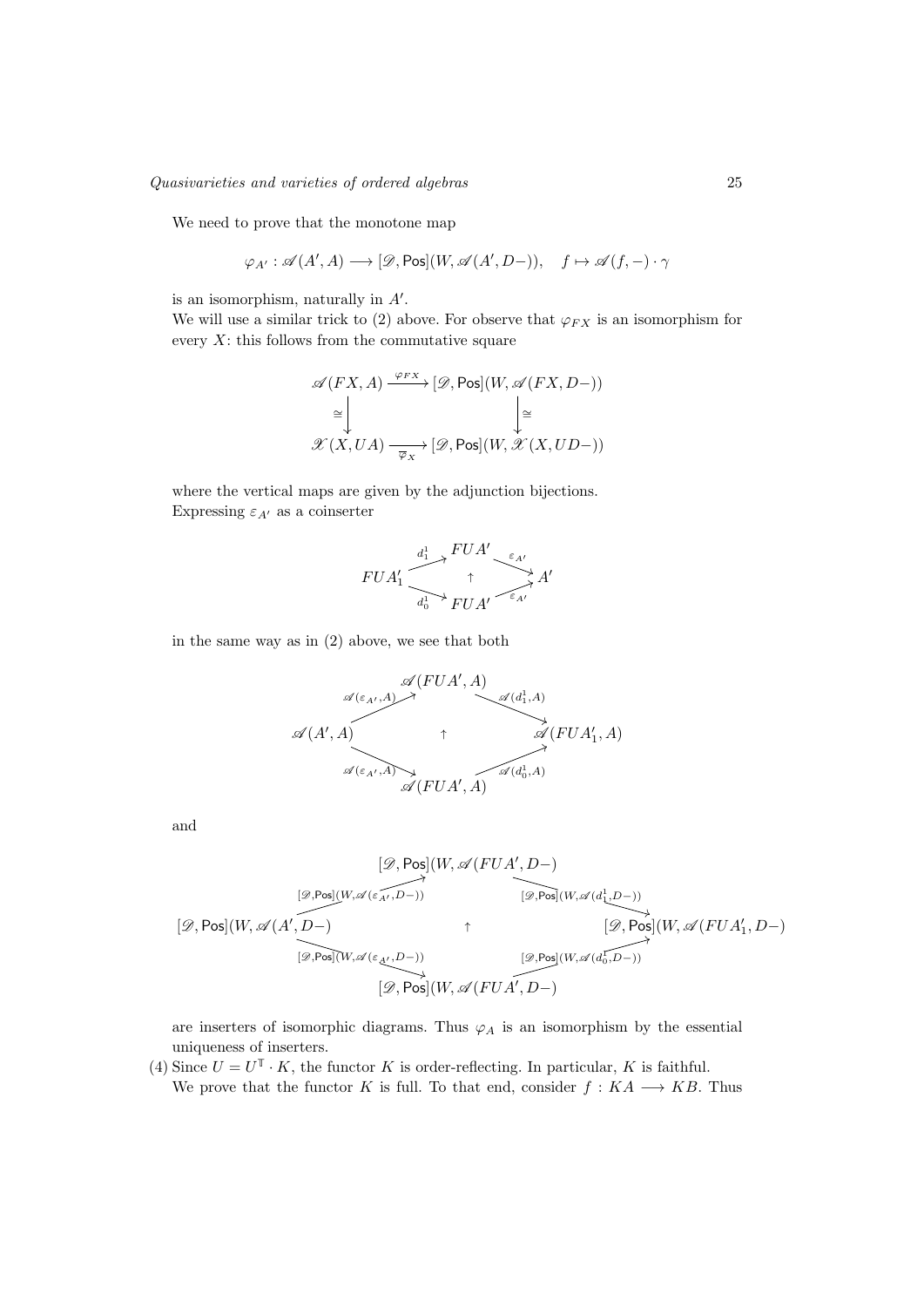We need to prove that the monotone map

$$\varphi_{A'} : \mathscr{A}(A', A) \longrightarrow [\mathscr{D}, \mathsf{Pos}](W, \mathscr{A}(A', D-)), \quad f \mapsto \mathscr{A}(f, -) \cdot \gamma$$

is an isomorphism, naturally in $A'$.

We will use a similar trick to (2) above. For observe that $\varphi_{FX}$ is an isomorphism for every $X$: this follows from the commutative square

$$\begin{array}{ccc}
\mathscr{A}(FX, A) & \xrightarrow{\varphi_{FX}} & [\mathscr{D}, \mathsf{Pos}](W, \mathscr{A}(FX, D-)) \\
\cong \downarrow & & \downarrow \cong \\
\mathscr{X}(X, UA) & \xrightarrow[\overline{\varphi}_X]{} & [\mathscr{D}, \mathsf{Pos}](W, \mathscr{X}(X, UD-))
\end{array}$$

where the vertical maps are given by the adjunction bijections.

Expressing $\varepsilon_{A'}$ as a coinserter

$$FUA'_1 \underset{d_0^1}{\overset{d_1^1}{\rightrightarrows}} FUA' \xrightarrow{\varepsilon_{A'}} A' \quad (\uparrow)$$

in the same way as in (2) above, we see that both

$$\mathscr{A}(A', A) \underset{\mathscr{A}(\varepsilon_{A'}, A)}{\overset{\mathscr{A}(\varepsilon_{A'}, A)}{\rightrightarrows}} \mathscr{A}(FUA', A) \underset{\mathscr{A}(d_0^1, A)}{\overset{\mathscr{A}(d_1^1, A)}{\rightrightarrows}} \mathscr{A}(FUA'_1, A) \quad (\uparrow)$$

and

$$[\mathscr{D}, \mathsf{Pos}](W, \mathscr{A}(A', D-) \underset{[\mathscr{D}, \mathsf{Pos}](W, \mathscr{A}(\varepsilon_{A'}, D-))}{\overset{[\mathscr{D}, \mathsf{Pos}](W, \mathscr{A}(\varepsilon_{A'}, D-))}{\rightrightarrows}} [\mathscr{D}, \mathsf{Pos}](W, \mathscr{A}(FUA', D-) \underset{[\mathscr{D}, \mathsf{Pos}](W, \mathscr{A}(d_0^1, D-))}{\overset{[\mathscr{D}, \mathsf{Pos}](W, \mathscr{A}(d_1^1, D-))}{\rightrightarrows}} [\mathscr{D}, \mathsf{Pos}](W, \mathscr{A}(FUA'_1, D-) \quad (\uparrow)$$

are inserters of isomorphic diagrams. Thus $\varphi_A$ is an isomorphism by the essential uniqueness of inserters.

(4) Since $U = U^{\mathbb{T}} \cdot K$, the functor $K$ is order-reflecting. In particular, $K$ is faithful.
We prove that the functor $K$ is full. To that end, consider $f : KA \longrightarrow KB$. Thus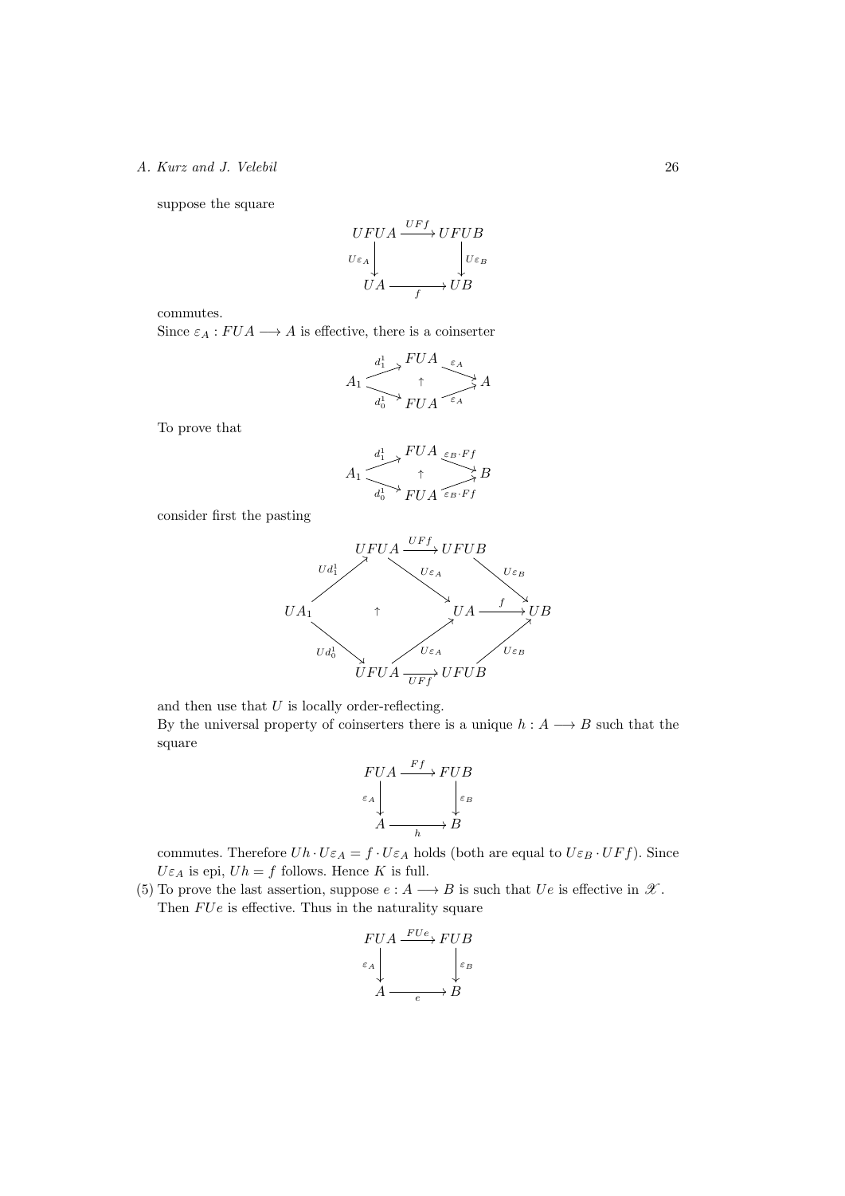suppose the square

$$
\begin{array}{ccc}
UFUA & \xrightarrow{UFf} & UFUB \\
{\scriptstyle U\varepsilon_A}\downarrow & & \downarrow{\scriptstyle U\varepsilon_B} \\
UA & \xrightarrow[f]{} & UB
\end{array}
$$

commutes.

Since $\varepsilon_A : FUA \longrightarrow A$ is effective, there is a coinserter

$$
A_1 \underset{d_0^1}{\overset{d_1^1}{\rightrightarrows}} FUA \quad \uparrow \quad FUA \underset{\varepsilon_A}{\overset{\varepsilon_A}{\rightrightarrows}} A
$$

To prove that

$$
A_1 \underset{d_0^1}{\overset{d_1^1}{\rightrightarrows}} FUA \quad \uparrow \quad FUA \underset{\varepsilon_B \cdot Ff}{\overset{\varepsilon_B \cdot Ff}{\rightrightarrows}} B
$$

consider first the pasting

$$
\begin{array}{ccccccc}
 & & UFUA & \xrightarrow{UFf} & UFUB & & \\
 & {\scriptstyle Ud_1^1}\nearrow & & {\scriptstyle U\varepsilon_A}\searrow & & {\scriptstyle U\varepsilon_B}\searrow & \\
UA_1 & & \uparrow & & UA & \xrightarrow{f} & UB \\
 & {\scriptstyle Ud_0^1}\searrow & & {\scriptstyle U\varepsilon_A}\nearrow & & {\scriptstyle U\varepsilon_B}\nearrow & \\
 & & UFUA & \xrightarrow[UFf]{} & UFUB & &
\end{array}
$$

and then use that $U$ is locally order-reflecting.

By the universal property of coinserters there is a unique $h : A \longrightarrow B$ such that the square

$$
\begin{array}{ccc}
FUA & \xrightarrow{Ff} & FUB \\
{\scriptstyle \varepsilon_A}\downarrow & & \downarrow{\scriptstyle \varepsilon_B} \\
A & \xrightarrow[h]{} & B
\end{array}
$$

commutes. Therefore $Uh \cdot U\varepsilon_A = f \cdot U\varepsilon_A$ holds (both are equal to $U\varepsilon_B \cdot UFf$). Since $U\varepsilon_A$ is epi, $Uh = f$ follows. Hence $K$ is full.

(5) To prove the last assertion, suppose $e : A \longrightarrow B$ is such that $Ue$ is effective in $\mathscr{X}$. Then $FUe$ is effective. Thus in the naturality square

$$
\begin{array}{ccc}
FUA & \xrightarrow{FUe} & FUB \\
{\scriptstyle \varepsilon_A}\downarrow & & \downarrow{\scriptstyle \varepsilon_B} \\
A & \xrightarrow[e]{} & B
\end{array}
$$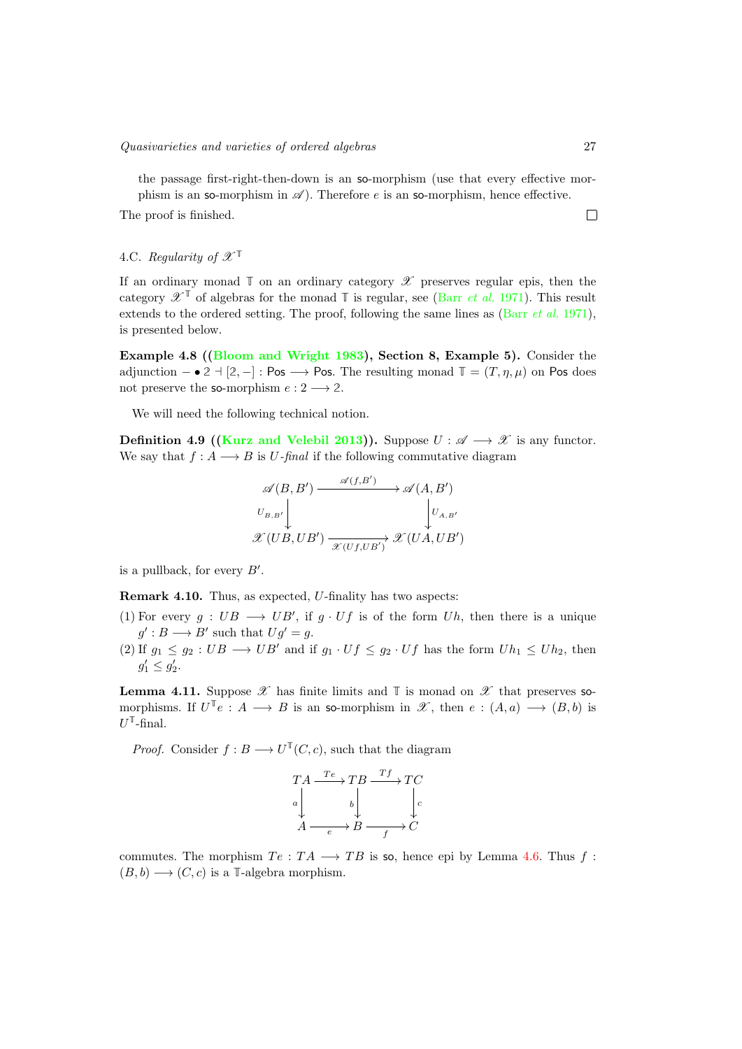the passage first-right-then-down is an so-morphism (use that every effective morphism is an so-morphism in $\mathscr{A}$). Therefore $e$ is an so-morphism, hence effective.

The proof is finished. $\square$

### 4.C. *Regularity of* $\mathscr{X}^{\mathbb{T}}$

If an ordinary monad $\mathbb{T}$ on an ordinary category $\mathscr{X}$ preserves regular epis, then the category $\mathscr{X}^{\mathbb{T}}$ of algebras for the monad $\mathbb{T}$ is regular, see (Barr *et al.* 1971). This result extends to the ordered setting. The proof, following the same lines as (Barr *et al.* 1971), is presented below.

**Example 4.8 ((Bloom and Wright 1983), Section 8, Example 5).** Consider the adjunction $- \bullet \mathbb{2} \dashv [\mathbb{2}, -] : \mathsf{Pos} \longrightarrow \mathsf{Pos}$. The resulting monad $\mathbb{T} = (T, \eta, \mu)$ on $\mathsf{Pos}$ does not preserve the so-morphism $e : 2 \longrightarrow \mathbb{2}$.

We will need the following technical notion.

**Definition 4.9 ((Kurz and Velebil 2013)).** Suppose $U : \mathscr{A} \longrightarrow \mathscr{X}$ is any functor. We say that $f : A \longrightarrow B$ is *$U$-final* if the following commutative diagram

$$
\begin{array}{ccc}
\mathscr{A}(B, B') & \xrightarrow{\mathscr{A}(f, B')} & \mathscr{A}(A, B') \\
{\scriptstyle U_{B,B'}} \downarrow & & \downarrow {\scriptstyle U_{A,B'}} \\
\mathscr{X}(UB, UB') & \xrightarrow[\mathscr{X}(Uf, UB')]{} & \mathscr{X}(UA, UB')
\end{array}
$$

is a pullback, for every $B'$.

**Remark 4.10.** Thus, as expected, $U$-finality has two aspects:

(1) For every $g : UB \longrightarrow UB'$, if $g \cdot Uf$ is of the form $Uh$, then there is a unique $g' : B \longrightarrow B'$ such that $Ug' = g$.

(2) If $g_1 \leq g_2 : UB \longrightarrow UB'$ and if $g_1 \cdot Uf \leq g_2 \cdot Uf$ has the form $Uh_1 \leq Uh_2$, then $g'_1 \leq g'_2$.

**Lemma 4.11.** Suppose $\mathscr{X}$ has finite limits and $\mathbb{T}$ is monad on $\mathscr{X}$ that preserves so-morphisms. If $U^{\mathbb{T}}e : A \longrightarrow B$ is an so-morphism in $\mathscr{X}$, then $e : (A, a) \longrightarrow (B, b)$ is $U^{\mathbb{T}}$-final.

*Proof.* Consider $f : B \longrightarrow U^{\mathbb{T}}(C, c)$, such that the diagram

$$
\begin{array}{ccccc}
TA & \xrightarrow{Te} & TB & \xrightarrow{Tf} & TC \\
{\scriptstyle a} \downarrow & & {\scriptstyle b} \downarrow & & \downarrow {\scriptstyle c} \\
A & \xrightarrow[e]{} & B & \xrightarrow[f]{} & C
\end{array}
$$

commutes. The morphism $Te : TA \longrightarrow TB$ is so, hence epi by Lemma 4.6. Thus $f : (B, b) \longrightarrow (C, c)$ is a $\mathbb{T}$-algebra morphism.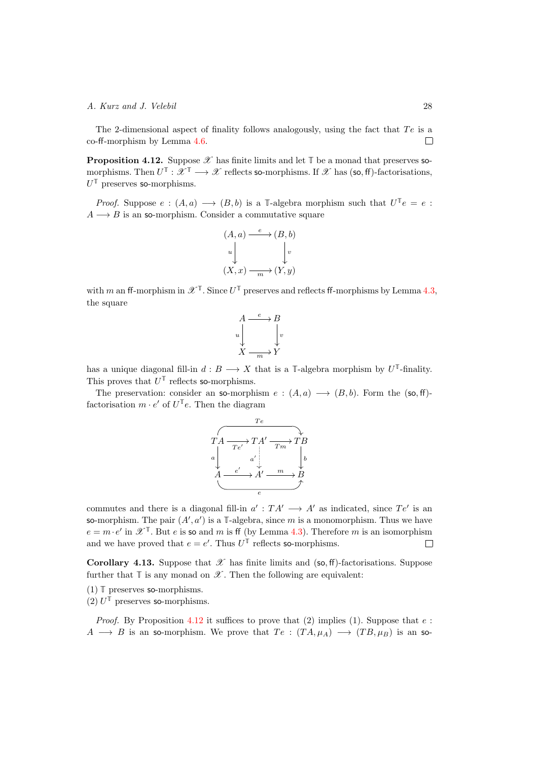The 2-dimensional aspect of finality follows analogously, using the fact that $Te$ is a co-ff-morphism by Lemma 4.6. □

**Proposition 4.12.** Suppose $\mathscr{X}$ has finite limits and let $\mathbb{T}$ be a monad that preserves so-morphisms. Then $U^{\mathbb{T}} : \mathscr{X}^{\mathbb{T}} \longrightarrow \mathscr{X}$ reflects so-morphisms. If $\mathscr{X}$ has (so, ff)-factorisations, $U^{\mathbb{T}}$ preserves so-morphisms.

*Proof.* Suppose $e : (A, a) \longrightarrow (B, b)$ is a $\mathbb{T}$-algebra morphism such that $U^{\mathbb{T}} e = e : A \longrightarrow B$ is an so-morphism. Consider a commutative square

$$\begin{array}{ccc} (A,a) & \xrightarrow{e} & (B,b) \\ {\scriptstyle u}\downarrow & & \downarrow{\scriptstyle v} \\ (X,x) & \xrightarrow[m]{} & (Y,y) \end{array}$$

with $m$ an ff-morphism in $\mathscr{X}^{\mathbb{T}}$. Since $U^{\mathbb{T}}$ preserves and reflects ff-morphisms by Lemma 4.3, the square

$$\begin{array}{ccc} A & \xrightarrow{e} & B \\ {\scriptstyle u}\downarrow & & \downarrow{\scriptstyle v} \\ X & \xrightarrow[m]{} & Y \end{array}$$

has a unique diagonal fill-in $d : B \longrightarrow X$ that is a $\mathbb{T}$-algebra morphism by $U^{\mathbb{T}}$-finality. This proves that $U^{\mathbb{T}}$ reflects so-morphisms.

The preservation: consider an so-morphism $e : (A, a) \longrightarrow (B, b)$. Form the (so, ff)-factorisation $m \cdot e'$ of $U^{\mathbb{T}} e$. Then the diagram

$$\begin{array}{ccccc} TA & \xrightarrow[Te']{} & TA' & \xrightarrow[Tm]{} & TB \\ {\scriptstyle a}\downarrow & & \vdots{\scriptstyle a'} & & \downarrow{\scriptstyle b} \\ A & \xrightarrow{e'} & A' & \xrightarrow{m} & B \end{array}$$

(with the outer arrows $Te : TA \to TB$ on top and $e : A \to B$ on the bottom)

commutes and there is a diagonal fill-in $a' : TA' \longrightarrow A'$ as indicated, since $Te'$ is an so-morphism. The pair $(A', a')$ is a $\mathbb{T}$-algebra, since $m$ is a monomorphism. Thus we have $e = m \cdot e'$ in $\mathscr{X}^{\mathbb{T}}$. But $e$ is so and $m$ is ff (by Lemma 4.3). Therefore $m$ is an isomorphism and we have proved that $e = e'$. Thus $U^{\mathbb{T}}$ reflects so-morphisms. □

**Corollary 4.13.** Suppose that $\mathscr{X}$ has finite limits and (so, ff)-factorisations. Suppose further that $\mathbb{T}$ is any monad on $\mathscr{X}$. Then the following are equivalent:

(1) $\mathbb{T}$ preserves so-morphisms.
(2) $U^{\mathbb{T}}$ preserves so-morphisms.

*Proof.* By Proposition 4.12 it suffices to prove that (2) implies (1). Suppose that $e : A \longrightarrow B$ is an so-morphism. We prove that $Te : (TA, \mu_A) \longrightarrow (TB, \mu_B)$ is an so-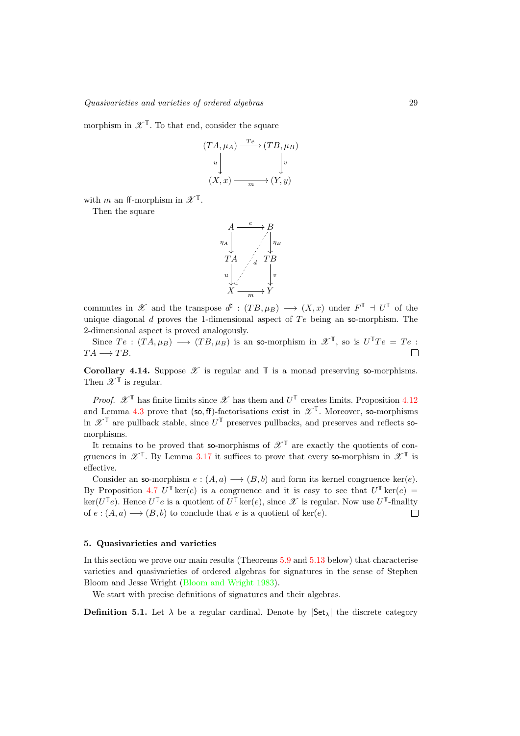morphism in $\mathscr{X}^{\mathbb{T}}$. To that end, consider the square

$$\begin{array}{ccc}
(TA, \mu_A) & \xrightarrow{Te} & (TB, \mu_B) \\
{\scriptstyle u}\downarrow & & \downarrow{\scriptstyle v} \\
(X, x) & \xrightarrow[m]{} & (Y, y)
\end{array}$$

with $m$ an $\mathsf{ff}$-morphism in $\mathscr{X}^{\mathbb{T}}$.

Then the square

$$\begin{array}{ccc}
A & \xrightarrow{e} & B \\
{\scriptstyle \eta_A}\downarrow & & \downarrow{\scriptstyle \eta_B} \\
TA & {\scriptstyle d} & TB \\
{\scriptstyle u}\downarrow & & \downarrow{\scriptstyle v} \\
X & \xrightarrow[m]{} & Y
\end{array}$$

commutes in $\mathscr{X}$ and the transpose $d^\sharp : (TB, \mu_B) \longrightarrow (X, x)$ under $F^{\mathbb{T}} \dashv U^{\mathbb{T}}$ of the unique diagonal $d$ proves the 1-dimensional aspect of $Te$ being an $\mathsf{so}$-morphism. The 2-dimensional aspect is proved analogously.

Since $Te : (TA, \mu_B) \longrightarrow (TB, \mu_B)$ is an $\mathsf{so}$-morphism in $\mathscr{X}^{\mathbb{T}}$, so is $U^{\mathbb{T}}Te = Te : TA \longrightarrow TB$. $\square$

**Corollary 4.14.** Suppose $\mathscr{X}$ is regular and $\mathbb{T}$ is a monad preserving $\mathsf{so}$-morphisms. Then $\mathscr{X}^{\mathbb{T}}$ is regular.

*Proof.* $\mathscr{X}^{\mathbb{T}}$ has finite limits since $\mathscr{X}$ has them and $U^{\mathbb{T}}$ creates limits. Proposition 4.12 and Lemma 4.3 prove that $(\mathsf{so}, \mathsf{ff})$-factorisations exist in $\mathscr{X}^{\mathbb{T}}$. Moreover, $\mathsf{so}$-morphisms in $\mathscr{X}^{\mathbb{T}}$ are pullback stable, since $U^{\mathbb{T}}$ preserves pullbacks, and preserves and reflects $\mathsf{so}$-morphisms.

It remains to be proved that $\mathsf{so}$-morphisms of $\mathscr{X}^{\mathbb{T}}$ are exactly the quotients of congruences in $\mathscr{X}^{\mathbb{T}}$. By Lemma 3.17 it suffices to prove that every $\mathsf{so}$-morphism in $\mathscr{X}^{\mathbb{T}}$ is effective.

Consider an $\mathsf{so}$-morphism $e : (A, a) \longrightarrow (B, b)$ and form its kernel congruence $\ker(e)$. By Proposition 4.7 $U^{\mathbb{T}} \ker(e)$ is a congruence and it is easy to see that $U^{\mathbb{T}} \ker(e) = \ker(U^{\mathbb{T}}e)$. Hence $U^{\mathbb{T}}e$ is a quotient of $U^{\mathbb{T}} \ker(e)$, since $\mathscr{X}$ is regular. Now use $U^{\mathbb{T}}$-finality of $e : (A, a) \longrightarrow (B, b)$ to conclude that $e$ is a quotient of $\ker(e)$. $\square$

## 5. Quasivarieties and varieties

In this section we prove our main results (Theorems 5.9 and 5.13 below) that characterise varieties and quasivarieties of ordered algebras for signatures in the sense of Stephen Bloom and Jesse Wright (Bloom and Wright 1983).

We start with precise definitions of signatures and their algebras.

**Definition 5.1.** Let $\lambda$ be a regular cardinal. Denote by $|\mathsf{Set}_\lambda|$ the discrete category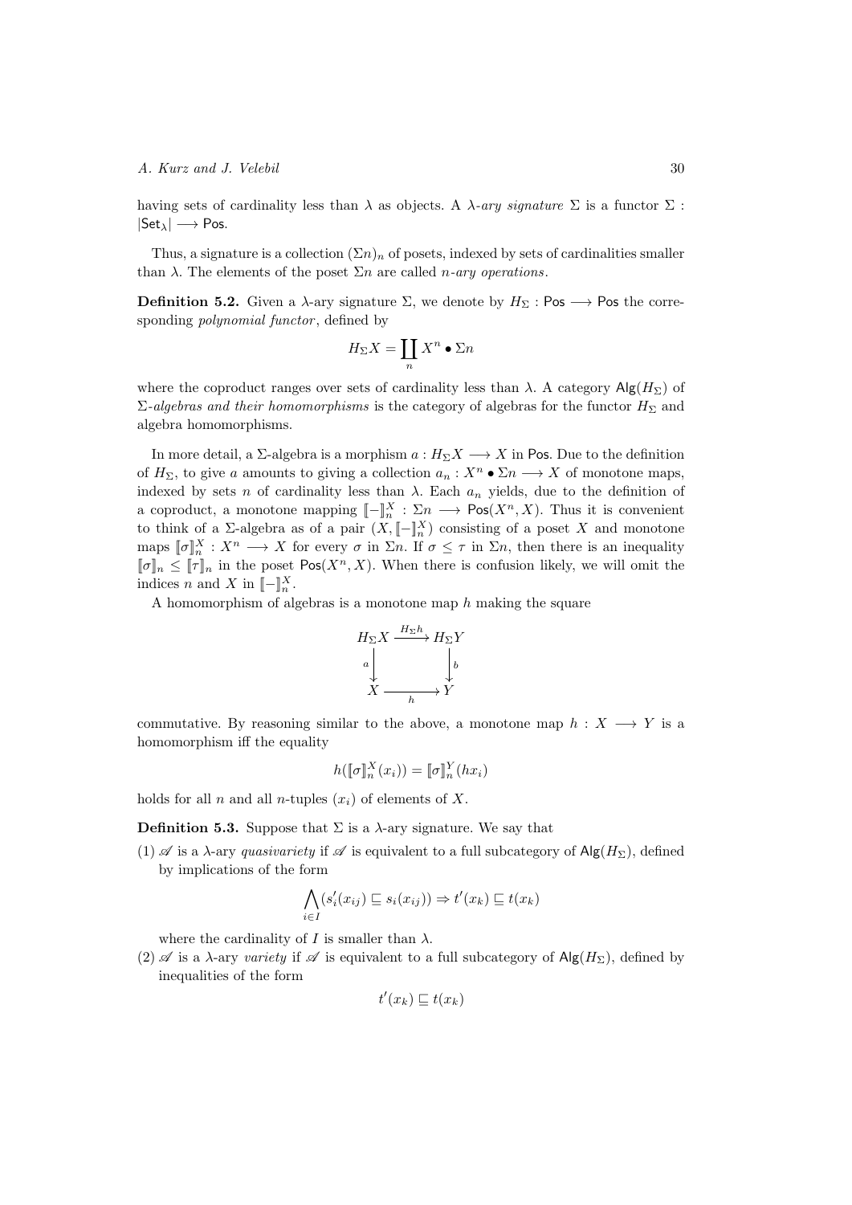having sets of cardinality less than $\lambda$ as objects. A *$\lambda$-ary signature* $\Sigma$ is a functor $\Sigma : |\mathsf{Set}_\lambda| \longrightarrow \mathsf{Pos}$.

Thus, a signature is a collection $(\Sigma n)_n$ of posets, indexed by sets of cardinalities smaller than $\lambda$. The elements of the poset $\Sigma n$ are called *$n$-ary operations*.

**Definition 5.2.** Given a $\lambda$-ary signature $\Sigma$, we denote by $H_\Sigma : \mathsf{Pos} \longrightarrow \mathsf{Pos}$ the corresponding *polynomial functor*, defined by

$$H_\Sigma X = \coprod_n X^n \bullet \Sigma n$$

where the coproduct ranges over sets of cardinality less than $\lambda$. A category $\mathsf{Alg}(H_\Sigma)$ of *$\Sigma$-algebras and their homomorphisms* is the category of algebras for the functor $H_\Sigma$ and algebra homomorphisms.

In more detail, a $\Sigma$-algebra is a morphism $a : H_\Sigma X \longrightarrow X$ in $\mathsf{Pos}$. Due to the definition of $H_\Sigma$, to give $a$ amounts to giving a collection $a_n : X^n \bullet \Sigma n \longrightarrow X$ of monotone maps, indexed by sets $n$ of cardinality less than $\lambda$. Each $a_n$ yields, due to the definition of a coproduct, a monotone mapping $[\![-]\!]^X_n : \Sigma n \longrightarrow \mathsf{Pos}(X^n, X)$. Thus it is convenient to think of a $\Sigma$-algebra as of a pair $(X, [\![-]\!]^X_n)$ consisting of a poset $X$ and monotone maps $[\![\sigma]\!]^X_n : X^n \longrightarrow X$ for every $\sigma$ in $\Sigma n$. If $\sigma \leq \tau$ in $\Sigma n$, then there is an inequality $[\![\sigma]\!]_n \leq [\![\tau]\!]_n$ in the poset $\mathsf{Pos}(X^n, X)$. When there is confusion likely, we will omit the indices $n$ and $X$ in $[\![-]\!]^X_n$.

A homomorphism of algebras is a monotone map $h$ making the square

$$\begin{array}{ccc}
H_\Sigma X & \xrightarrow{H_\Sigma h} & H_\Sigma Y \\
{\scriptstyle a}\downarrow & & \downarrow{\scriptstyle b} \\
X & \xrightarrow[h]{} & Y
\end{array}$$

commutative. By reasoning similar to the above, a monotone map $h : X \longrightarrow Y$ is a homomorphism iff the equality

$$h([\![\sigma]\!]^X_n(x_i)) = [\![\sigma]\!]^Y_n(hx_i)$$

holds for all $n$ and all $n$-tuples $(x_i)$ of elements of $X$.

**Definition 5.3.** Suppose that $\Sigma$ is a $\lambda$-ary signature. We say that

(1) $\mathscr{A}$ is a $\lambda$-ary *quasivariety* if $\mathscr{A}$ is equivalent to a full subcategory of $\mathsf{Alg}(H_\Sigma)$, defined by implications of the form

$$\bigwedge_{i \in I} (s'_i(x_{ij}) \sqsubseteq s_i(x_{ij})) \Rightarrow t'(x_k) \sqsubseteq t(x_k)$$

where the cardinality of $I$ is smaller than $\lambda$.

(2) $\mathscr{A}$ is a $\lambda$-ary *variety* if $\mathscr{A}$ is equivalent to a full subcategory of $\mathsf{Alg}(H_\Sigma)$, defined by inequalities of the form

$$t'(x_k) \sqsubseteq t(x_k)$$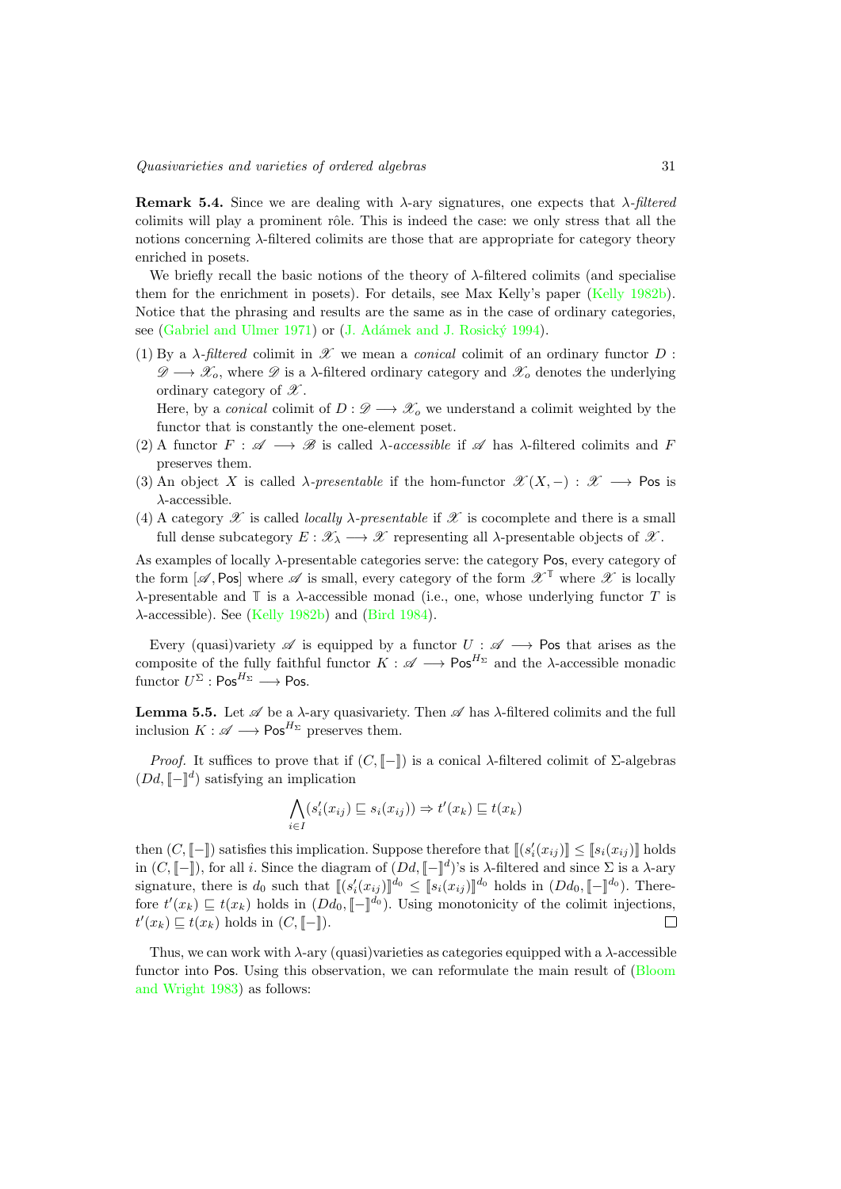**Remark 5.4.** Since we are dealing with $\lambda$-ary signatures, one expects that $\lambda$-*filtered* colimits will play a prominent rôle. This is indeed the case: we only stress that all the notions concerning $\lambda$-filtered colimits are those that are appropriate for category theory enriched in posets.

We briefly recall the basic notions of the theory of $\lambda$-filtered colimits (and specialise them for the enrichment in posets). For details, see Max Kelly's paper (Kelly 1982b). Notice that the phrasing and results are the same as in the case of ordinary categories, see (Gabriel and Ulmer 1971) or (J. Adámek and J. Rosický 1994).

(1) By a $\lambda$-*filtered* colimit in $\mathscr{X}$ we mean a *conical* colimit of an ordinary functor $D : \mathscr{D} \longrightarrow \mathscr{X}_o$, where $\mathscr{D}$ is a $\lambda$-filtered ordinary category and $\mathscr{X}_o$ denotes the underlying ordinary category of $\mathscr{X}$.
   Here, by a *conical* colimit of $D : \mathscr{D} \longrightarrow \mathscr{X}_o$ we understand a colimit weighted by the functor that is constantly the one-element poset.
(2) A functor $F : \mathscr{A} \longrightarrow \mathscr{B}$ is called $\lambda$-*accessible* if $\mathscr{A}$ has $\lambda$-filtered colimits and $F$ preserves them.
(3) An object $X$ is called $\lambda$-*presentable* if the hom-functor $\mathscr{X}(X, -) : \mathscr{X} \longrightarrow \mathsf{Pos}$ is $\lambda$-accessible.
(4) A category $\mathscr{X}$ is called *locally $\lambda$-presentable* if $\mathscr{X}$ is cocomplete and there is a small full dense subcategory $E : \mathscr{X}_\lambda \longrightarrow \mathscr{X}$ representing all $\lambda$-presentable objects of $\mathscr{X}$.

As examples of locally $\lambda$-presentable categories serve: the category $\mathsf{Pos}$, every category of the form $[\mathscr{A}, \mathsf{Pos}]$ where $\mathscr{A}$ is small, every category of the form $\mathscr{X}^{\mathbb{T}}$ where $\mathscr{X}$ is locally $\lambda$-presentable and $\mathbb{T}$ is a $\lambda$-accessible monad (i.e., one, whose underlying functor $T$ is $\lambda$-accessible). See (Kelly 1982b) and (Bird 1984).

Every (quasi)variety $\mathscr{A}$ is equipped by a functor $U : \mathscr{A} \longrightarrow \mathsf{Pos}$ that arises as the composite of the fully faithful functor $K : \mathscr{A} \longrightarrow \mathsf{Pos}^{H_\Sigma}$ and the $\lambda$-accessible monadic functor $U^\Sigma : \mathsf{Pos}^{H_\Sigma} \longrightarrow \mathsf{Pos}$.

**Lemma 5.5.** Let $\mathscr{A}$ be a $\lambda$-ary quasivariety. Then $\mathscr{A}$ has $\lambda$-filtered colimits and the full inclusion $K : \mathscr{A} \longrightarrow \mathsf{Pos}^{H_\Sigma}$ preserves them.

*Proof.* It suffices to prove that if $(C, [\![-]\!])$ is a conical $\lambda$-filtered colimit of $\Sigma$-algebras $(Dd, [\![-]\!]^d)$ satisfying an implication

$$\bigwedge_{i \in I} (s_i'(x_{ij}) \sqsubseteq s_i(x_{ij})) \Rightarrow t'(x_k) \sqsubseteq t(x_k)$$

then $(C, [\![-]\!])$ satisfies this implication. Suppose therefore that $[\![(s_i'(x_{ij})]\!] \leq [\![s_i(x_{ij})]\!]$ holds in $(C, [\![-]\!])$, for all $i$. Since the diagram of $(Dd, [\![-]\!]^d)$'s is $\lambda$-filtered and since $\Sigma$ is a $\lambda$-ary signature, there is $d_0$ such that $[\![(s_i'(x_{ij})]\!]^{d_0} \leq [\![s_i(x_{ij})]\!]^{d_0}$ holds in $(Dd_0, [\![-]\!]^{d_0})$. Therefore $t'(x_k) \sqsubseteq t(x_k)$ holds in $(Dd_0, [\![-]\!]^{d_0})$. Using monotonicity of the colimit injections, $t'(x_k) \sqsubseteq t(x_k)$ holds in $(C, [\![-]\!])$. $\square$

Thus, we can work with $\lambda$-ary (quasi)varieties as categories equipped with a $\lambda$-accessible functor into $\mathsf{Pos}$. Using this observation, we can reformulate the main result of (Bloom and Wright 1983) as follows: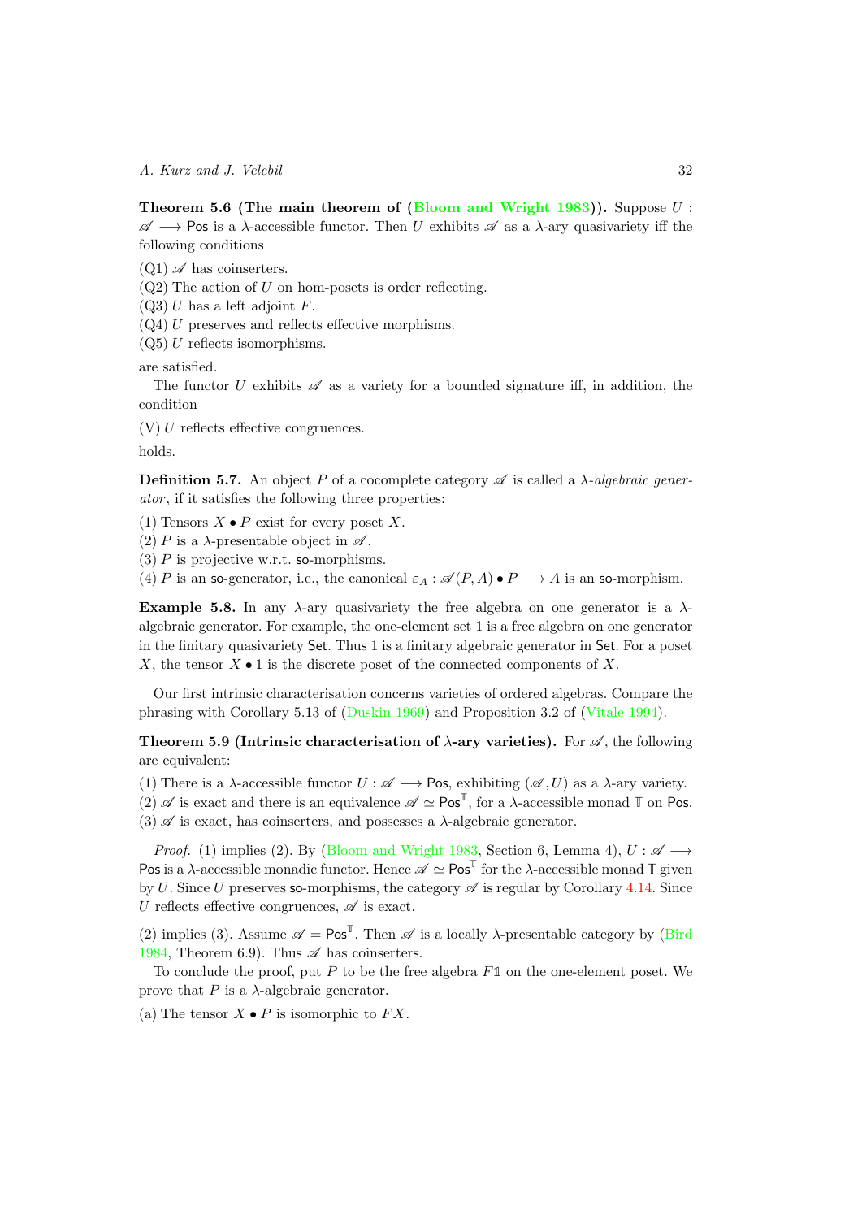**Theorem 5.6 (The main theorem of (Bloom and Wright 1983)).** Suppose $U : \mathscr{A} \longrightarrow \mathsf{Pos}$ is a $\lambda$-accessible functor. Then $U$ exhibits $\mathscr{A}$ as a $\lambda$-ary quasivariety iff the following conditions

(Q1) $\mathscr{A}$ has coinserters.
(Q2) The action of $U$ on hom-posets is order reflecting.
(Q3) $U$ has a left adjoint $F$.
(Q4) $U$ preserves and reflects effective morphisms.
(Q5) $U$ reflects isomorphisms.

are satisfied.

The functor $U$ exhibits $\mathscr{A}$ as a variety for a bounded signature iff, in addition, the condition

(V) $U$ reflects effective congruences.

holds.

**Definition 5.7.** An object $P$ of a cocomplete category $\mathscr{A}$ is called a *$\lambda$-algebraic generator*, if it satisfies the following three properties:

(1) Tensors $X \bullet P$ exist for every poset $X$.
(2) $P$ is a $\lambda$-presentable object in $\mathscr{A}$.
(3) $P$ is projective w.r.t. $\mathsf{so}$-morphisms.
(4) $P$ is an $\mathsf{so}$-generator, i.e., the canonical $\varepsilon_A : \mathscr{A}(P, A) \bullet P \longrightarrow A$ is an $\mathsf{so}$-morphism.

**Example 5.8.** In any $\lambda$-ary quasivariety the free algebra on one generator is a $\lambda$-algebraic generator. For example, the one-element set 1 is a free algebra on one generator in the finitary quasivariety $\mathsf{Set}$. Thus 1 is a finitary algebraic generator in $\mathsf{Set}$. For a poset $X$, the tensor $X \bullet 1$ is the discrete poset of the connected components of $X$.

Our first intrinsic characterisation concerns varieties of ordered algebras. Compare the phrasing with Corollary 5.13 of (Duskin 1969) and Proposition 3.2 of (Vitale 1994).

**Theorem 5.9 (Intrinsic characterisation of $\lambda$-ary varieties).** For $\mathscr{A}$, the following are equivalent:

(1) There is a $\lambda$-accessible functor $U : \mathscr{A} \longrightarrow \mathsf{Pos}$, exhibiting $(\mathscr{A}, U)$ as a $\lambda$-ary variety.
(2) $\mathscr{A}$ is exact and there is an equivalence $\mathscr{A} \simeq \mathsf{Pos}^{\mathbb{T}}$, for a $\lambda$-accessible monad $\mathbb{T}$ on $\mathsf{Pos}$.
(3) $\mathscr{A}$ is exact, has coinserters, and possesses a $\lambda$-algebraic generator.

*Proof.* (1) implies (2). By (Bloom and Wright 1983, Section 6, Lemma 4), $U : \mathscr{A} \longrightarrow \mathsf{Pos}$ is a $\lambda$-accessible monadic functor. Hence $\mathscr{A} \simeq \mathsf{Pos}^{\mathbb{T}}$ for the $\lambda$-accessible monad $\mathbb{T}$ given by $U$. Since $U$ preserves $\mathsf{so}$-morphisms, the category $\mathscr{A}$ is regular by Corollary 4.14. Since $U$ reflects effective congruences, $\mathscr{A}$ is exact.

(2) implies (3). Assume $\mathscr{A} = \mathsf{Pos}^{\mathbb{T}}$. Then $\mathscr{A}$ is a locally $\lambda$-presentable category by (Bird 1984, Theorem 6.9). Thus $\mathscr{A}$ has coinserters.

To conclude the proof, put $P$ to be the free algebra $F\mathbb{1}$ on the one-element poset. We prove that $P$ is a $\lambda$-algebraic generator.

(a) The tensor $X \bullet P$ is isomorphic to $FX$.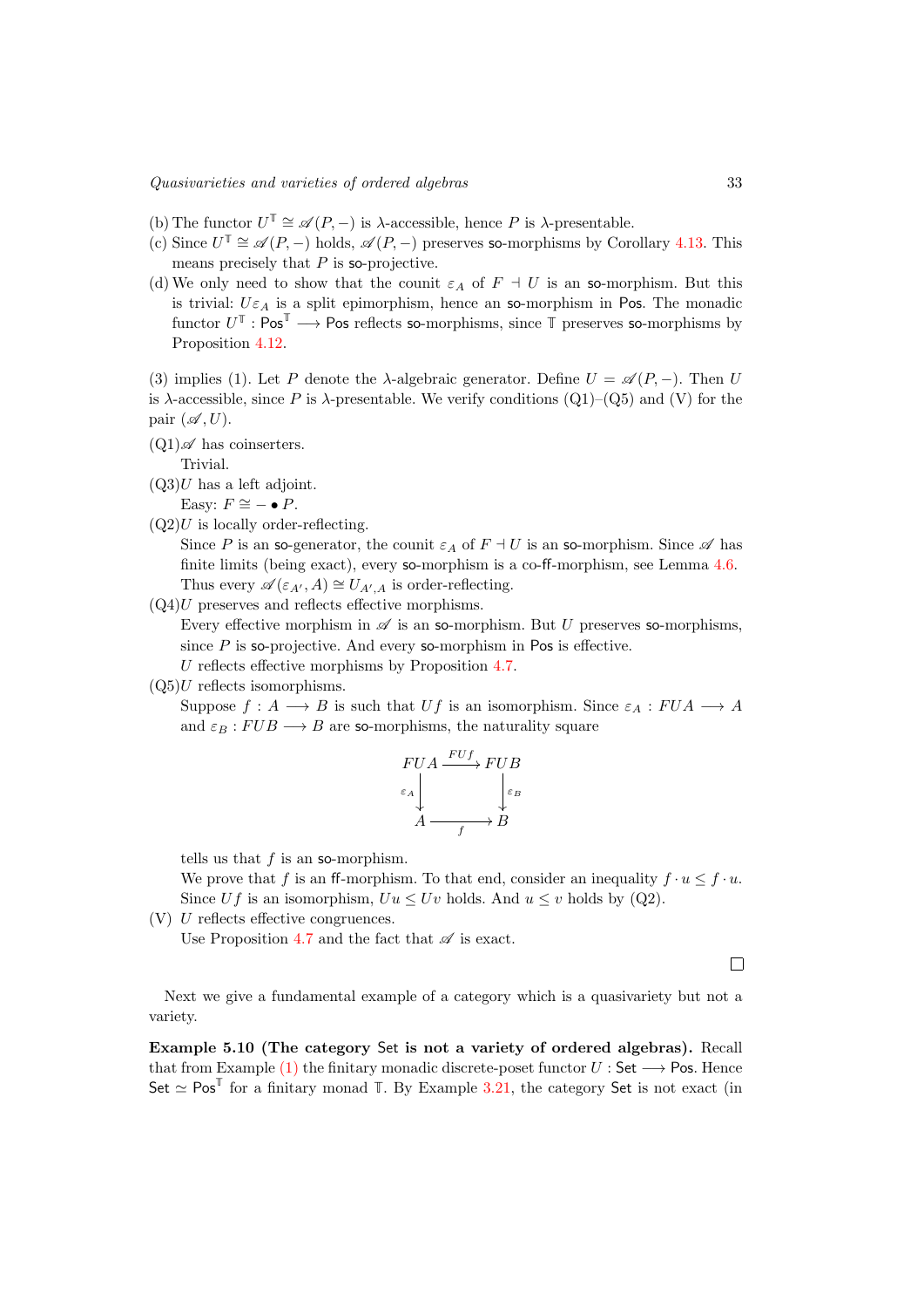(b) The functor $U^{\mathbb{T}} \cong \mathscr{A}(P, -)$ is $\lambda$-accessible, hence $P$ is $\lambda$-presentable.

(c) Since $U^{\mathbb{T}} \cong \mathscr{A}(P, -)$ holds, $\mathscr{A}(P, -)$ preserves so-morphisms by Corollary 4.13. This means precisely that $P$ is so-projective.

(d) We only need to show that the counit $\varepsilon_A$ of $F \dashv U$ is an so-morphism. But this is trivial: $U\varepsilon_A$ is a split epimorphism, hence an so-morphism in Pos. The monadic functor $U^{\mathbb{T}} : \mathsf{Pos}^{\mathbb{T}} \longrightarrow \mathsf{Pos}$ reflects so-morphisms, since $\mathbb{T}$ preserves so-morphisms by Proposition 4.12.

(3) implies (1). Let $P$ denote the $\lambda$-algebraic generator. Define $U = \mathscr{A}(P, -)$. Then $U$ is $\lambda$-accessible, since $P$ is $\lambda$-presentable. We verify conditions (Q1)–(Q5) and (V) for the pair $(\mathscr{A}, U)$.

(Q1) $\mathscr{A}$ has coinserters.
Trivial.

(Q3) $U$ has a left adjoint.
Easy: $F \cong - \bullet P$.

(Q2) $U$ is locally order-reflecting.
Since $P$ is an so-generator, the counit $\varepsilon_A$ of $F \dashv U$ is an so-morphism. Since $\mathscr{A}$ has finite limits (being exact), every so-morphism is a co-ff-morphism, see Lemma 4.6. Thus every $\mathscr{A}(\varepsilon_{A'}, A) \cong U_{A',A}$ is order-reflecting.

(Q4) $U$ preserves and reflects effective morphisms.
Every effective morphism in $\mathscr{A}$ is an so-morphism. But $U$ preserves so-morphisms, since $P$ is so-projective. And every so-morphism in Pos is effective.
$U$ reflects effective morphisms by Proposition 4.7.

(Q5) $U$ reflects isomorphisms.
Suppose $f : A \longrightarrow B$ is such that $Uf$ is an isomorphism. Since $\varepsilon_A : FUA \longrightarrow A$ and $\varepsilon_B : FUB \longrightarrow B$ are so-morphisms, the naturality square

$$\begin{array}{ccc} FUA & \xrightarrow{FUf} & FUB \\ {\scriptstyle \varepsilon_A}\downarrow & & \downarrow{\scriptstyle \varepsilon_B} \\ A & \xrightarrow[f]{} & B \end{array}$$

tells us that $f$ is an so-morphism.
We prove that $f$ is an ff-morphism. To that end, consider an inequality $f \cdot u \leq f \cdot u$. Since $Uf$ is an isomorphism, $Uu \leq Uv$ holds. And $u \leq v$ holds by (Q2).

(V) $U$ reflects effective congruences.
Use Proposition 4.7 and the fact that $\mathscr{A}$ is exact.

□

Next we give a fundamental example of a category which is a quasivariety but not a variety.

**Example 5.10 (The category Set is not a variety of ordered algebras).** Recall that from Example (1) the finitary monadic discrete-poset functor $U : \mathsf{Set} \longrightarrow \mathsf{Pos}$. Hence $\mathsf{Set} \simeq \mathsf{Pos}^{\mathbb{T}}$ for a finitary monad $\mathbb{T}$. By Example 3.21, the category Set is not exact (in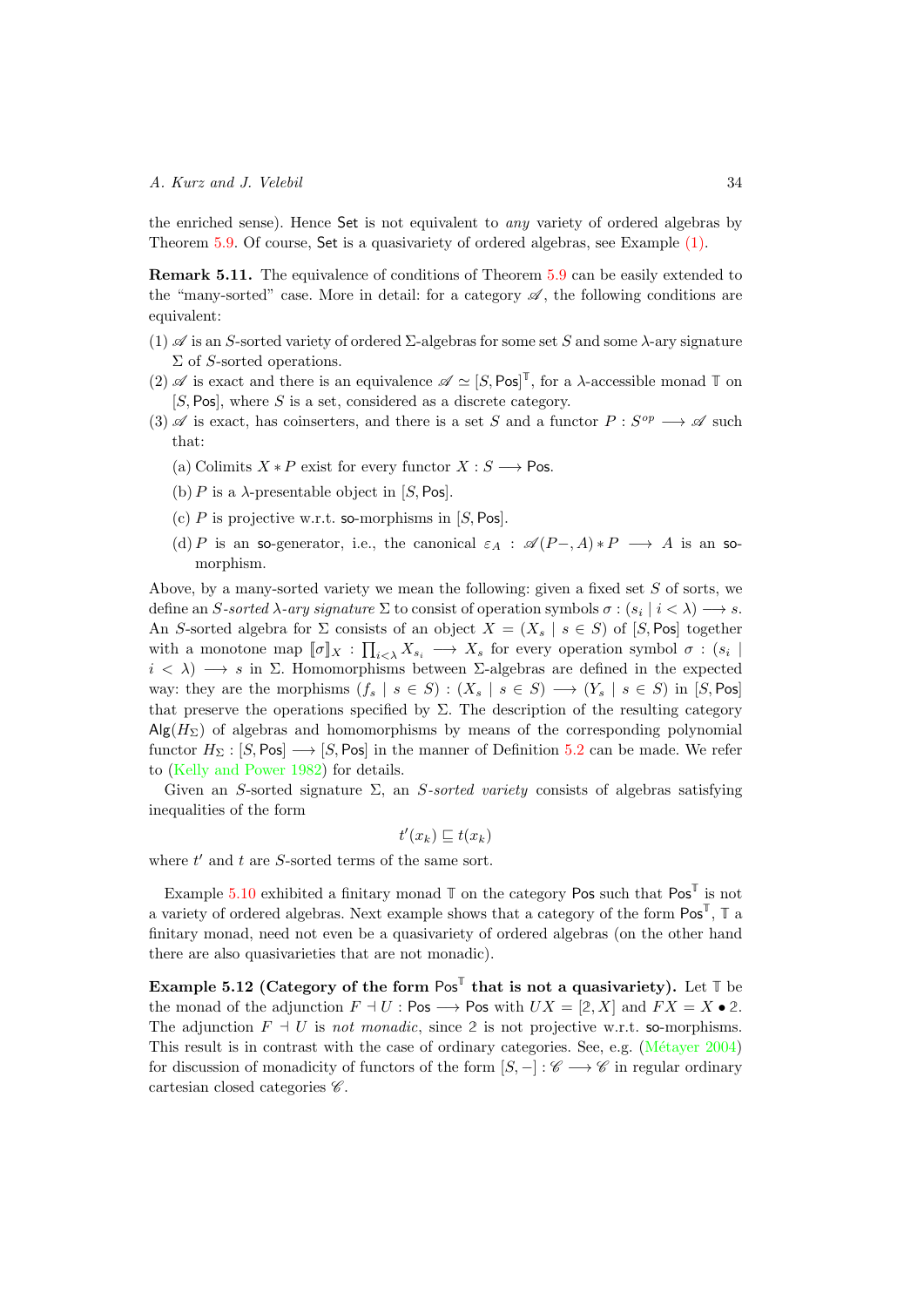the enriched sense). Hence Set is not equivalent to *any* variety of ordered algebras by Theorem 5.9. Of course, Set is a quasivariety of ordered algebras, see Example (1).

**Remark 5.11.** The equivalence of conditions of Theorem 5.9 can be easily extended to the "many-sorted" case. More in detail: for a category $\mathscr{A}$, the following conditions are equivalent:

(1) $\mathscr{A}$ is an $S$-sorted variety of ordered $\Sigma$-algebras for some set $S$ and some $\lambda$-ary signature $\Sigma$ of $S$-sorted operations.

(2) $\mathscr{A}$ is exact and there is an equivalence $\mathscr{A} \simeq [S, \mathsf{Pos}]^{\mathbb{T}}$, for a $\lambda$-accessible monad $\mathbb{T}$ on $[S, \mathsf{Pos}]$, where $S$ is a set, considered as a discrete category.

(3) $\mathscr{A}$ is exact, has coinserters, and there is a set $S$ and a functor $P : S^{op} \longrightarrow \mathscr{A}$ such that:

  (a) Colimits $X * P$ exist for every functor $X : S \longrightarrow \mathsf{Pos}$.

  (b) $P$ is a $\lambda$-presentable object in $[S, \mathsf{Pos}]$.

  (c) $P$ is projective w.r.t. so-morphisms in $[S, \mathsf{Pos}]$.

  (d) $P$ is an so-generator, i.e., the canonical $\varepsilon_A : \mathscr{A}(P-, A) * P \longrightarrow A$ is an so-morphism.

Above, by a many-sorted variety we mean the following: given a fixed set $S$ of sorts, we define an *$S$-sorted $\lambda$-ary signature* $\Sigma$ to consist of operation symbols $\sigma : (s_i \mid i < \lambda) \longrightarrow s$. An $S$-sorted algebra for $\Sigma$ consists of an object $X = (X_s \mid s \in S)$ of $[S, \mathsf{Pos}]$ together with a monotone map $[\![\sigma]\!]_X : \prod_{i<\lambda} X_{s_i} \longrightarrow X_s$ for every operation symbol $\sigma : (s_i \mid i < \lambda) \longrightarrow s$ in $\Sigma$. Homomorphisms between $\Sigma$-algebras are defined in the expected way: they are the morphisms $(f_s \mid s \in S) : (X_s \mid s \in S) \longrightarrow (Y_s \mid s \in S)$ in $[S, \mathsf{Pos}]$ that preserve the operations specified by $\Sigma$. The description of the resulting category $\mathsf{Alg}(H_\Sigma)$ of algebras and homomorphisms by means of the corresponding polynomial functor $H_\Sigma : [S, \mathsf{Pos}] \longrightarrow [S, \mathsf{Pos}]$ in the manner of Definition 5.2 can be made. We refer to (Kelly and Power 1982) for details.

Given an $S$-sorted signature $\Sigma$, an *$S$-sorted variety* consists of algebras satisfying inequalities of the form

$$t'(x_k) \sqsubseteq t(x_k)$$

where $t'$ and $t$ are $S$-sorted terms of the same sort.

Example 5.10 exhibited a finitary monad $\mathbb{T}$ on the category $\mathsf{Pos}$ such that $\mathsf{Pos}^{\mathbb{T}}$ is not a variety of ordered algebras. Next example shows that a category of the form $\mathsf{Pos}^{\mathbb{T}}$, $\mathbb{T}$ a finitary monad, need not even be a quasivariety of ordered algebras (on the other hand there are also quasivarieties that are not monadic).

**Example 5.12 (Category of the form $\mathsf{Pos}^{\mathbb{T}}$ that is not a quasivariety).** Let $\mathbb{T}$ be the monad of the adjunction $F \dashv U : \mathsf{Pos} \longrightarrow \mathsf{Pos}$ with $UX = [\mathbb{2}, X]$ and $FX = X \bullet \mathbb{2}$. The adjunction $F \dashv U$ is *not monadic*, since $\mathbb{2}$ is not projective w.r.t. so-morphisms. This result is in contrast with the case of ordinary categories. See, e.g. (Métayer 2004) for discussion of monadicity of functors of the form $[S, -] : \mathscr{C} \longrightarrow \mathscr{C}$ in regular ordinary cartesian closed categories $\mathscr{C}$.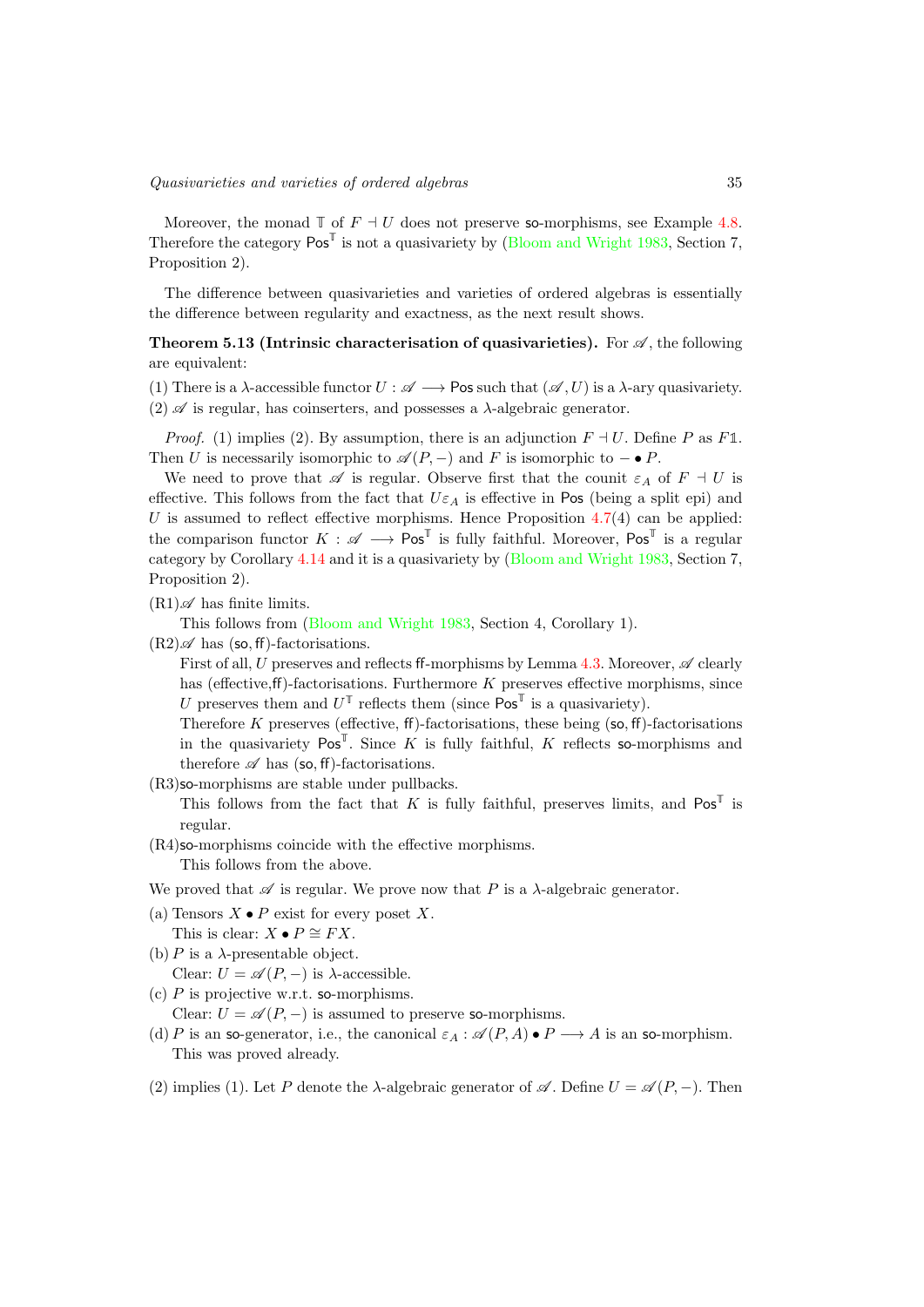Moreover, the monad $\mathbb{T}$ of $F \dashv U$ does not preserve $\mathsf{so}$-morphisms, see Example 4.8. Therefore the category $\mathsf{Pos}^{\mathbb{T}}$ is not a quasivariety by (Bloom and Wright 1983, Section 7, Proposition 2).

The difference between quasivarieties and varieties of ordered algebras is essentially the difference between regularity and exactness, as the next result shows.

**Theorem 5.13 (Intrinsic characterisation of quasivarieties).** For $\mathscr{A}$, the following are equivalent:

(1) There is a $\lambda$-accessible functor $U : \mathscr{A} \longrightarrow \mathsf{Pos}$ such that $(\mathscr{A}, U)$ is a $\lambda$-ary quasivariety.
(2) $\mathscr{A}$ is regular, has coinserters, and possesses a $\lambda$-algebraic generator.

*Proof.* (1) implies (2). By assumption, there is an adjunction $F \dashv U$. Define $P$ as $F\mathbb{1}$. Then $U$ is necessarily isomorphic to $\mathscr{A}(P, -)$ and $F$ is isomorphic to $- \bullet P$.

We need to prove that $\mathscr{A}$ is regular. Observe first that the counit $\varepsilon_A$ of $F \dashv U$ is effective. This follows from the fact that $U\varepsilon_A$ is effective in $\mathsf{Pos}$ (being a split epi) and $U$ is assumed to reflect effective morphisms. Hence Proposition 4.7(4) can be applied: the comparison functor $K : \mathscr{A} \longrightarrow \mathsf{Pos}^{\mathbb{T}}$ is fully faithful. Moreover, $\mathsf{Pos}^{\mathbb{T}}$ is a regular category by Corollary 4.14 and it is a quasivariety by (Bloom and Wright 1983, Section 7, Proposition 2).

(R1) $\mathscr{A}$ has finite limits.
This follows from (Bloom and Wright 1983, Section 4, Corollary 1).

(R2) $\mathscr{A}$ has $(\mathsf{so}, \mathsf{ff})$-factorisations.
First of all, $U$ preserves and reflects $\mathsf{ff}$-morphisms by Lemma 4.3. Moreover, $\mathscr{A}$ clearly has (effective,$\mathsf{ff}$)-factorisations. Furthermore $K$ preserves effective morphisms, since $U$ preserves them and $U^{\mathbb{T}}$ reflects them (since $\mathsf{Pos}^{\mathbb{T}}$ is a quasivariety).
Therefore $K$ preserves (effective, $\mathsf{ff}$)-factorisations, these being $(\mathsf{so}, \mathsf{ff})$-factorisations in the quasivariety $\mathsf{Pos}^{\mathbb{T}}$. Since $K$ is fully faithful, $K$ reflects $\mathsf{so}$-morphisms and therefore $\mathscr{A}$ has $(\mathsf{so}, \mathsf{ff})$-factorisations.

(R3) $\mathsf{so}$-morphisms are stable under pullbacks.
This follows from the fact that $K$ is fully faithful, preserves limits, and $\mathsf{Pos}^{\mathbb{T}}$ is regular.

(R4) $\mathsf{so}$-morphisms coincide with the effective morphisms.
This follows from the above.

We proved that $\mathscr{A}$ is regular. We prove now that $P$ is a $\lambda$-algebraic generator.

(a) Tensors $X \bullet P$ exist for every poset $X$.
This is clear: $X \bullet P \cong FX$.
(b) $P$ is a $\lambda$-presentable object.
Clear: $U = \mathscr{A}(P, -)$ is $\lambda$-accessible.
(c) $P$ is projective w.r.t. $\mathsf{so}$-morphisms.
Clear: $U = \mathscr{A}(P, -)$ is assumed to preserve $\mathsf{so}$-morphisms.
(d) $P$ is an $\mathsf{so}$-generator, i.e., the canonical $\varepsilon_A : \mathscr{A}(P, A) \bullet P \longrightarrow A$ is an $\mathsf{so}$-morphism.
This was proved already.

(2) implies (1). Let $P$ denote the $\lambda$-algebraic generator of $\mathscr{A}$. Define $U = \mathscr{A}(P, -)$. Then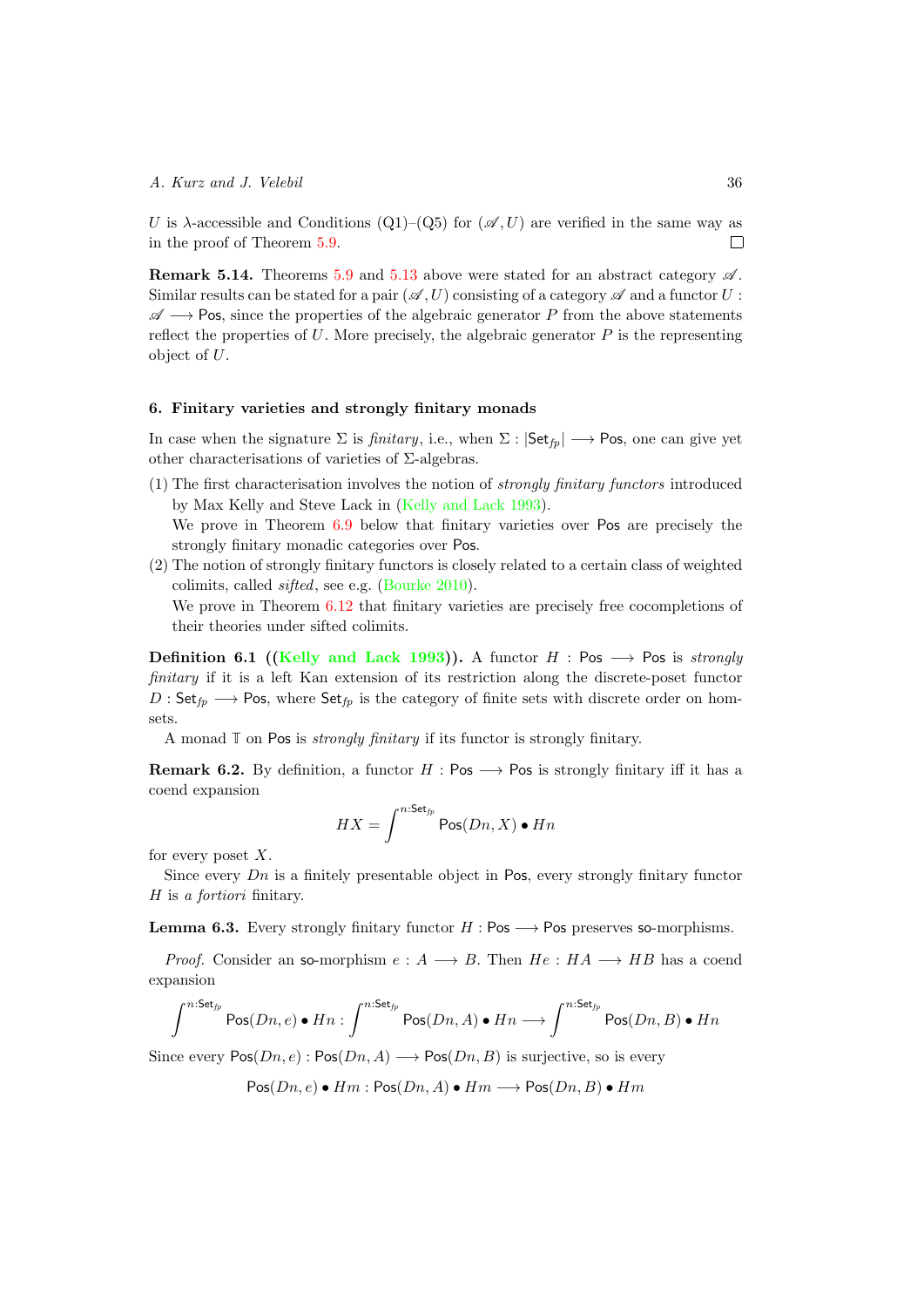$U$ is $\lambda$-accessible and Conditions (Q1)–(Q5) for $(\mathscr{A}, U)$ are verified in the same way as in the proof of Theorem 5.9. □

**Remark 5.14.** Theorems 5.9 and 5.13 above were stated for an abstract category $\mathscr{A}$. Similar results can be stated for a pair $(\mathscr{A}, U)$ consisting of a category $\mathscr{A}$ and a functor $U : \mathscr{A} \longrightarrow \mathsf{Pos}$, since the properties of the algebraic generator $P$ from the above statements reflect the properties of $U$. More precisely, the algebraic generator $P$ is the representing object of $U$.

### 6. Finitary varieties and strongly finitary monads

In case when the signature $\Sigma$ is *finitary*, i.e., when $\Sigma : |\mathsf{Set}_{fp}| \longrightarrow \mathsf{Pos}$, one can give yet other characterisations of varieties of $\Sigma$-algebras.

(1) The first characterisation involves the notion of *strongly finitary functors* introduced by Max Kelly and Steve Lack in (Kelly and Lack 1993).
We prove in Theorem 6.9 below that finitary varieties over $\mathsf{Pos}$ are precisely the strongly finitary monadic categories over $\mathsf{Pos}$.

(2) The notion of strongly finitary functors is closely related to a certain class of weighted colimits, called *sifted*, see e.g. (Bourke 2010).
We prove in Theorem 6.12 that finitary varieties are precisely free cocompletions of their theories under sifted colimits.

**Definition 6.1 ((Kelly and Lack 1993)).** A functor $H : \mathsf{Pos} \longrightarrow \mathsf{Pos}$ is *strongly finitary* if it is a left Kan extension of its restriction along the discrete-poset functor $D : \mathsf{Set}_{fp} \longrightarrow \mathsf{Pos}$, where $\mathsf{Set}_{fp}$ is the category of finite sets with discrete order on hom-sets.

A monad $\mathbb{T}$ on $\mathsf{Pos}$ is *strongly finitary* if its functor is strongly finitary.

**Remark 6.2.** By definition, a functor $H : \mathsf{Pos} \longrightarrow \mathsf{Pos}$ is strongly finitary iff it has a coend expansion

$$HX = \int^{n:\mathsf{Set}_{fp}} \mathsf{Pos}(Dn, X) \bullet Hn$$

for every poset $X$.

Since every $Dn$ is a finitely presentable object in $\mathsf{Pos}$, every strongly finitary functor $H$ is *a fortiori* finitary.

**Lemma 6.3.** Every strongly finitary functor $H : \mathsf{Pos} \longrightarrow \mathsf{Pos}$ preserves $\mathsf{so}$-morphisms.

*Proof.* Consider an $\mathsf{so}$-morphism $e : A \longrightarrow B$. Then $He : HA \longrightarrow HB$ has a coend expansion

$$\int^{n:\mathsf{Set}_{fp}} \mathsf{Pos}(Dn, e) \bullet Hn : \int^{n:\mathsf{Set}_{fp}} \mathsf{Pos}(Dn, A) \bullet Hn \longrightarrow \int^{n:\mathsf{Set}_{fp}} \mathsf{Pos}(Dn, B) \bullet Hn$$

Since every $\mathsf{Pos}(Dn, e) : \mathsf{Pos}(Dn, A) \longrightarrow \mathsf{Pos}(Dn, B)$ is surjective, so is every

$$\mathsf{Pos}(Dn, e) \bullet Hm : \mathsf{Pos}(Dn, A) \bullet Hm \longrightarrow \mathsf{Pos}(Dn, B) \bullet Hm$$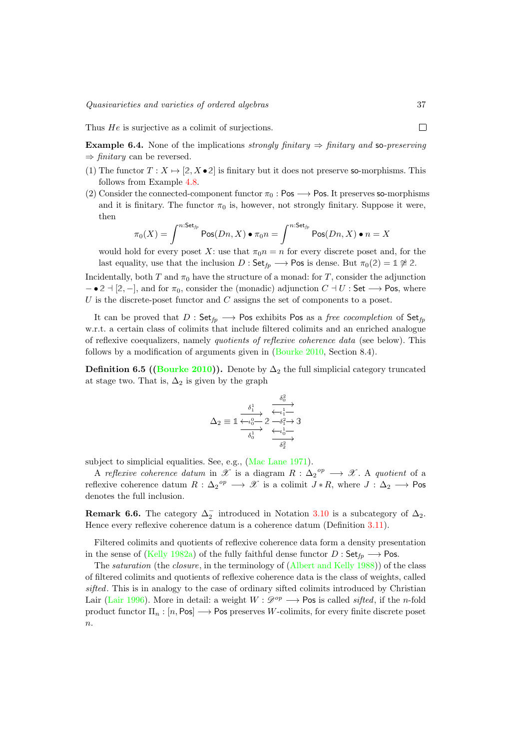Thus $He$ is surjective as a colimit of surjections. □

**Example 6.4.** None of the implications *strongly finitary* ⇒ *finitary and* so*-preserving* ⇒ *finitary* can be reversed.

(1) The functor $T : X \mapsto [2, X \bullet 2]$ is finitary but it does not preserve so-morphisms. This follows from Example 4.8.

(2) Consider the connected-component functor $\pi_0 : \mathsf{Pos} \longrightarrow \mathsf{Pos}$. It preserves so-morphisms and it is finitary. The functor $\pi_0$ is, however, not strongly finitary. Suppose it were, then

$$\pi_0(X) = \int^{n:\mathsf{Set}_{fp}} \mathsf{Pos}(Dn, X) \bullet \pi_0 n = \int^{n:\mathsf{Set}_{fp}} \mathsf{Pos}(Dn, X) \bullet n = X$$

would hold for every poset $X$: use that $\pi_0 n = n$ for every discrete poset and, for the last equality, use that the inclusion $D : \mathsf{Set}_{fp} \longrightarrow \mathsf{Pos}$ is dense. But $\pi_0(2) = 1 \not\cong 2$.

Incidentally, both $T$ and $\pi_0$ have the structure of a monad: for $T$, consider the adjunction $- \bullet 2 \dashv [2, -]$, and for $\pi_0$, consider the (monadic) adjunction $C \dashv U : \mathsf{Set} \longrightarrow \mathsf{Pos}$, where $U$ is the discrete-poset functor and $C$ assigns the set of components to a poset.

It can be proved that $D : \mathsf{Set}_{fp} \longrightarrow \mathsf{Pos}$ exhibits $\mathsf{Pos}$ as a *free cocompletion* of $\mathsf{Set}_{fp}$ w.r.t. a certain class of colimits that include filtered colimits and an enriched analogue of reflexive coequalizers, namely *quotients of reflexive coherence data* (see below). This follows by a modification of arguments given in (Bourke 2010, Section 8.4).

**Definition 6.5 ((Bourke 2010)).** Denote by $\Delta_2$ the full simplicial category truncated at stage two. That is, $\Delta_2$ is given by the graph

$$\Delta_2 \equiv 1 \underset{\delta_0^1}{\overset{\delta_1^1}{\rightrightarrows}} \!\!\!\!\!\!\!\! \xleftarrow{\iota_0^0} 2 \;\; \begin{matrix} \xrightarrow{\delta_0^2} \\ \xleftarrow{\iota_1^1} \\ \xrightarrow{\delta_1^2} \\ \xleftarrow{\iota_0^1} \\ \xrightarrow{\delta_2^2} \end{matrix} \;\; 3$$

subject to simplicial equalities. See, e.g., (Mac Lane 1971).

A *reflexive coherence datum* in $\mathscr{X}$ is a diagram $R : {\Delta_2}^{op} \longrightarrow \mathscr{X}$. A *quotient* of a reflexive coherence datum $R : {\Delta_2}^{op} \longrightarrow \mathscr{X}$ is a colimit $J * R$, where $J : \Delta_2 \longrightarrow \mathsf{Pos}$ denotes the full inclusion.

**Remark 6.6.** The category $\Delta_2^-$ introduced in Notation 3.10 is a subcategory of $\Delta_2$. Hence every reflexive coherence datum is a coherence datum (Definition 3.11).

Filtered colimits and quotients of reflexive coherence data form a density presentation in the sense of (Kelly 1982a) of the fully faithful dense functor $D : \mathsf{Set}_{fp} \longrightarrow \mathsf{Pos}$.

The *saturation* (the *closure*, in the terminology of (Albert and Kelly 1988)) of the class of filtered colimits and quotients of reflexive coherence data is the class of weights, called *sifted*. This is in analogy to the case of ordinary sifted colimits introduced by Christian Lair (Lair 1996). More in detail: a weight $W : \mathscr{D}^{op} \longrightarrow \mathsf{Pos}$ is called *sifted*, if the $n$-fold product functor $\Pi_n : [n, \mathsf{Pos}] \longrightarrow \mathsf{Pos}$ preserves $W$-colimits, for every finite discrete poset $n$.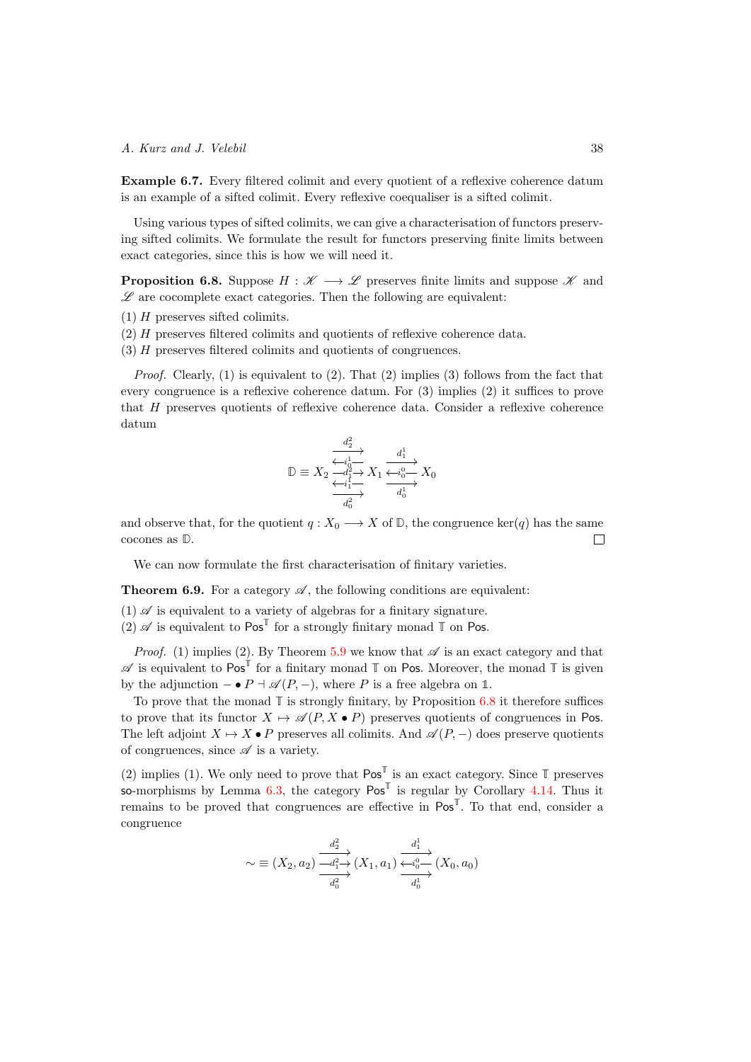**Example 6.7.** Every filtered colimit and every quotient of a reflexive coherence datum is an example of a sifted colimit. Every reflexive coequaliser is a sifted colimit.

Using various types of sifted colimits, we can give a characterisation of functors preserving sifted colimits. We formulate the result for functors preserving finite limits between exact categories, since this is how we will need it.

**Proposition 6.8.** Suppose $H : \mathscr{K} \longrightarrow \mathscr{L}$ preserves finite limits and suppose $\mathscr{K}$ and $\mathscr{L}$ are cocomplete exact categories. Then the following are equivalent:

(1) $H$ preserves sifted colimits.
(2) $H$ preserves filtered colimits and quotients of reflexive coherence data.
(3) $H$ preserves filtered colimits and quotients of congruences.

*Proof.* Clearly, (1) is equivalent to (2). That (2) implies (3) follows from the fact that every congruence is a reflexive coherence datum. For (3) implies (2) it suffices to prove that $H$ preserves quotients of reflexive coherence data. Consider a reflexive coherence datum

$$\mathbb{D} \equiv X_2 \underset{d_0^2}{\overset{d_2^2}{\substack{\longrightarrow \\ \xleftarrow{i_0^1} \\ \xrightarrow{d_1^2} \\ \xleftarrow{i_1^1} \\ \longrightarrow}}} X_1 \underset{d_0^1}{\overset{d_1^1}{\substack{\longrightarrow \\ \xleftarrow{i_0^0} \\ \longrightarrow}}} X_0$$

and observe that, for the quotient $q : X_0 \longrightarrow X$ of $\mathbb{D}$, the congruence $\ker(q)$ has the same cocones as $\mathbb{D}$. ☐

We can now formulate the first characterisation of finitary varieties.

**Theorem 6.9.** For a category $\mathscr{A}$, the following conditions are equivalent:

(1) $\mathscr{A}$ is equivalent to a variety of algebras for a finitary signature.
(2) $\mathscr{A}$ is equivalent to $\mathsf{Pos}^{\mathbb{T}}$ for a strongly finitary monad $\mathbb{T}$ on $\mathsf{Pos}$.

*Proof.* (1) implies (2). By Theorem 5.9 we know that $\mathscr{A}$ is an exact category and that $\mathscr{A}$ is equivalent to $\mathsf{Pos}^{\mathbb{T}}$ for a finitary monad $\mathbb{T}$ on $\mathsf{Pos}$. Moreover, the monad $\mathbb{T}$ is given by the adjunction $- \bullet P \dashv \mathscr{A}(P, -)$, where $P$ is a free algebra on $\mathbb{1}$.

To prove that the monad $\mathbb{T}$ is strongly finitary, by Proposition 6.8 it therefore suffices to prove that its functor $X \mapsto \mathscr{A}(P, X \bullet P)$ preserves quotients of congruences in $\mathsf{Pos}$. The left adjoint $X \mapsto X \bullet P$ preserves all colimits. And $\mathscr{A}(P, -)$ does preserve quotients of congruences, since $\mathscr{A}$ is a variety.

(2) implies (1). We only need to prove that $\mathsf{Pos}^{\mathbb{T}}$ is an exact category. Since $\mathbb{T}$ preserves $\mathsf{so}$-morphisms by Lemma 6.3, the category $\mathsf{Pos}^{\mathbb{T}}$ is regular by Corollary 4.14. Thus it remains to be proved that congruences are effective in $\mathsf{Pos}^{\mathbb{T}}$. To that end, consider a congruence

$$\sim \equiv (X_2, a_2) \underset{d_0^2}{\overset{d_2^2}{\substack{\longrightarrow \\ \xrightarrow{d_1^2} \\ \longrightarrow}}} (X_1, a_1) \underset{d_0^1}{\overset{d_1^1}{\substack{\longrightarrow \\ \xleftarrow{i_0^0} \\ \longrightarrow}}} (X_0, a_0)$$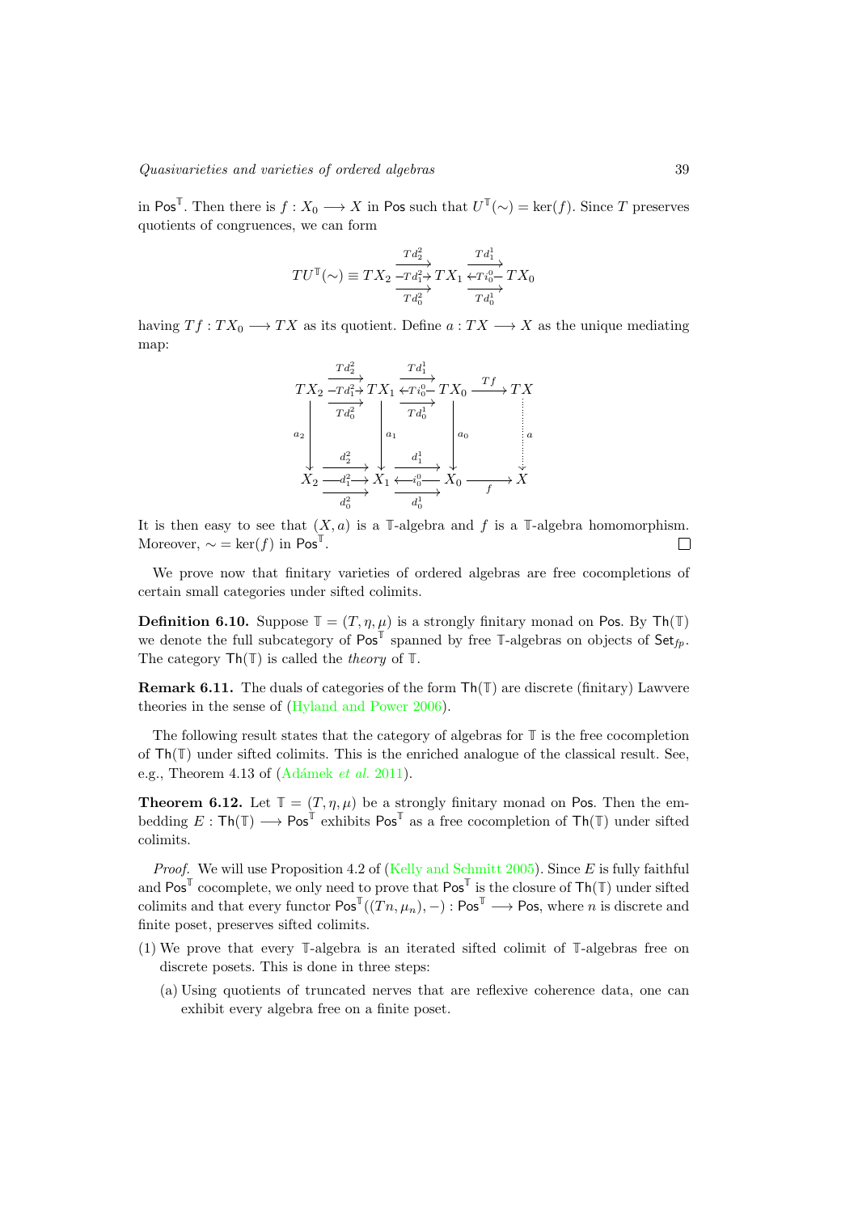in $\mathsf{Pos}^{\mathbb{T}}$. Then there is $f : X_0 \longrightarrow X$ in $\mathsf{Pos}$ such that $U^{\mathbb{T}}(\sim) = \ker(f)$. Since $T$ preserves quotients of congruences, we can form

$$
TU^{\mathbb{T}}(\sim) \equiv TX_2 \;\begin{smallmatrix} \xrightarrow{Td_2^2} \\ \xrightarrow{Td_1^2} \\ \xrightarrow{Td_0^2} \end{smallmatrix}\; TX_1 \;\begin{smallmatrix} \xrightarrow{Td_1^1} \\ \xleftarrow{Ti_0^0} \\ \xrightarrow{Td_0^1} \end{smallmatrix}\; TX_0
$$

having $Tf : TX_0 \longrightarrow TX$ as its quotient. Define $a : TX \longrightarrow X$ as the unique mediating map:

$$
\begin{array}{ccccccc}
TX_2 & \begin{smallmatrix} \xrightarrow{Td_2^2} \\ \xrightarrow{Td_1^2} \\ \xrightarrow{Td_0^2} \end{smallmatrix} & TX_1 & \begin{smallmatrix} \xrightarrow{Td_1^1} \\ \xleftarrow{Ti_0^0} \\ \xrightarrow{Td_0^1} \end{smallmatrix} & TX_0 & \xrightarrow{Tf} & TX \\
\downarrow{\scriptstyle a_2} & & \downarrow{\scriptstyle a_1} & & \downarrow{\scriptstyle a_0} & & \vdots{\scriptstyle a} \\
X_2 & \begin{smallmatrix} \xrightarrow{d_2^2} \\ \xrightarrow{d_1^2} \\ \xrightarrow{d_0^2} \end{smallmatrix} & X_1 & \begin{smallmatrix} \xrightarrow{d_1^1} \\ \xleftarrow{i_0^0} \\ \xrightarrow{d_0^1} \end{smallmatrix} & X_0 & \xrightarrow{f} & X
\end{array}
$$

It is then easy to see that $(X, a)$ is a $\mathbb{T}$-algebra and $f$ is a $\mathbb{T}$-algebra homomorphism. Moreover, $\sim = \ker(f)$ in $\mathsf{Pos}^{\mathbb{T}}$. □

We prove now that finitary varieties of ordered algebras are free cocompletions of certain small categories under sifted colimits.

**Definition 6.10.** Suppose $\mathbb{T} = (T, \eta, \mu)$ is a strongly finitary monad on $\mathsf{Pos}$. By $\mathsf{Th}(\mathbb{T})$ we denote the full subcategory of $\mathsf{Pos}^{\mathbb{T}}$ spanned by free $\mathbb{T}$-algebras on objects of $\mathsf{Set}_{fp}$. The category $\mathsf{Th}(\mathbb{T})$ is called the *theory* of $\mathbb{T}$.

**Remark 6.11.** The duals of categories of the form $\mathsf{Th}(\mathbb{T})$ are discrete (finitary) Lawvere theories in the sense of (Hyland and Power 2006).

The following result states that the category of algebras for $\mathbb{T}$ is the free cocompletion of $\mathsf{Th}(\mathbb{T})$ under sifted colimits. This is the enriched analogue of the classical result. See, e.g., Theorem 4.13 of (Adámek *et al.* 2011).

**Theorem 6.12.** Let $\mathbb{T} = (T, \eta, \mu)$ be a strongly finitary monad on $\mathsf{Pos}$. Then the embedding $E : \mathsf{Th}(\mathbb{T}) \longrightarrow \mathsf{Pos}^{\mathbb{T}}$ exhibits $\mathsf{Pos}^{\mathbb{T}}$ as a free cocompletion of $\mathsf{Th}(\mathbb{T})$ under sifted colimits.

*Proof.* We will use Proposition 4.2 of (Kelly and Schmitt 2005). Since $E$ is fully faithful and $\mathsf{Pos}^{\mathbb{T}}$ cocomplete, we only need to prove that $\mathsf{Pos}^{\mathbb{T}}$ is the closure of $\mathsf{Th}(\mathbb{T})$ under sifted colimits and that every functor $\mathsf{Pos}^{\mathbb{T}}((Tn, \mu_n), -) : \mathsf{Pos}^{\mathbb{T}} \longrightarrow \mathsf{Pos}$, where $n$ is discrete and finite poset, preserves sifted colimits.

(1) We prove that every $\mathbb{T}$-algebra is an iterated sifted colimit of $\mathbb{T}$-algebras free on discrete posets. This is done in three steps:

   (a) Using quotients of truncated nerves that are reflexive coherence data, one can exhibit every algebra free on a finite poset.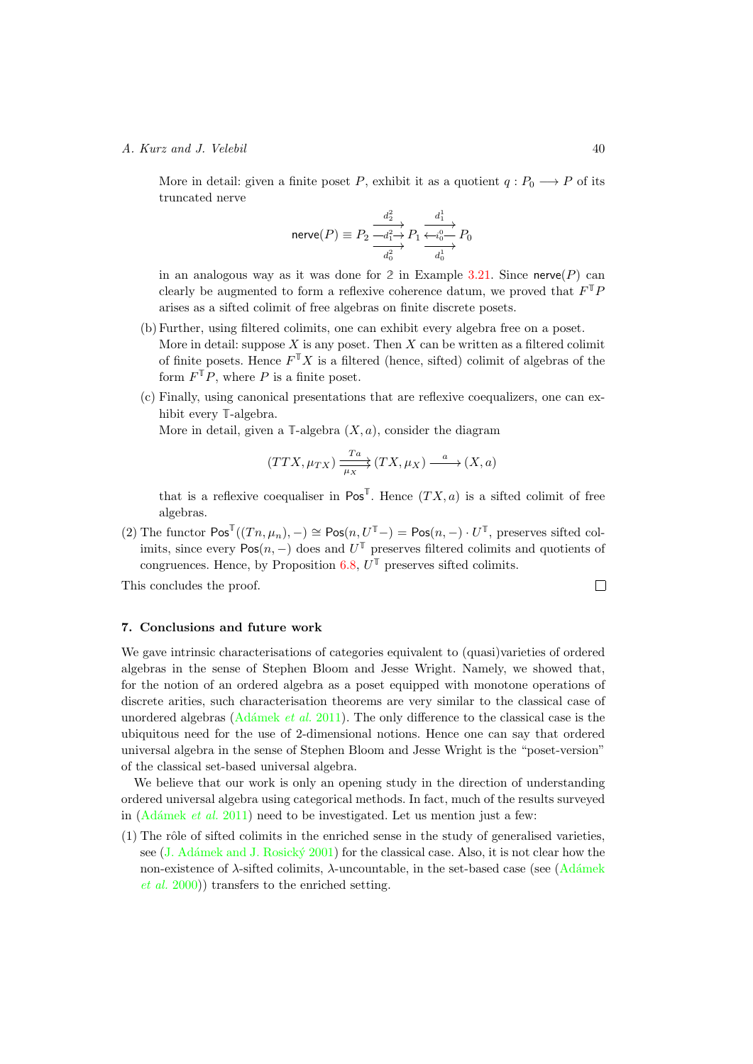More in detail: given a finite poset $P$, exhibit it as a quotient $q : P_0 \longrightarrow P$ of its truncated nerve

$$\mathsf{nerve}(P) \equiv P_2 \overset{d_2^2}{\underset{d_0^2}{\xrightarrow{\;-d_1^2\to\;}}} P_1 \overset{d_1^1}{\underset{d_0^1}{\xleftarrow{\;-i_0^0-\;}}} P_0$$

in an analogous way as it was done for $\mathbb{2}$ in Example 3.21. Since $\mathsf{nerve}(P)$ can clearly be augmented to form a reflexive coherence datum, we proved that $F^{\mathbb{T}}P$ arises as a sifted colimit of free algebras on finite discrete posets.

(b) Further, using filtered colimits, one can exhibit every algebra free on a poset.
More in detail: suppose $X$ is any poset. Then $X$ can be written as a filtered colimit of finite posets. Hence $F^{\mathbb{T}}X$ is a filtered (hence, sifted) colimit of algebras of the form $F^{\mathbb{T}}P$, where $P$ is a finite poset.

(c) Finally, using canonical presentations that are reflexive coequalizers, one can exhibit every $\mathbb{T}$-algebra.
More in detail, given a $\mathbb{T}$-algebra $(X, a)$, consider the diagram

$$(TTX, \mu_{TX}) \overset{Ta}{\underset{\mu_X}{\rightrightarrows}} (TX, \mu_X) \xrightarrow{\;\;a\;\;} (X, a)$$

that is a reflexive coequaliser in $\mathsf{Pos}^{\mathbb{T}}$. Hence $(TX, a)$ is a sifted colimit of free algebras.

(2) The functor $\mathsf{Pos}^{\mathbb{T}}((Tn, \mu_n), -) \cong \mathsf{Pos}(n, U^{\mathbb{T}}-) = \mathsf{Pos}(n, -) \cdot U^{\mathbb{T}}$, preserves sifted colimits, since every $\mathsf{Pos}(n, -)$ does and $U^{\mathbb{T}}$ preserves filtered colimits and quotients of congruences. Hence, by Proposition 6.8, $U^{\mathbb{T}}$ preserves sifted colimits.

This concludes the proof. □

## 7. Conclusions and future work

We gave intrinsic characterisations of categories equivalent to (quasi)varieties of ordered algebras in the sense of Stephen Bloom and Jesse Wright. Namely, we showed that, for the notion of an ordered algebra as a poset equipped with monotone operations of discrete arities, such characterisation theorems are very similar to the classical case of unordered algebras (Adámek *et al.* 2011). The only difference to the classical case is the ubiquitous need for the use of 2-dimensional notions. Hence one can say that ordered universal algebra in the sense of Stephen Bloom and Jesse Wright is the "poset-version" of the classical set-based universal algebra.

We believe that our work is only an opening study in the direction of understanding ordered universal algebra using categorical methods. In fact, much of the results surveyed in (Adámek *et al.* 2011) need to be investigated. Let us mention just a few:

(1) The rôle of sifted colimits in the enriched sense in the study of generalised varieties, see (J. Adámek and J. Rosický 2001) for the classical case. Also, it is not clear how the non-existence of $\lambda$-sifted colimits, $\lambda$-uncountable, in the set-based case (see (Adámek *et al.* 2000)) transfers to the enriched setting.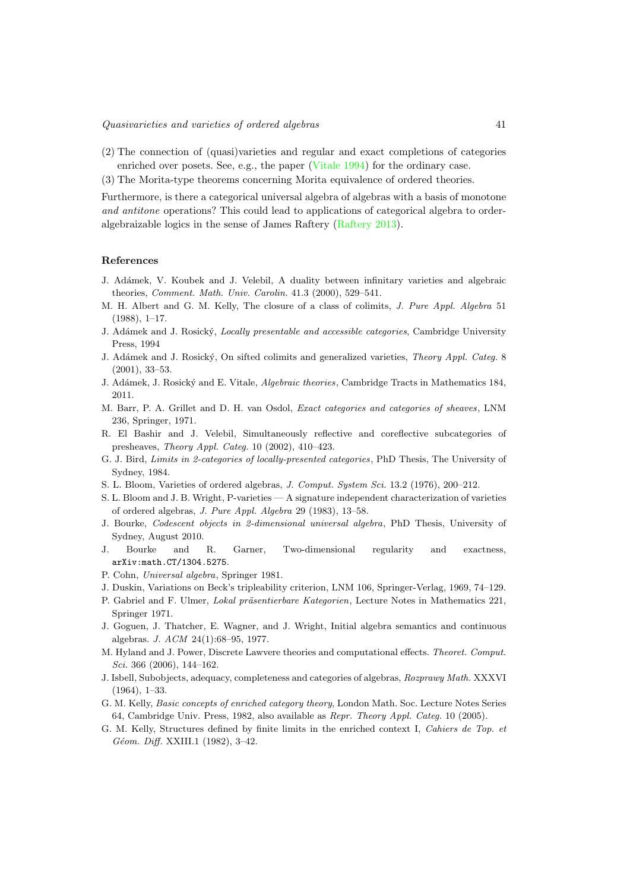(2) The connection of (quasi)varieties and regular and exact completions of categories enriched over posets. See, e.g., the paper (Vitale 1994) for the ordinary case.

(3) The Morita-type theorems concerning Morita equivalence of ordered theories.

Furthermore, is there a categorical universal algebra of algebras with a basis of monotone *and antitone* operations? This could lead to applications of categorical algebra to order-algebraizable logics in the sense of James Raftery (Raftery 2013).

### References

J. Adámek, V. Koubek and J. Velebil, A duality between infinitary varieties and algebraic theories, *Comment. Math. Univ. Carolin.* 41.3 (2000), 529–541.

M. H. Albert and G. M. Kelly, The closure of a class of colimits, *J. Pure Appl. Algebra* 51 (1988), 1–17.

J. Adámek and J. Rosický, *Locally presentable and accessible categories*, Cambridge University Press, 1994

J. Adámek and J. Rosický, On sifted colimits and generalized varieties, *Theory Appl. Categ.* 8 (2001), 33–53.

J. Adámek, J. Rosický and E. Vitale, *Algebraic theories*, Cambridge Tracts in Mathematics 184, 2011.

M. Barr, P. A. Grillet and D. H. van Osdol, *Exact categories and categories of sheaves*, LNM 236, Springer, 1971.

R. El Bashir and J. Velebil, Simultaneously reflective and coreflective subcategories of presheaves, *Theory Appl. Categ.* 10 (2002), 410–423.

G. J. Bird, *Limits in 2-categories of locally-presented categories*, PhD Thesis, The University of Sydney, 1984.

S. L. Bloom, Varieties of ordered algebras, *J. Comput. System Sci.* 13.2 (1976), 200–212.

S. L. Bloom and J. B. Wright, P-varieties — A signature independent characterization of varieties of ordered algebras, *J. Pure Appl. Algebra* 29 (1983), 13–58.

J. Bourke, *Codescent objects in 2-dimensional universal algebra*, PhD Thesis, University of Sydney, August 2010.

J. Bourke and R. Garner, Two-dimensional regularity and exactness, arXiv:math.CT/1304.5275.

P. Cohn, *Universal algebra*, Springer 1981.

J. Duskin, Variations on Beck's tripleability criterion, LNM 106, Springer-Verlag, 1969, 74–129.

P. Gabriel and F. Ulmer, *Lokal präsentierbare Kategorien*, Lecture Notes in Mathematics 221, Springer 1971.

J. Goguen, J. Thatcher, E. Wagner, and J. Wright, Initial algebra semantics and continuous algebras. *J. ACM* 24(1):68–95, 1977.

M. Hyland and J. Power, Discrete Lawvere theories and computational effects. *Theoret. Comput. Sci.* 366 (2006), 144–162.

J. Isbell, Subobjects, adequacy, completeness and categories of algebras, *Rozprawy Math.* XXXVI (1964), 1–33.

G. M. Kelly, *Basic concepts of enriched category theory*, London Math. Soc. Lecture Notes Series 64, Cambridge Univ. Press, 1982, also available as *Repr. Theory Appl. Categ.* 10 (2005).

G. M. Kelly, Structures defined by finite limits in the enriched context I, *Cahiers de Top. et Géom. Diff.* XXIII.1 (1982), 3–42.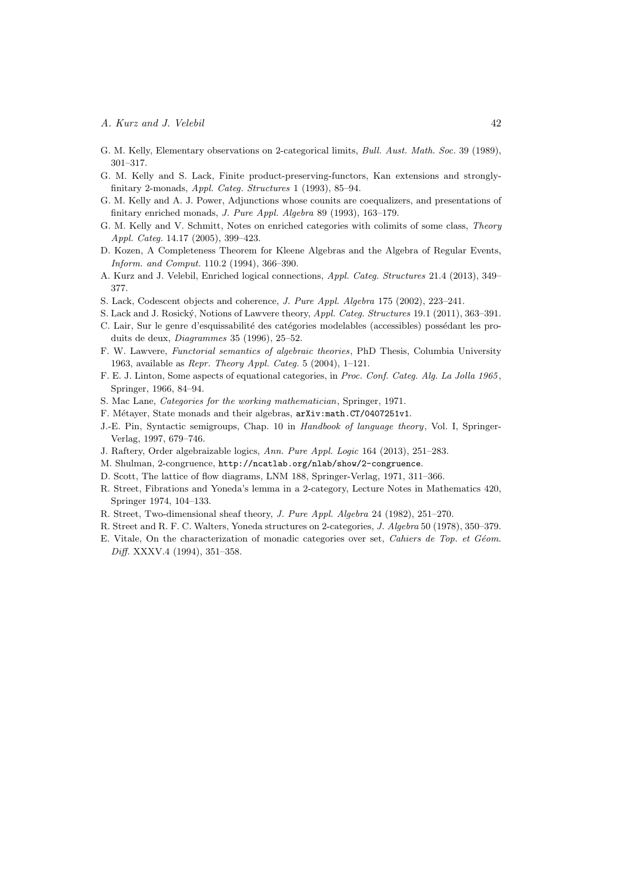G. M. Kelly, Elementary observations on 2-categorical limits, *Bull. Aust. Math. Soc.* 39 (1989), 301–317.

G. M. Kelly and S. Lack, Finite product-preserving-functors, Kan extensions and strongly-finitary 2-monads, *Appl. Categ. Structures* 1 (1993), 85–94.

G. M. Kelly and A. J. Power, Adjunctions whose counits are coequalizers, and presentations of finitary enriched monads, *J. Pure Appl. Algebra* 89 (1993), 163–179.

G. M. Kelly and V. Schmitt, Notes on enriched categories with colimits of some class, *Theory Appl. Categ.* 14.17 (2005), 399–423.

D. Kozen, A Completeness Theorem for Kleene Algebras and the Algebra of Regular Events, *Inform. and Comput.* 110.2 (1994), 366–390.

A. Kurz and J. Velebil, Enriched logical connections, *Appl. Categ. Structures* 21.4 (2013), 349–377.

S. Lack, Codescent objects and coherence, *J. Pure Appl. Algebra* 175 (2002), 223–241.

S. Lack and J. Rosický, Notions of Lawvere theory, *Appl. Categ. Structures* 19.1 (2011), 363–391.

C. Lair, Sur le genre d'esquissabilité des catégories modelables (accessibles) possédant les produits de deux, *Diagrammes* 35 (1996), 25–52.

F. W. Lawvere, *Functorial semantics of algebraic theories*, PhD Thesis, Columbia University 1963, available as *Repr. Theory Appl. Categ.* 5 (2004), 1–121.

F. E. J. Linton, Some aspects of equational categories, in *Proc. Conf. Categ. Alg. La Jolla 1965*, Springer, 1966, 84–94.

S. Mac Lane, *Categories for the working mathematician*, Springer, 1971.

F. Métayer, State monads and their algebras, `arXiv:math.CT/0407251v1`.

J.-E. Pin, Syntactic semigroups, Chap. 10 in *Handbook of language theory*, Vol. I, Springer-Verlag, 1997, 679–746.

J. Raftery, Order algebraizable logics, *Ann. Pure Appl. Logic* 164 (2013), 251–283.

M. Shulman, 2-congruence, `http://ncatlab.org/nlab/show/2-congruence`.

D. Scott, The lattice of flow diagrams, LNM 188, Springer-Verlag, 1971, 311–366.

R. Street, Fibrations and Yoneda's lemma in a 2-category, Lecture Notes in Mathematics 420, Springer 1974, 104–133.

R. Street, Two-dimensional sheaf theory, *J. Pure Appl. Algebra* 24 (1982), 251–270.

R. Street and R. F. C. Walters, Yoneda structures on 2-categories, *J. Algebra* 50 (1978), 350–379.

E. Vitale, On the characterization of monadic categories over set, *Cahiers de Top. et Géom. Diff.* XXXV.4 (1994), 351–358.